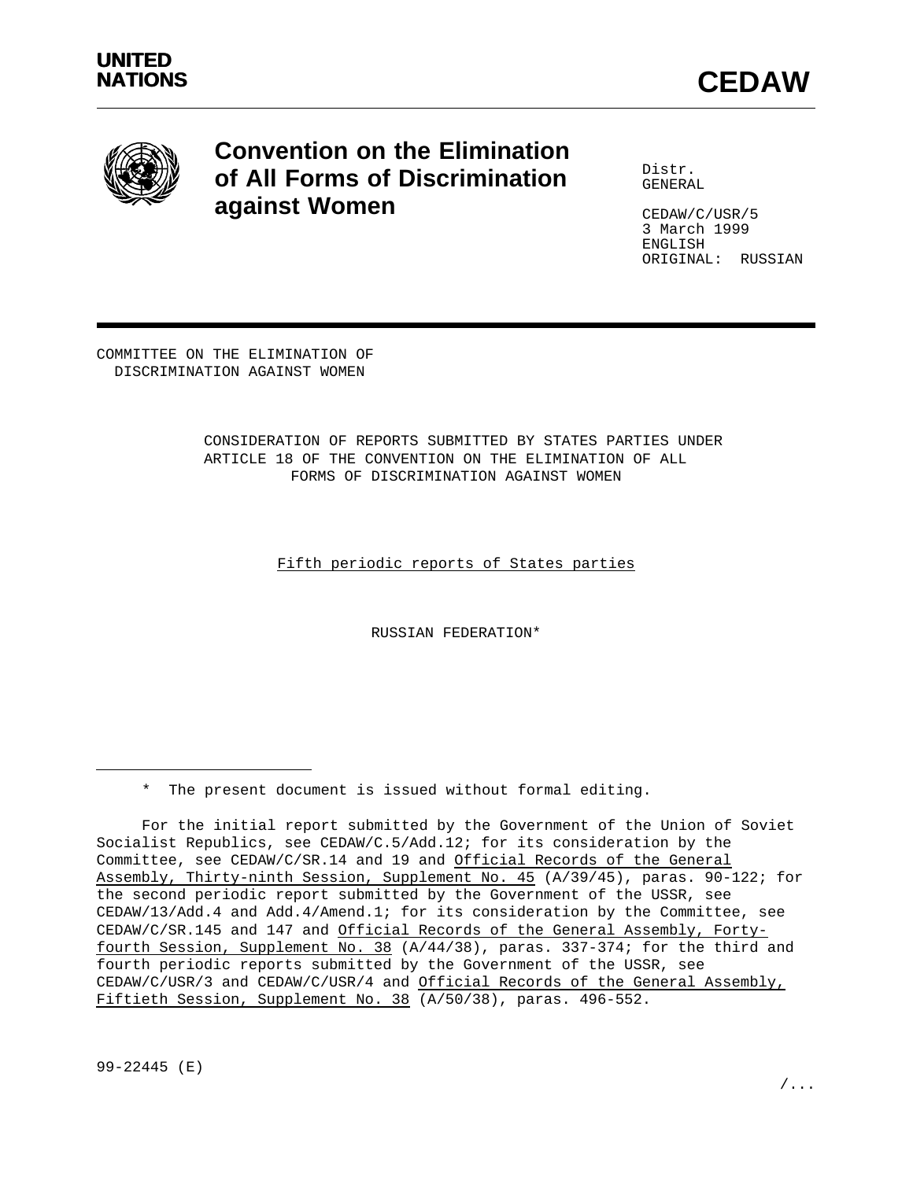UNITED NATIONS

# CEDAW

## Convention on the Elimination of All Forms of Discrimination against Women

Distr.
GENERAL

CEDAW/C/USR/5
3 March 1999
ENGLISH
ORIGINAL: RUSSIAN

COMMITTEE ON THE ELIMINATION OF DISCRIMINATION AGAINST WOMEN

CONSIDERATION OF REPORTS SUBMITTED BY STATES PARTIES UNDER ARTICLE 18 OF THE CONVENTION ON THE ELIMINATION OF ALL FORMS OF DISCRIMINATION AGAINST WOMEN

Fifth periodic reports of States parties

RUSSIAN FEDERATION*

---

\* The present document is issued without formal editing.

For the initial report submitted by the Government of the Union of Soviet Socialist Republics, see CEDAW/C.5/Add.12; for its consideration by the Committee, see CEDAW/C/SR.14 and 19 and Official Records of the General Assembly, Thirty-ninth Session, Supplement No. 45 (A/39/45), paras. 90-122; for the second periodic report submitted by the Government of the USSR, see CEDAW/13/Add.4 and Add.4/Amend.1; for its consideration by the Committee, see CEDAW/C/SR.145 and 147 and Official Records of the General Assembly, Forty-fourth Session, Supplement No. 38 (A/44/38), paras. 337-374; for the third and fourth periodic reports submitted by the Government of the USSR, see CEDAW/C/USR/3 and CEDAW/C/USR/4 and Official Records of the General Assembly, Fiftieth Session, Supplement No. 38 (A/50/38), paras. 496-552.

99-22445 (E)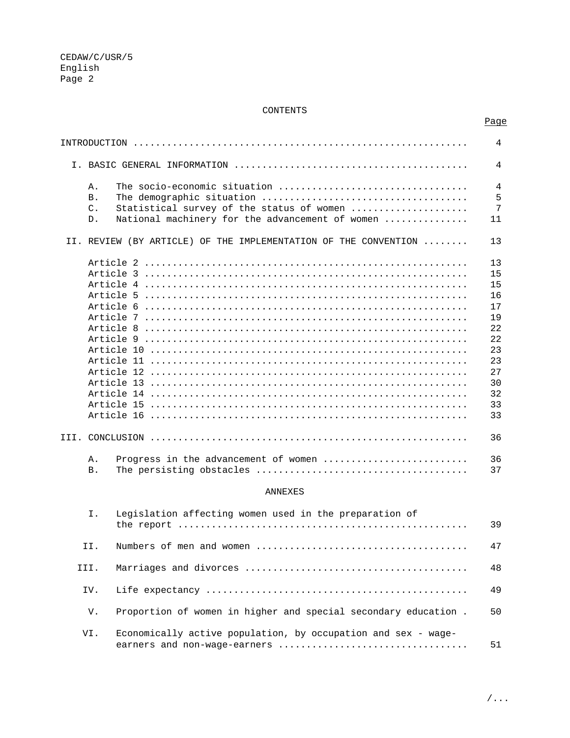# CONTENTS

| | | Page |
|---|---|---|
| INTRODUCTION | | 4 |
| I. BASIC GENERAL INFORMATION | | 4 |
| A. | The socio-economic situation | 4 |
| B. | The demographic situation | 5 |
| C. | Statistical survey of the status of women | 7 |
| D. | National machinery for the advancement of women | 11 |
| II. REVIEW (BY ARTICLE) OF THE IMPLEMENTATION OF THE CONVENTION | | 13 |
| | Article 2 | 13 |
| | Article 3 | 15 |
| | Article 4 | 15 |
| | Article 5 | 16 |
| | Article 6 | 17 |
| | Article 7 | 19 |
| | Article 8 | 22 |
| | Article 9 | 22 |
| | Article 10 | 23 |
| | Article 11 | 23 |
| | Article 12 | 27 |
| | Article 13 | 30 |
| | Article 14 | 32 |
| | Article 15 | 33 |
| | Article 16 | 33 |
| III. CONCLUSION | | 36 |
| A. | Progress in the advancement of women | 36 |
| B. | The persisting obstacles | 37 |

## ANNEXES

| | | |
|---|---|---|
| I. | Legislation affecting women used in the preparation of the report | 39 |
| II. | Numbers of men and women | 47 |
| III. | Marriages and divorces | 48 |
| IV. | Life expectancy | 49 |
| V. | Proportion of women in higher and special secondary education | 50 |
| VI. | Economically active population, by occupation and sex - wage-earners and non-wage-earners | 51 |

/...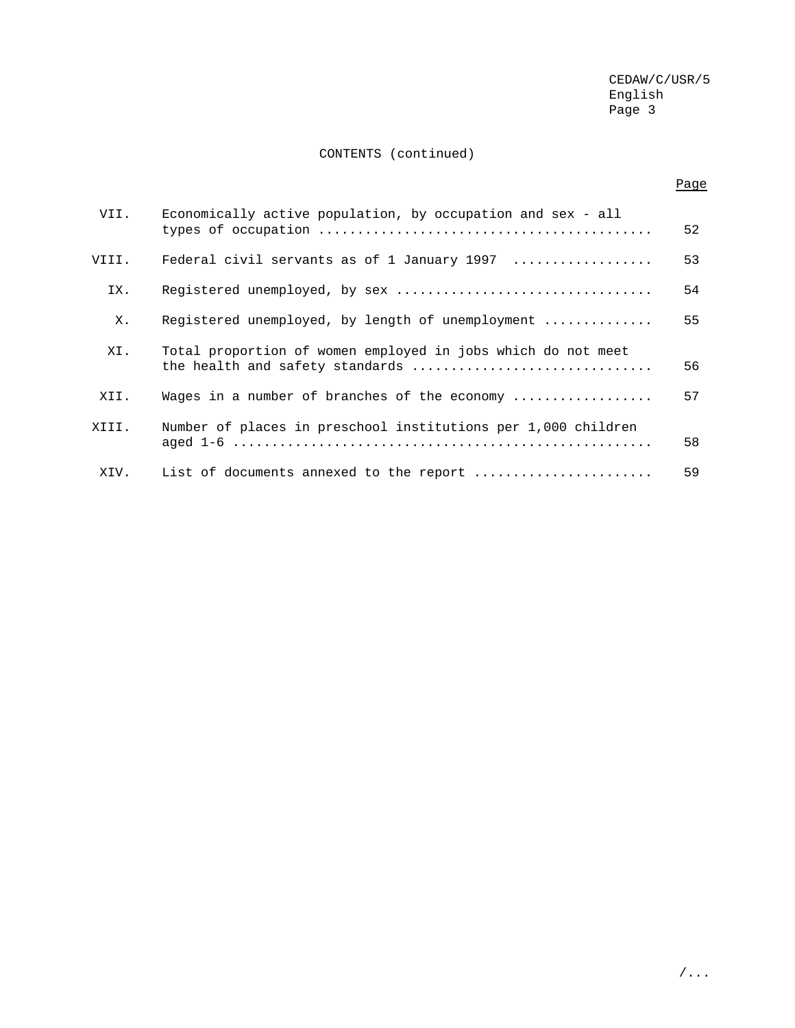CONTENTS (continued)

| | | Page |
|---|---|---|
| VII. | Economically active population, by occupation and sex - all types of occupation | 52 |
| VIII. | Federal civil servants as of 1 January 1997 | 53 |
| IX. | Registered unemployed, by sex | 54 |
| X. | Registered unemployed, by length of unemployment | 55 |
| XI. | Total proportion of women employed in jobs which do not meet the health and safety standards | 56 |
| XII. | Wages in a number of branches of the economy | 57 |
| XIII. | Number of places in preschool institutions per 1,000 children aged 1-6 | 58 |
| XIV. | List of documents annexed to the report | 59 |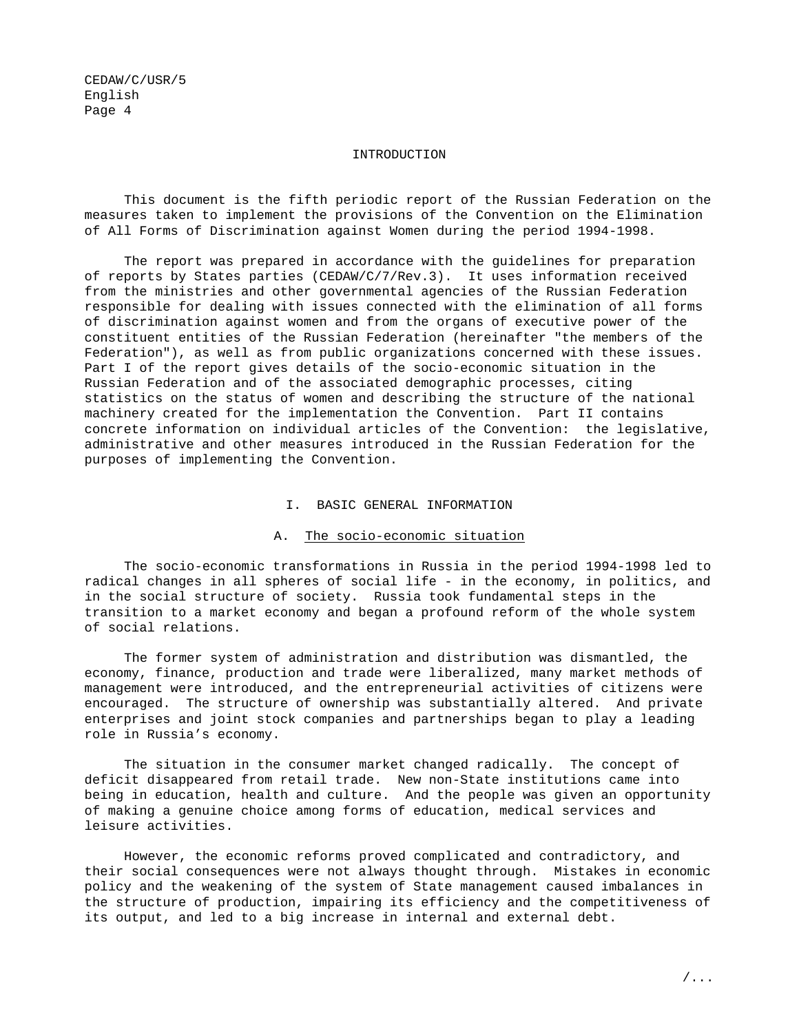# INTRODUCTION

This document is the fifth periodic report of the Russian Federation on the measures taken to implement the provisions of the Convention on the Elimination of All Forms of Discrimination against Women during the period 1994-1998.

The report was prepared in accordance with the guidelines for preparation of reports by States parties (CEDAW/C/7/Rev.3). It uses information received from the ministries and other governmental agencies of the Russian Federation responsible for dealing with issues connected with the elimination of all forms of discrimination against women and from the organs of executive power of the constituent entities of the Russian Federation (hereinafter "the members of the Federation"), as well as from public organizations concerned with these issues. Part I of the report gives details of the socio-economic situation in the Russian Federation and of the associated demographic processes, citing statistics on the status of women and describing the structure of the national machinery created for the implementation the Convention. Part II contains concrete information on individual articles of the Convention: the legislative, administrative and other measures introduced in the Russian Federation for the purposes of implementing the Convention.

# I. BASIC GENERAL INFORMATION

## A. The socio-economic situation

The socio-economic transformations in Russia in the period 1994-1998 led to radical changes in all spheres of social life - in the economy, in politics, and in the social structure of society. Russia took fundamental steps in the transition to a market economy and began a profound reform of the whole system of social relations.

The former system of administration and distribution was dismantled, the economy, finance, production and trade were liberalized, many market methods of management were introduced, and the entrepreneurial activities of citizens were encouraged. The structure of ownership was substantially altered. And private enterprises and joint stock companies and partnerships began to play a leading role in Russia's economy.

The situation in the consumer market changed radically. The concept of deficit disappeared from retail trade. New non-State institutions came into being in education, health and culture. And the people was given an opportunity of making a genuine choice among forms of education, medical services and leisure activities.

However, the economic reforms proved complicated and contradictory, and their social consequences were not always thought through. Mistakes in economic policy and the weakening of the system of State management caused imbalances in the structure of production, impairing its efficiency and the competitiveness of its output, and led to a big increase in internal and external debt.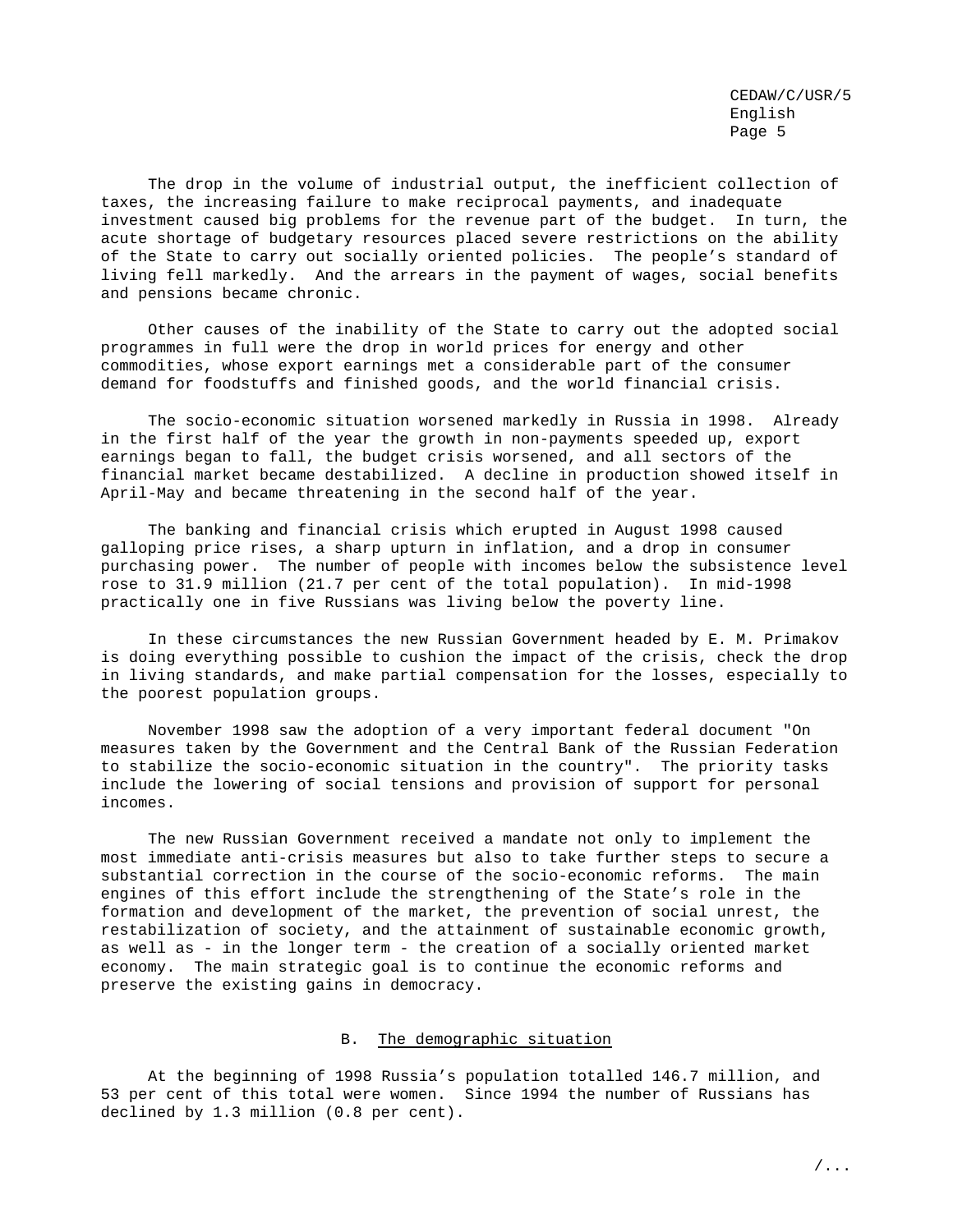The drop in the volume of industrial output, the inefficient collection of taxes, the increasing failure to make reciprocal payments, and inadequate investment caused big problems for the revenue part of the budget. In turn, the acute shortage of budgetary resources placed severe restrictions on the ability of the State to carry out socially oriented policies. The people's standard of living fell markedly. And the arrears in the payment of wages, social benefits and pensions became chronic.

Other causes of the inability of the State to carry out the adopted social programmes in full were the drop in world prices for energy and other commodities, whose export earnings met a considerable part of the consumer demand for foodstuffs and finished goods, and the world financial crisis.

The socio-economic situation worsened markedly in Russia in 1998. Already in the first half of the year the growth in non-payments speeded up, export earnings began to fall, the budget crisis worsened, and all sectors of the financial market became destabilized. A decline in production showed itself in April-May and became threatening in the second half of the year.

The banking and financial crisis which erupted in August 1998 caused galloping price rises, a sharp upturn in inflation, and a drop in consumer purchasing power. The number of people with incomes below the subsistence level rose to 31.9 million (21.7 per cent of the total population). In mid-1998 practically one in five Russians was living below the poverty line.

In these circumstances the new Russian Government headed by E. M. Primakov is doing everything possible to cushion the impact of the crisis, check the drop in living standards, and make partial compensation for the losses, especially to the poorest population groups.

November 1998 saw the adoption of a very important federal document "On measures taken by the Government and the Central Bank of the Russian Federation to stabilize the socio-economic situation in the country". The priority tasks include the lowering of social tensions and provision of support for personal incomes.

The new Russian Government received a mandate not only to implement the most immediate anti-crisis measures but also to take further steps to secure a substantial correction in the course of the socio-economic reforms. The main engines of this effort include the strengthening of the State's role in the formation and development of the market, the prevention of social unrest, the restabilization of society, and the attainment of sustainable economic growth, as well as - in the longer term - the creation of a socially oriented market economy. The main strategic goal is to continue the economic reforms and preserve the existing gains in democracy.

## B. The demographic situation

At the beginning of 1998 Russia's population totalled 146.7 million, and 53 per cent of this total were women. Since 1994 the number of Russians has declined by 1.3 million (0.8 per cent).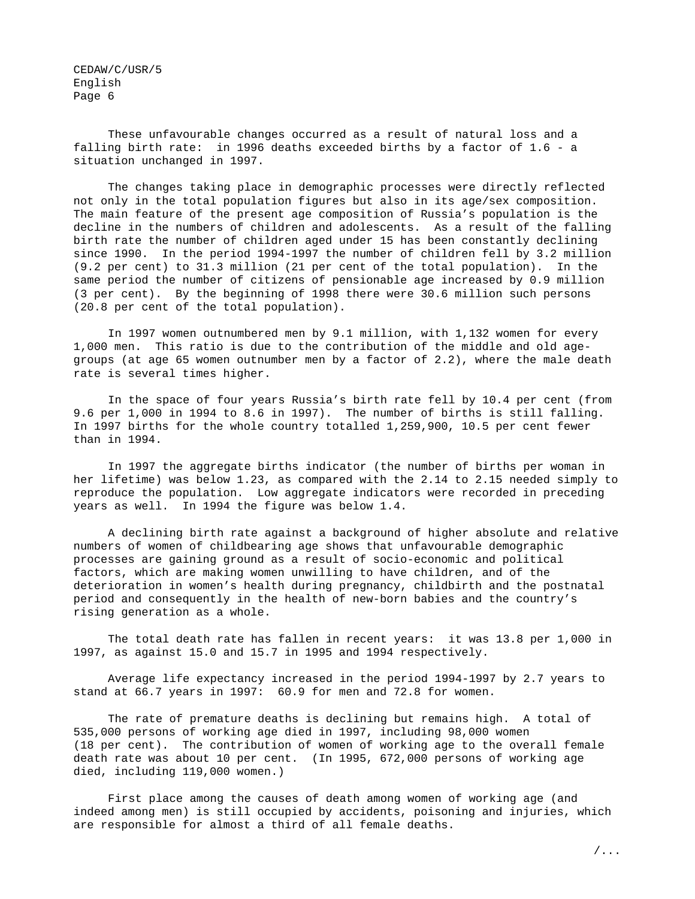These unfavourable changes occurred as a result of natural loss and a falling birth rate: in 1996 deaths exceeded births by a factor of 1.6 - a situation unchanged in 1997.

The changes taking place in demographic processes were directly reflected not only in the total population figures but also in its age/sex composition. The main feature of the present age composition of Russia's population is the decline in the numbers of children and adolescents. As a result of the falling birth rate the number of children aged under 15 has been constantly declining since 1990. In the period 1994-1997 the number of children fell by 3.2 million (9.2 per cent) to 31.3 million (21 per cent of the total population). In the same period the number of citizens of pensionable age increased by 0.9 million (3 per cent). By the beginning of 1998 there were 30.6 million such persons (20.8 per cent of the total population).

In 1997 women outnumbered men by 9.1 million, with 1,132 women for every 1,000 men. This ratio is due to the contribution of the middle and old age-groups (at age 65 women outnumber men by a factor of 2.2), where the male death rate is several times higher.

In the space of four years Russia's birth rate fell by 10.4 per cent (from 9.6 per 1,000 in 1994 to 8.6 in 1997). The number of births is still falling. In 1997 births for the whole country totalled 1,259,900, 10.5 per cent fewer than in 1994.

In 1997 the aggregate births indicator (the number of births per woman in her lifetime) was below 1.23, as compared with the 2.14 to 2.15 needed simply to reproduce the population. Low aggregate indicators were recorded in preceding years as well. In 1994 the figure was below 1.4.

A declining birth rate against a background of higher absolute and relative numbers of women of childbearing age shows that unfavourable demographic processes are gaining ground as a result of socio-economic and political factors, which are making women unwilling to have children, and of the deterioration in women's health during pregnancy, childbirth and the postnatal period and consequently in the health of new-born babies and the country's rising generation as a whole.

The total death rate has fallen in recent years: it was 13.8 per 1,000 in 1997, as against 15.0 and 15.7 in 1995 and 1994 respectively.

Average life expectancy increased in the period 1994-1997 by 2.7 years to stand at 66.7 years in 1997: 60.9 for men and 72.8 for women.

The rate of premature deaths is declining but remains high. A total of 535,000 persons of working age died in 1997, including 98,000 women (18 per cent). The contribution of women of working age to the overall female death rate was about 10 per cent. (In 1995, 672,000 persons of working age died, including 119,000 women.)

First place among the causes of death among women of working age (and indeed among men) is still occupied by accidents, poisoning and injuries, which are responsible for almost a third of all female deaths.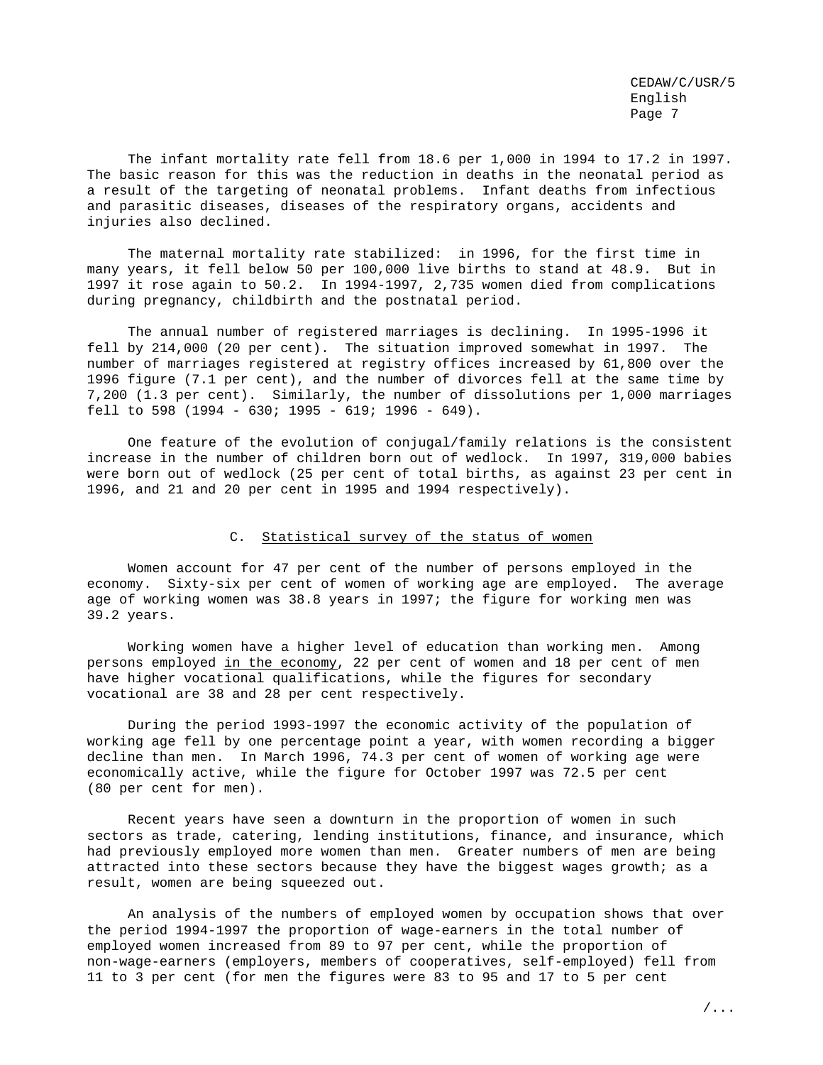The infant mortality rate fell from 18.6 per 1,000 in 1994 to 17.2 in 1997. The basic reason for this was the reduction in deaths in the neonatal period as a result of the targeting of neonatal problems. Infant deaths from infectious and parasitic diseases, diseases of the respiratory organs, accidents and injuries also declined.

The maternal mortality rate stabilized: in 1996, for the first time in many years, it fell below 50 per 100,000 live births to stand at 48.9. But in 1997 it rose again to 50.2. In 1994-1997, 2,735 women died from complications during pregnancy, childbirth and the postnatal period.

The annual number of registered marriages is declining. In 1995-1996 it fell by 214,000 (20 per cent). The situation improved somewhat in 1997. The number of marriages registered at registry offices increased by 61,800 over the 1996 figure (7.1 per cent), and the number of divorces fell at the same time by 7,200 (1.3 per cent). Similarly, the number of dissolutions per 1,000 marriages fell to 598 (1994 - 630; 1995 - 619; 1996 - 649).

One feature of the evolution of conjugal/family relations is the consistent increase in the number of children born out of wedlock. In 1997, 319,000 babies were born out of wedlock (25 per cent of total births, as against 23 per cent in 1996, and 21 and 20 per cent in 1995 and 1994 respectively).

## C. Statistical survey of the status of women

Women account for 47 per cent of the number of persons employed in the economy. Sixty-six per cent of women of working age are employed. The average age of working women was 38.8 years in 1997; the figure for working men was 39.2 years.

Working women have a higher level of education than working men. Among persons employed in the economy, 22 per cent of women and 18 per cent of men have higher vocational qualifications, while the figures for secondary vocational are 38 and 28 per cent respectively.

During the period 1993-1997 the economic activity of the population of working age fell by one percentage point a year, with women recording a bigger decline than men. In March 1996, 74.3 per cent of women of working age were economically active, while the figure for October 1997 was 72.5 per cent (80 per cent for men).

Recent years have seen a downturn in the proportion of women in such sectors as trade, catering, lending institutions, finance, and insurance, which had previously employed more women than men. Greater numbers of men are being attracted into these sectors because they have the biggest wages growth; as a result, women are being squeezed out.

An analysis of the numbers of employed women by occupation shows that over the period 1994-1997 the proportion of wage-earners in the total number of employed women increased from 89 to 97 per cent, while the proportion of non-wage-earners (employers, members of cooperatives, self-employed) fell from 11 to 3 per cent (for men the figures were 83 to 95 and 17 to 5 per cent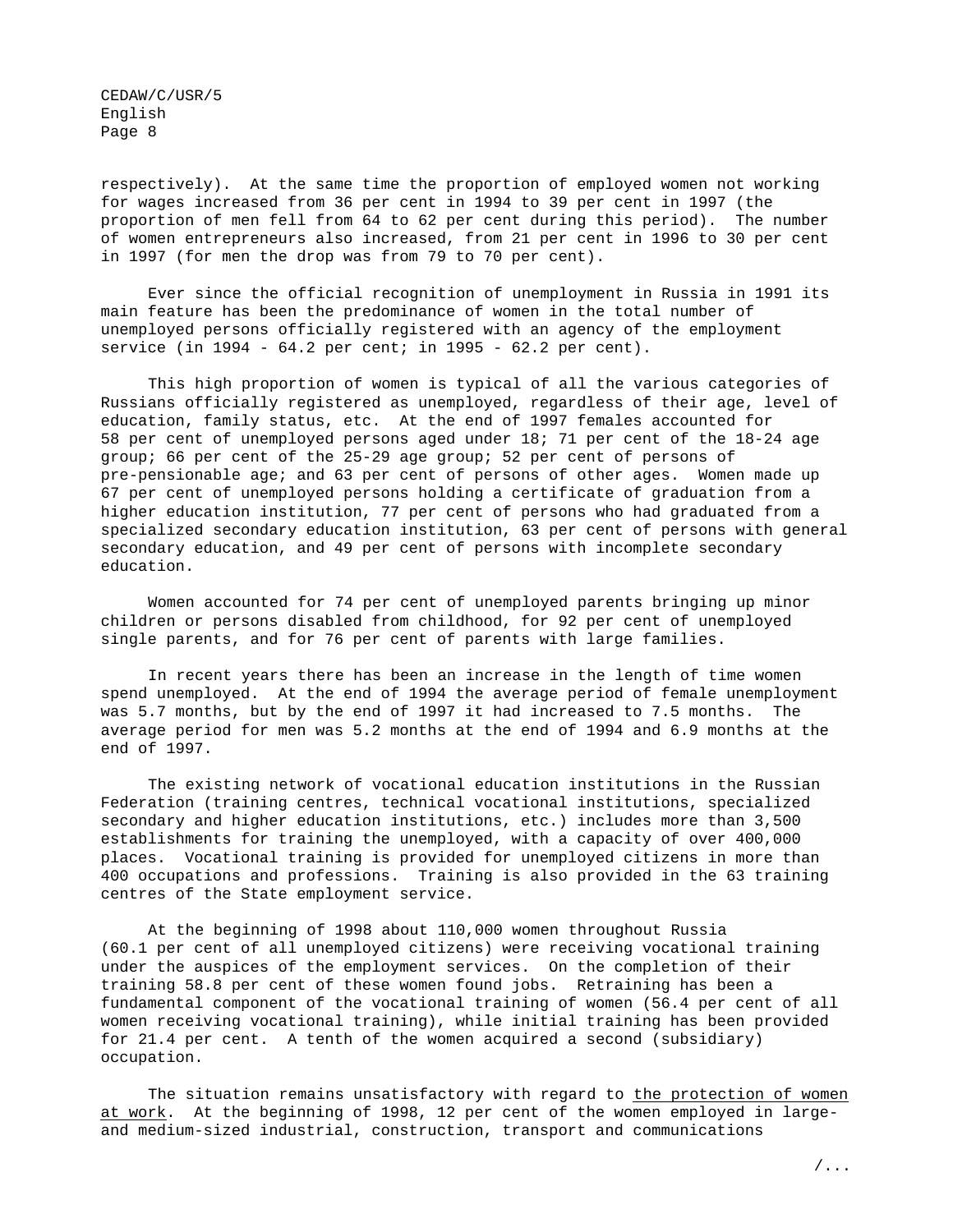respectively). At the same time the proportion of employed women not working for wages increased from 36 per cent in 1994 to 39 per cent in 1997 (the proportion of men fell from 64 to 62 per cent during this period). The number of women entrepreneurs also increased, from 21 per cent in 1996 to 30 per cent in 1997 (for men the drop was from 79 to 70 per cent).

Ever since the official recognition of unemployment in Russia in 1991 its main feature has been the predominance of women in the total number of unemployed persons officially registered with an agency of the employment service (in 1994 - 64.2 per cent; in 1995 - 62.2 per cent).

This high proportion of women is typical of all the various categories of Russians officially registered as unemployed, regardless of their age, level of education, family status, etc. At the end of 1997 females accounted for 58 per cent of unemployed persons aged under 18; 71 per cent of the 18-24 age group; 66 per cent of the 25-29 age group; 52 per cent of persons of pre-pensionable age; and 63 per cent of persons of other ages. Women made up 67 per cent of unemployed persons holding a certificate of graduation from a higher education institution, 77 per cent of persons who had graduated from a specialized secondary education institution, 63 per cent of persons with general secondary education, and 49 per cent of persons with incomplete secondary education.

Women accounted for 74 per cent of unemployed parents bringing up minor children or persons disabled from childhood, for 92 per cent of unemployed single parents, and for 76 per cent of parents with large families.

In recent years there has been an increase in the length of time women spend unemployed. At the end of 1994 the average period of female unemployment was 5.7 months, but by the end of 1997 it had increased to 7.5 months. The average period for men was 5.2 months at the end of 1994 and 6.9 months at the end of 1997.

The existing network of vocational education institutions in the Russian Federation (training centres, technical vocational institutions, specialized secondary and higher education institutions, etc.) includes more than 3,500 establishments for training the unemployed, with a capacity of over 400,000 places. Vocational training is provided for unemployed citizens in more than 400 occupations and professions. Training is also provided in the 63 training centres of the State employment service.

At the beginning of 1998 about 110,000 women throughout Russia (60.1 per cent of all unemployed citizens) were receiving vocational training under the auspices of the employment services. On the completion of their training 58.8 per cent of these women found jobs. Retraining has been a fundamental component of the vocational training of women (56.4 per cent of all women receiving vocational training), while initial training has been provided for 21.4 per cent. A tenth of the women acquired a second (subsidiary) occupation.

The situation remains unsatisfactory with regard to <u>the protection of women at work</u>. At the beginning of 1998, 12 per cent of the women employed in large- and medium-sized industrial, construction, transport and communications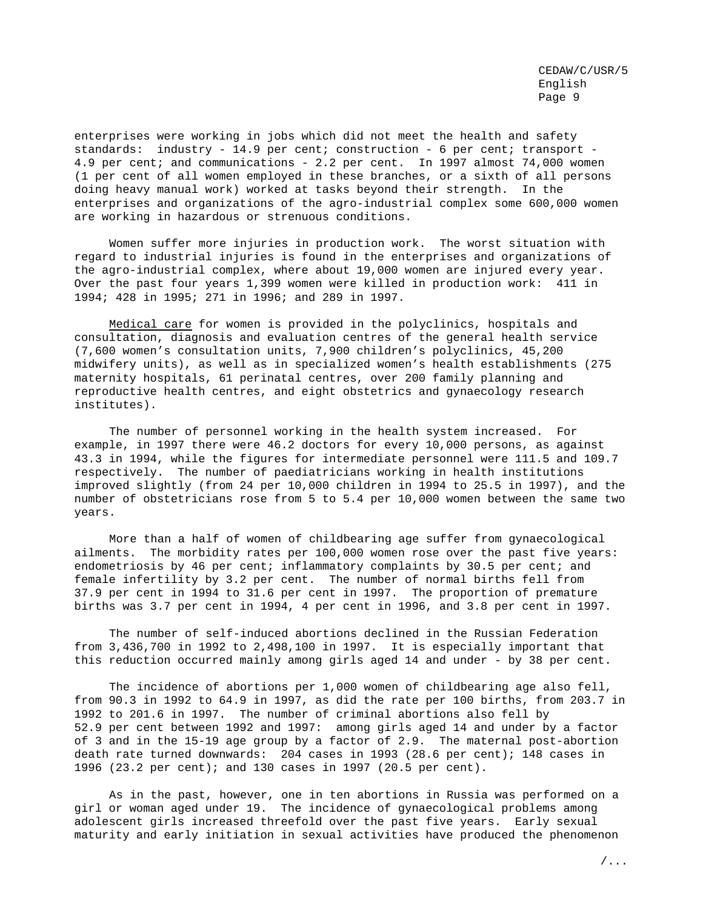enterprises were working in jobs which did not meet the health and safety standards: industry - 14.9 per cent; construction - 6 per cent; transport - 4.9 per cent; and communications - 2.2 per cent. In 1997 almost 74,000 women (1 per cent of all women employed in these branches, or a sixth of all persons doing heavy manual work) worked at tasks beyond their strength. In the enterprises and organizations of the agro-industrial complex some 600,000 women are working in hazardous or strenuous conditions.

Women suffer more injuries in production work. The worst situation with regard to industrial injuries is found in the enterprises and organizations of the agro-industrial complex, where about 19,000 women are injured every year. Over the past four years 1,399 women were killed in production work: 411 in 1994; 428 in 1995; 271 in 1996; and 289 in 1997.

Medical care for women is provided in the polyclinics, hospitals and consultation, diagnosis and evaluation centres of the general health service (7,600 women's consultation units, 7,900 children's polyclinics, 45,200 midwifery units), as well as in specialized women's health establishments (275 maternity hospitals, 61 perinatal centres, over 200 family planning and reproductive health centres, and eight obstetrics and gynaecology research institutes).

The number of personnel working in the health system increased. For example, in 1997 there were 46.2 doctors for every 10,000 persons, as against 43.3 in 1994, while the figures for intermediate personnel were 111.5 and 109.7 respectively. The number of paediatricians working in health institutions improved slightly (from 24 per 10,000 children in 1994 to 25.5 in 1997), and the number of obstetricians rose from 5 to 5.4 per 10,000 women between the same two years.

More than a half of women of childbearing age suffer from gynaecological ailments. The morbidity rates per 100,000 women rose over the past five years: endometriosis by 46 per cent; inflammatory complaints by 30.5 per cent; and female infertility by 3.2 per cent. The number of normal births fell from 37.9 per cent in 1994 to 31.6 per cent in 1997. The proportion of premature births was 3.7 per cent in 1994, 4 per cent in 1996, and 3.8 per cent in 1997.

The number of self-induced abortions declined in the Russian Federation from 3,436,700 in 1992 to 2,498,100 in 1997. It is especially important that this reduction occurred mainly among girls aged 14 and under - by 38 per cent.

The incidence of abortions per 1,000 women of childbearing age also fell, from 90.3 in 1992 to 64.9 in 1997, as did the rate per 100 births, from 203.7 in 1992 to 201.6 in 1997. The number of criminal abortions also fell by 52.9 per cent between 1992 and 1997: among girls aged 14 and under by a factor of 3 and in the 15-19 age group by a factor of 2.9. The maternal post-abortion death rate turned downwards: 204 cases in 1993 (28.6 per cent); 148 cases in 1996 (23.2 per cent); and 130 cases in 1997 (20.5 per cent).

As in the past, however, one in ten abortions in Russia was performed on a girl or woman aged under 19. The incidence of gynaecological problems among adolescent girls increased threefold over the past five years. Early sexual maturity and early initiation in sexual activities have produced the phenomenon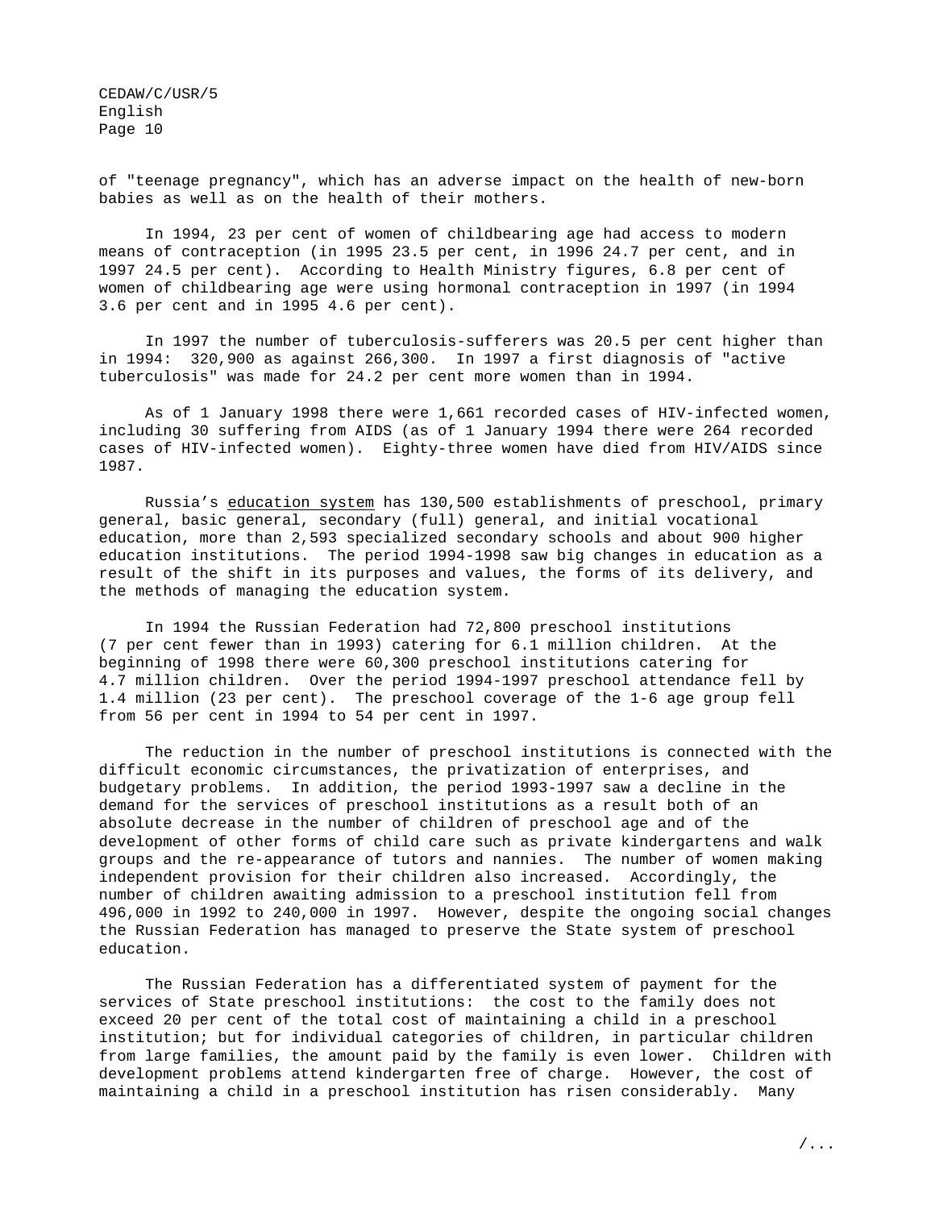of "teenage pregnancy", which has an adverse impact on the health of new-born babies as well as on the health of their mothers.

In 1994, 23 per cent of women of childbearing age had access to modern means of contraception (in 1995 23.5 per cent, in 1996 24.7 per cent, and in 1997 24.5 per cent). According to Health Ministry figures, 6.8 per cent of women of childbearing age were using hormonal contraception in 1997 (in 1994 3.6 per cent and in 1995 4.6 per cent).

In 1997 the number of tuberculosis-sufferers was 20.5 per cent higher than in 1994: 320,900 as against 266,300. In 1997 a first diagnosis of "active tuberculosis" was made for 24.2 per cent more women than in 1994.

As of 1 January 1998 there were 1,661 recorded cases of HIV-infected women, including 30 suffering from AIDS (as of 1 January 1994 there were 264 recorded cases of HIV-infected women). Eighty-three women have died from HIV/AIDS since 1987.

Russia's education system has 130,500 establishments of preschool, primary general, basic general, secondary (full) general, and initial vocational education, more than 2,593 specialized secondary schools and about 900 higher education institutions. The period 1994-1998 saw big changes in education as a result of the shift in its purposes and values, the forms of its delivery, and the methods of managing the education system.

In 1994 the Russian Federation had 72,800 preschool institutions (7 per cent fewer than in 1993) catering for 6.1 million children. At the beginning of 1998 there were 60,300 preschool institutions catering for 4.7 million children. Over the period 1994-1997 preschool attendance fell by 1.4 million (23 per cent). The preschool coverage of the 1-6 age group fell from 56 per cent in 1994 to 54 per cent in 1997.

The reduction in the number of preschool institutions is connected with the difficult economic circumstances, the privatization of enterprises, and budgetary problems. In addition, the period 1993-1997 saw a decline in the demand for the services of preschool institutions as a result both of an absolute decrease in the number of children of preschool age and of the development of other forms of child care such as private kindergartens and walk groups and the re-appearance of tutors and nannies. The number of women making independent provision for their children also increased. Accordingly, the number of children awaiting admission to a preschool institution fell from 496,000 in 1992 to 240,000 in 1997. However, despite the ongoing social changes the Russian Federation has managed to preserve the State system of preschool education.

The Russian Federation has a differentiated system of payment for the services of State preschool institutions: the cost to the family does not exceed 20 per cent of the total cost of maintaining a child in a preschool institution; but for individual categories of children, in particular children from large families, the amount paid by the family is even lower. Children with development problems attend kindergarten free of charge. However, the cost of maintaining a child in a preschool institution has risen considerably. Many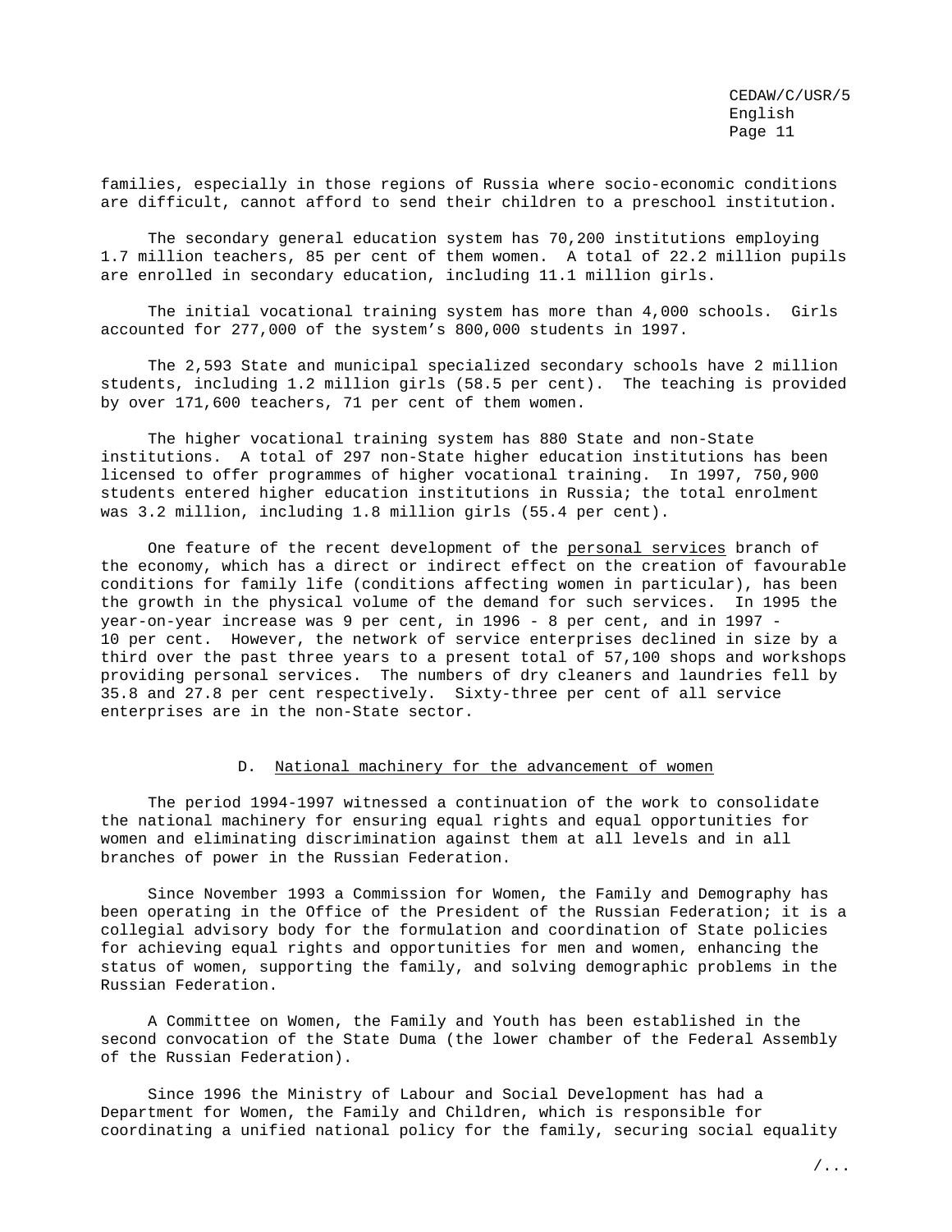families, especially in those regions of Russia where socio-economic conditions are difficult, cannot afford to send their children to a preschool institution.

The secondary general education system has 70,200 institutions employing 1.7 million teachers, 85 per cent of them women. A total of 22.2 million pupils are enrolled in secondary education, including 11.1 million girls.

The initial vocational training system has more than 4,000 schools. Girls accounted for 277,000 of the system's 800,000 students in 1997.

The 2,593 State and municipal specialized secondary schools have 2 million students, including 1.2 million girls (58.5 per cent). The teaching is provided by over 171,600 teachers, 71 per cent of them women.

The higher vocational training system has 880 State and non-State institutions. A total of 297 non-State higher education institutions has been licensed to offer programmes of higher vocational training. In 1997, 750,900 students entered higher education institutions in Russia; the total enrolment was 3.2 million, including 1.8 million girls (55.4 per cent).

One feature of the recent development of the personal services branch of the economy, which has a direct or indirect effect on the creation of favourable conditions for family life (conditions affecting women in particular), has been the growth in the physical volume of the demand for such services. In 1995 the year-on-year increase was 9 per cent, in 1996 - 8 per cent, and in 1997 - 10 per cent. However, the network of service enterprises declined in size by a third over the past three years to a present total of 57,100 shops and workshops providing personal services. The numbers of dry cleaners and laundries fell by 35.8 and 27.8 per cent respectively. Sixty-three per cent of all service enterprises are in the non-State sector.

## D. National machinery for the advancement of women

The period 1994-1997 witnessed a continuation of the work to consolidate the national machinery for ensuring equal rights and equal opportunities for women and eliminating discrimination against them at all levels and in all branches of power in the Russian Federation.

Since November 1993 a Commission for Women, the Family and Demography has been operating in the Office of the President of the Russian Federation; it is a collegial advisory body for the formulation and coordination of State policies for achieving equal rights and opportunities for men and women, enhancing the status of women, supporting the family, and solving demographic problems in the Russian Federation.

A Committee on Women, the Family and Youth has been established in the second convocation of the State Duma (the lower chamber of the Federal Assembly of the Russian Federation).

Since 1996 the Ministry of Labour and Social Development has had a Department for Women, the Family and Children, which is responsible for coordinating a unified national policy for the family, securing social equality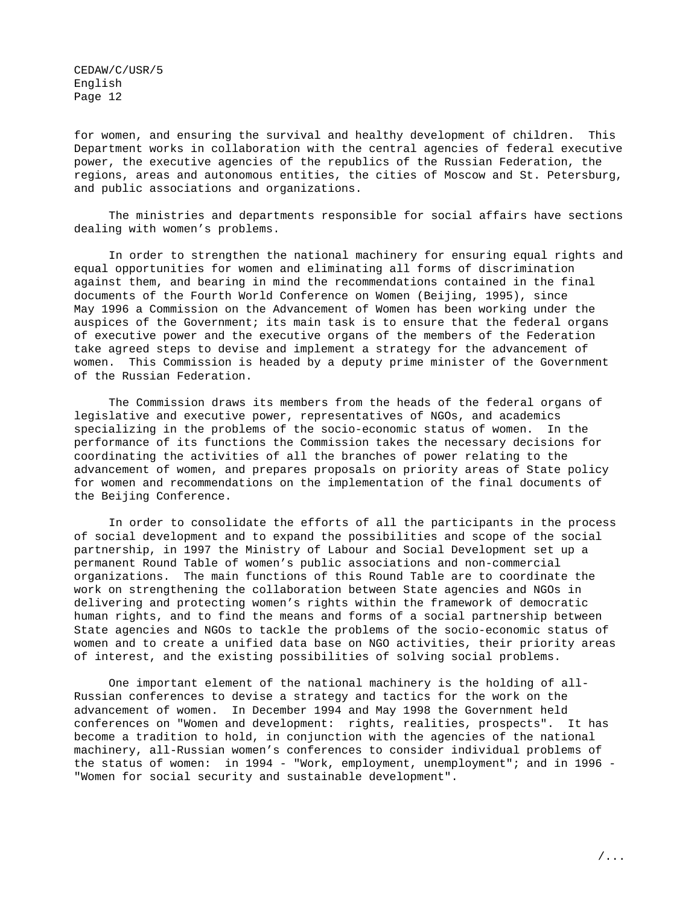for women, and ensuring the survival and healthy development of children. This Department works in collaboration with the central agencies of federal executive power, the executive agencies of the republics of the Russian Federation, the regions, areas and autonomous entities, the cities of Moscow and St. Petersburg, and public associations and organizations.

The ministries and departments responsible for social affairs have sections dealing with women's problems.

In order to strengthen the national machinery for ensuring equal rights and equal opportunities for women and eliminating all forms of discrimination against them, and bearing in mind the recommendations contained in the final documents of the Fourth World Conference on Women (Beijing, 1995), since May 1996 a Commission on the Advancement of Women has been working under the auspices of the Government; its main task is to ensure that the federal organs of executive power and the executive organs of the members of the Federation take agreed steps to devise and implement a strategy for the advancement of women. This Commission is headed by a deputy prime minister of the Government of the Russian Federation.

The Commission draws its members from the heads of the federal organs of legislative and executive power, representatives of NGOs, and academics specializing in the problems of the socio-economic status of women. In the performance of its functions the Commission takes the necessary decisions for coordinating the activities of all the branches of power relating to the advancement of women, and prepares proposals on priority areas of State policy for women and recommendations on the implementation of the final documents of the Beijing Conference.

In order to consolidate the efforts of all the participants in the process of social development and to expand the possibilities and scope of the social partnership, in 1997 the Ministry of Labour and Social Development set up a permanent Round Table of women's public associations and non-commercial organizations. The main functions of this Round Table are to coordinate the work on strengthening the collaboration between State agencies and NGOs in delivering and protecting women's rights within the framework of democratic human rights, and to find the means and forms of a social partnership between State agencies and NGOs to tackle the problems of the socio-economic status of women and to create a unified data base on NGO activities, their priority areas of interest, and the existing possibilities of solving social problems.

One important element of the national machinery is the holding of all-Russian conferences to devise a strategy and tactics for the work on the advancement of women. In December 1994 and May 1998 the Government held conferences on "Women and development: rights, realities, prospects". It has become a tradition to hold, in conjunction with the agencies of the national machinery, all-Russian women's conferences to consider individual problems of the status of women: in 1994 - "Work, employment, unemployment"; and in 1996 - "Women for social security and sustainable development".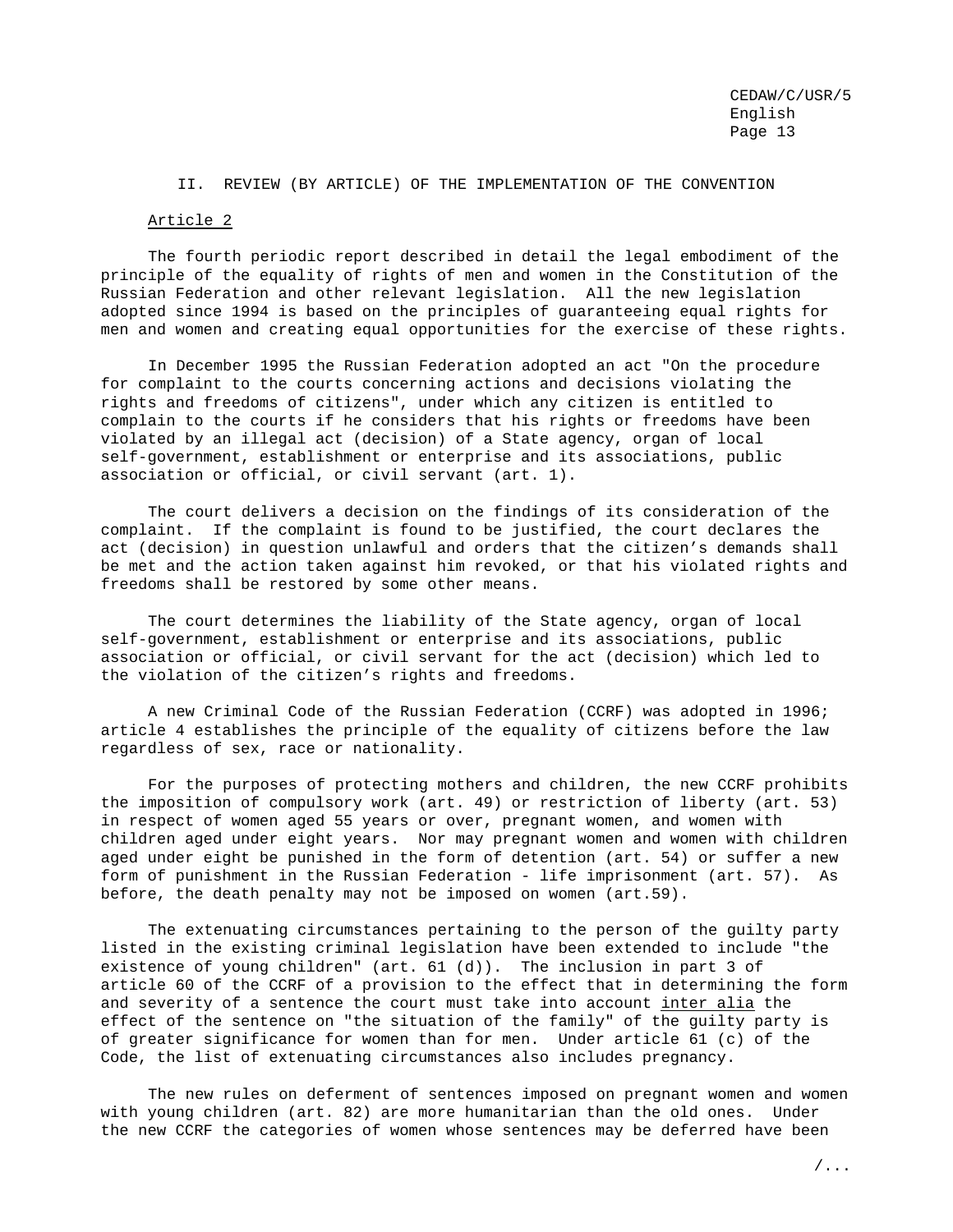## II. REVIEW (BY ARTICLE) OF THE IMPLEMENTATION OF THE CONVENTION

### Article 2

The fourth periodic report described in detail the legal embodiment of the principle of the equality of rights of men and women in the Constitution of the Russian Federation and other relevant legislation. All the new legislation adopted since 1994 is based on the principles of guaranteeing equal rights for men and women and creating equal opportunities for the exercise of these rights.

In December 1995 the Russian Federation adopted an act "On the procedure for complaint to the courts concerning actions and decisions violating the rights and freedoms of citizens", under which any citizen is entitled to complain to the courts if he considers that his rights or freedoms have been violated by an illegal act (decision) of a State agency, organ of local self-government, establishment or enterprise and its associations, public association or official, or civil servant (art. 1).

The court delivers a decision on the findings of its consideration of the complaint. If the complaint is found to be justified, the court declares the act (decision) in question unlawful and orders that the citizen's demands shall be met and the action taken against him revoked, or that his violated rights and freedoms shall be restored by some other means.

The court determines the liability of the State agency, organ of local self-government, establishment or enterprise and its associations, public association or official, or civil servant for the act (decision) which led to the violation of the citizen's rights and freedoms.

A new Criminal Code of the Russian Federation (CCRF) was adopted in 1996; article 4 establishes the principle of the equality of citizens before the law regardless of sex, race or nationality.

For the purposes of protecting mothers and children, the new CCRF prohibits the imposition of compulsory work (art. 49) or restriction of liberty (art. 53) in respect of women aged 55 years or over, pregnant women, and women with children aged under eight years. Nor may pregnant women and women with children aged under eight be punished in the form of detention (art. 54) or suffer a new form of punishment in the Russian Federation - life imprisonment (art. 57). As before, the death penalty may not be imposed on women (art.59).

The extenuating circumstances pertaining to the person of the guilty party listed in the existing criminal legislation have been extended to include "the existence of young children" (art. 61 (d)). The inclusion in part 3 of article 60 of the CCRF of a provision to the effect that in determining the form and severity of a sentence the court must take into account *inter alia* the effect of the sentence on "the situation of the family" of the guilty party is of greater significance for women than for men. Under article 61 (c) of the Code, the list of extenuating circumstances also includes pregnancy.

The new rules on deferment of sentences imposed on pregnant women and women with young children (art. 82) are more humanitarian than the old ones. Under the new CCRF the categories of women whose sentences may be deferred have been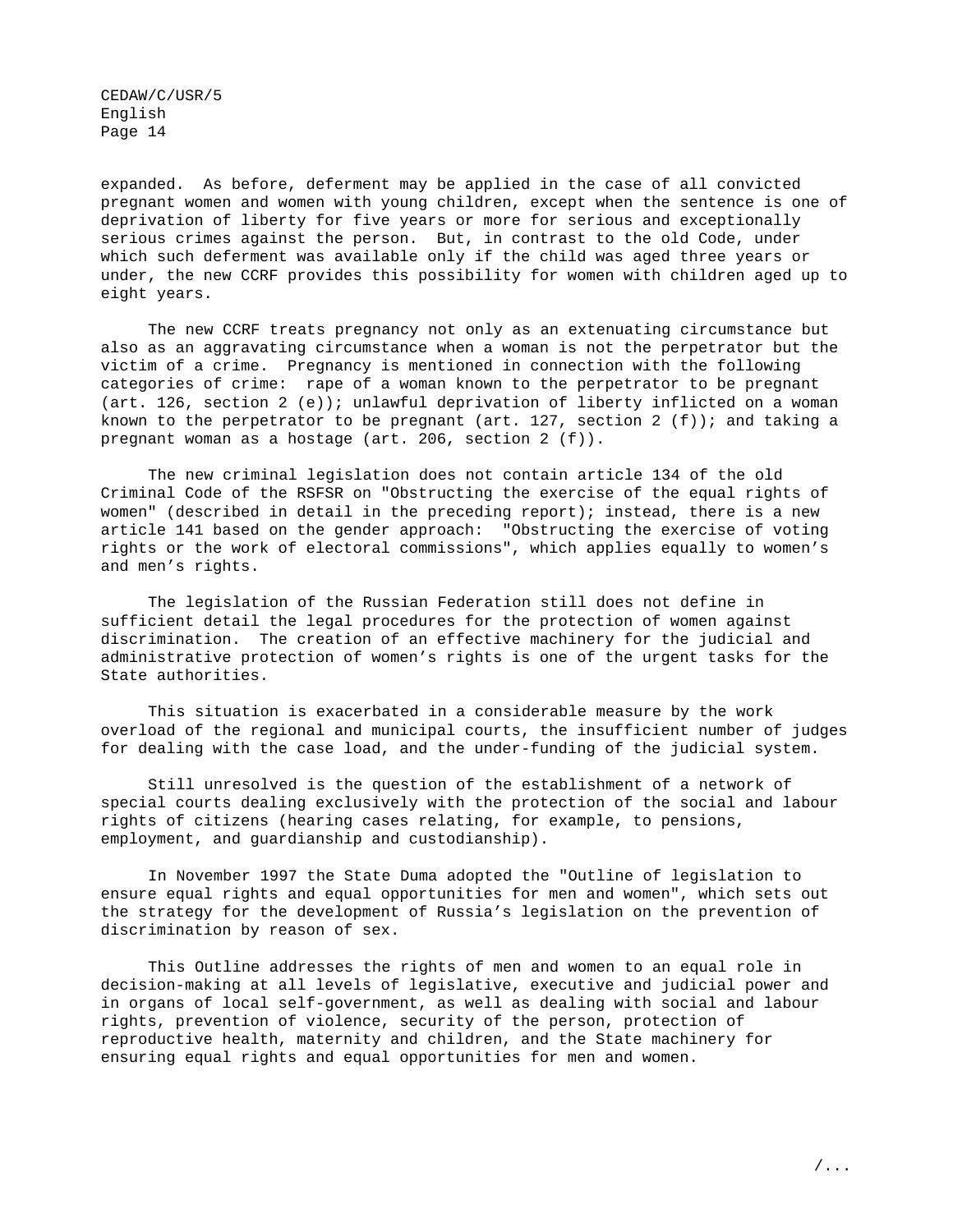expanded. As before, deferment may be applied in the case of all convicted pregnant women and women with young children, except when the sentence is one of deprivation of liberty for five years or more for serious and exceptionally serious crimes against the person. But, in contrast to the old Code, under which such deferment was available only if the child was aged three years or under, the new CCRF provides this possibility for women with children aged up to eight years.

The new CCRF treats pregnancy not only as an extenuating circumstance but also as an aggravating circumstance when a woman is not the perpetrator but the victim of a crime. Pregnancy is mentioned in connection with the following categories of crime: rape of a woman known to the perpetrator to be pregnant (art. 126, section 2 (e)); unlawful deprivation of liberty inflicted on a woman known to the perpetrator to be pregnant (art. 127, section 2 (f)); and taking a pregnant woman as a hostage (art. 206, section 2 (f)).

The new criminal legislation does not contain article 134 of the old Criminal Code of the RSFSR on "Obstructing the exercise of the equal rights of women" (described in detail in the preceding report); instead, there is a new article 141 based on the gender approach: "Obstructing the exercise of voting rights or the work of electoral commissions", which applies equally to women's and men's rights.

The legislation of the Russian Federation still does not define in sufficient detail the legal procedures for the protection of women against discrimination. The creation of an effective machinery for the judicial and administrative protection of women's rights is one of the urgent tasks for the State authorities.

This situation is exacerbated in a considerable measure by the work overload of the regional and municipal courts, the insufficient number of judges for dealing with the case load, and the under-funding of the judicial system.

Still unresolved is the question of the establishment of a network of special courts dealing exclusively with the protection of the social and labour rights of citizens (hearing cases relating, for example, to pensions, employment, and guardianship and custodianship).

In November 1997 the State Duma adopted the "Outline of legislation to ensure equal rights and equal opportunities for men and women", which sets out the strategy for the development of Russia's legislation on the prevention of discrimination by reason of sex.

This Outline addresses the rights of men and women to an equal role in decision-making at all levels of legislative, executive and judicial power and in organs of local self-government, as well as dealing with social and labour rights, prevention of violence, security of the person, protection of reproductive health, maternity and children, and the State machinery for ensuring equal rights and equal opportunities for men and women.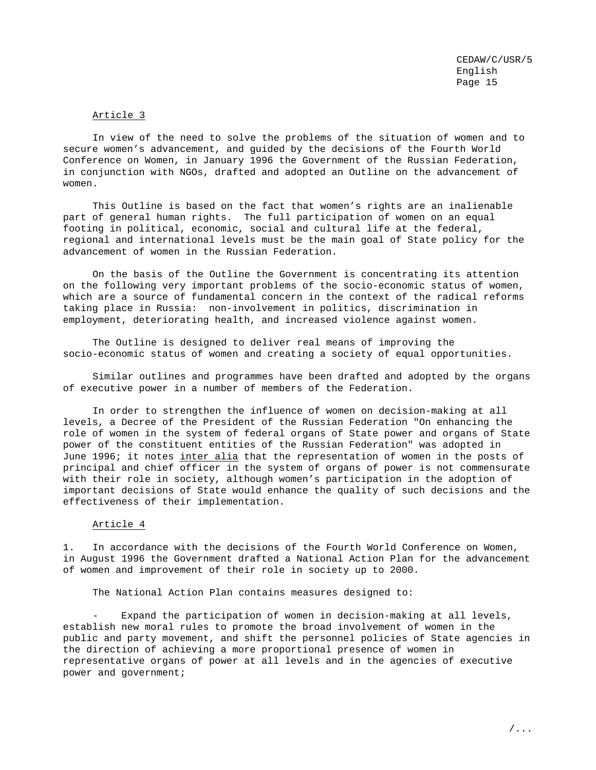## Article 3

In view of the need to solve the problems of the situation of women and to secure women's advancement, and guided by the decisions of the Fourth World Conference on Women, in January 1996 the Government of the Russian Federation, in conjunction with NGOs, drafted and adopted an Outline on the advancement of women.

This Outline is based on the fact that women's rights are an inalienable part of general human rights. The full participation of women on an equal footing in political, economic, social and cultural life at the federal, regional and international levels must be the main goal of State policy for the advancement of women in the Russian Federation.

On the basis of the Outline the Government is concentrating its attention on the following very important problems of the socio-economic status of women, which are a source of fundamental concern in the context of the radical reforms taking place in Russia: non-involvement in politics, discrimination in employment, deteriorating health, and increased violence against women.

The Outline is designed to deliver real means of improving the socio-economic status of women and creating a society of equal opportunities.

Similar outlines and programmes have been drafted and adopted by the organs of executive power in a number of members of the Federation.

In order to strengthen the influence of women on decision-making at all levels, a Decree of the President of the Russian Federation "On enhancing the role of women in the system of federal organs of State power and organs of State power of the constituent entities of the Russian Federation" was adopted in June 1996; it notes *inter alia* that the representation of women in the posts of principal and chief officer in the system of organs of power is not commensurate with their role in society, although women's participation in the adoption of important decisions of State would enhance the quality of such decisions and the effectiveness of their implementation.

## Article 4

1. In accordance with the decisions of the Fourth World Conference on Women, in August 1996 the Government drafted a National Action Plan for the advancement of women and improvement of their role in society up to 2000.

The National Action Plan contains measures designed to:

- Expand the participation of women in decision-making at all levels, establish new moral rules to promote the broad involvement of women in the public and party movement, and shift the personnel policies of State agencies in the direction of achieving a more proportional presence of women in representative organs of power at all levels and in the agencies of executive power and government;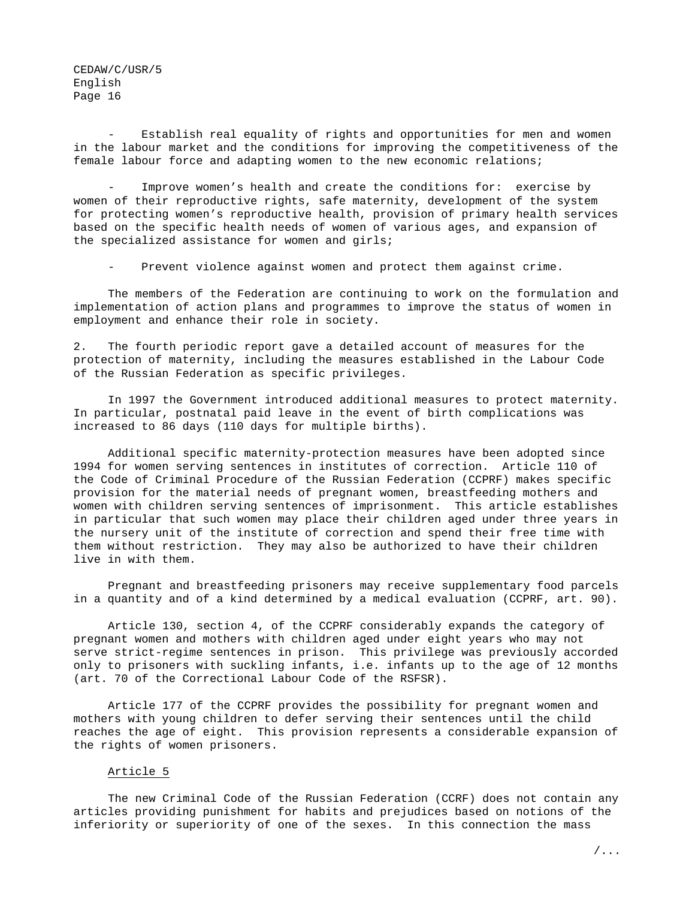- Establish real equality of rights and opportunities for men and women in the labour market and the conditions for improving the competitiveness of the female labour force and adapting women to the new economic relations;

- Improve women's health and create the conditions for: exercise by women of their reproductive rights, safe maternity, development of the system for protecting women's reproductive health, provision of primary health services based on the specific health needs of women of various ages, and expansion of the specialized assistance for women and girls;

- Prevent violence against women and protect them against crime.

The members of the Federation are continuing to work on the formulation and implementation of action plans and programmes to improve the status of women in employment and enhance their role in society.

2. The fourth periodic report gave a detailed account of measures for the protection of maternity, including the measures established in the Labour Code of the Russian Federation as specific privileges.

In 1997 the Government introduced additional measures to protect maternity. In particular, postnatal paid leave in the event of birth complications was increased to 86 days (110 days for multiple births).

Additional specific maternity-protection measures have been adopted since 1994 for women serving sentences in institutes of correction. Article 110 of the Code of Criminal Procedure of the Russian Federation (CCPRF) makes specific provision for the material needs of pregnant women, breastfeeding mothers and women with children serving sentences of imprisonment. This article establishes in particular that such women may place their children aged under three years in the nursery unit of the institute of correction and spend their free time with them without restriction. They may also be authorized to have their children live in with them.

Pregnant and breastfeeding prisoners may receive supplementary food parcels in a quantity and of a kind determined by a medical evaluation (CCPRF, art. 90).

Article 130, section 4, of the CCPRF considerably expands the category of pregnant women and mothers with children aged under eight years who may not serve strict-regime sentences in prison. This privilege was previously accorded only to prisoners with suckling infants, i.e. infants up to the age of 12 months (art. 70 of the Correctional Labour Code of the RSFSR).

Article 177 of the CCPRF provides the possibility for pregnant women and mothers with young children to defer serving their sentences until the child reaches the age of eight. This provision represents a considerable expansion of the rights of women prisoners.

Article 5

The new Criminal Code of the Russian Federation (CCRF) does not contain any articles providing punishment for habits and prejudices based on notions of the inferiority or superiority of one of the sexes. In this connection the mass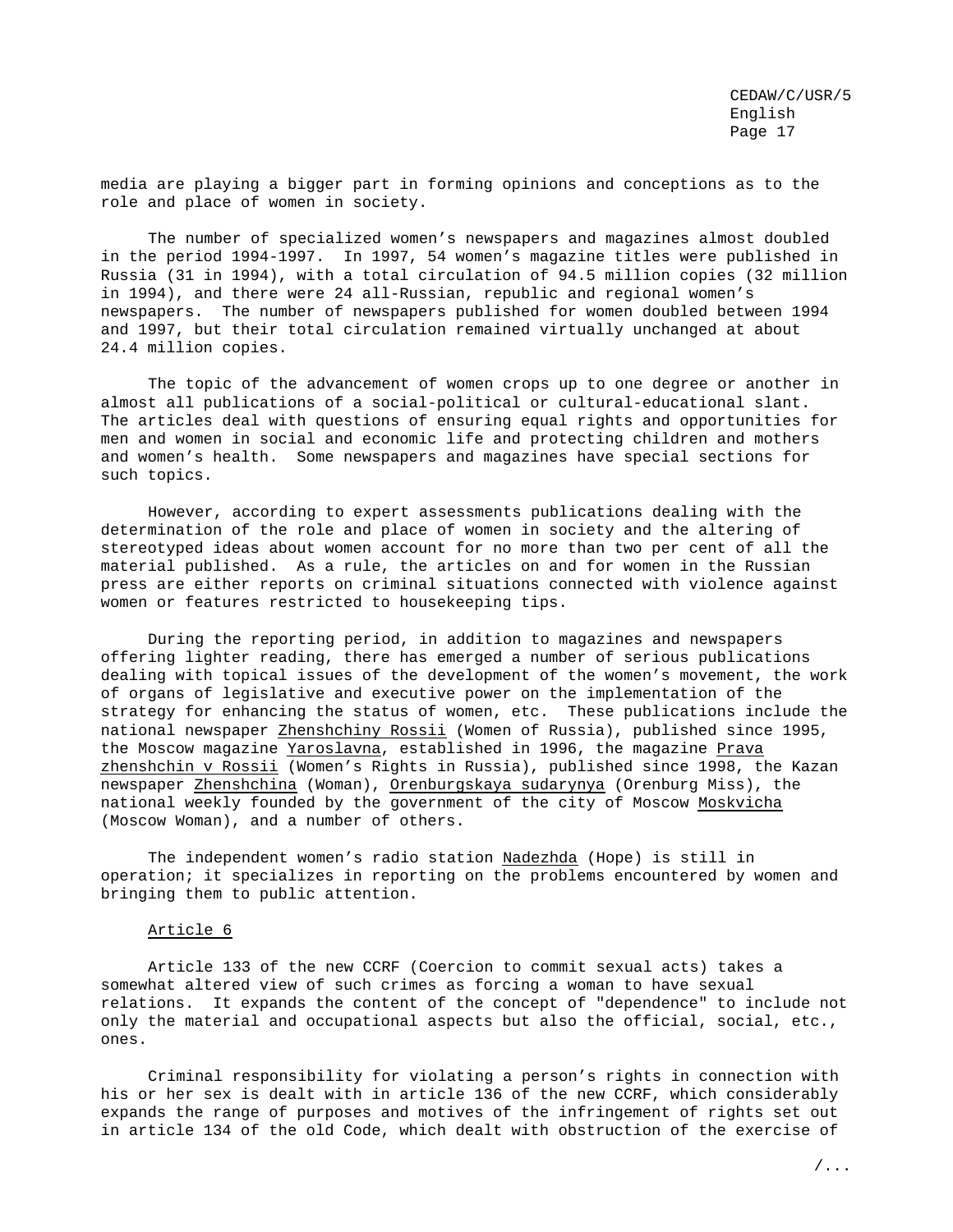media are playing a bigger part in forming opinions and conceptions as to the role and place of women in society.

The number of specialized women's newspapers and magazines almost doubled in the period 1994-1997. In 1997, 54 women's magazine titles were published in Russia (31 in 1994), with a total circulation of 94.5 million copies (32 million in 1994), and there were 24 all-Russian, republic and regional women's newspapers. The number of newspapers published for women doubled between 1994 and 1997, but their total circulation remained virtually unchanged at about 24.4 million copies.

The topic of the advancement of women crops up to one degree or another in almost all publications of a social-political or cultural-educational slant. The articles deal with questions of ensuring equal rights and opportunities for men and women in social and economic life and protecting children and mothers and women's health. Some newspapers and magazines have special sections for such topics.

However, according to expert assessments publications dealing with the determination of the role and place of women in society and the altering of stereotyped ideas about women account for no more than two per cent of all the material published. As a rule, the articles on and for women in the Russian press are either reports on criminal situations connected with violence against women or features restricted to housekeeping tips.

During the reporting period, in addition to magazines and newspapers offering lighter reading, there has emerged a number of serious publications dealing with topical issues of the development of the women's movement, the work of organs of legislative and executive power on the implementation of the strategy for enhancing the status of women, etc. These publications include the national newspaper Zhenshchiny Rossii (Women of Russia), published since 1995, the Moscow magazine Yaroslavna, established in 1996, the magazine Prava zhenshchin v Rossii (Women's Rights in Russia), published since 1998, the Kazan newspaper Zhenshchina (Woman), Orenburgskaya sudarynya (Orenburg Miss), the national weekly founded by the government of the city of Moscow Moskvicha (Moscow Woman), and a number of others.

The independent women's radio station Nadezhda (Hope) is still in operation; it specializes in reporting on the problems encountered by women and bringing them to public attention.

## Article 6

Article 133 of the new CCRF (Coercion to commit sexual acts) takes a somewhat altered view of such crimes as forcing a woman to have sexual relations. It expands the content of the concept of "dependence" to include not only the material and occupational aspects but also the official, social, etc., ones.

Criminal responsibility for violating a person's rights in connection with his or her sex is dealt with in article 136 of the new CCRF, which considerably expands the range of purposes and motives of the infringement of rights set out in article 134 of the old Code, which dealt with obstruction of the exercise of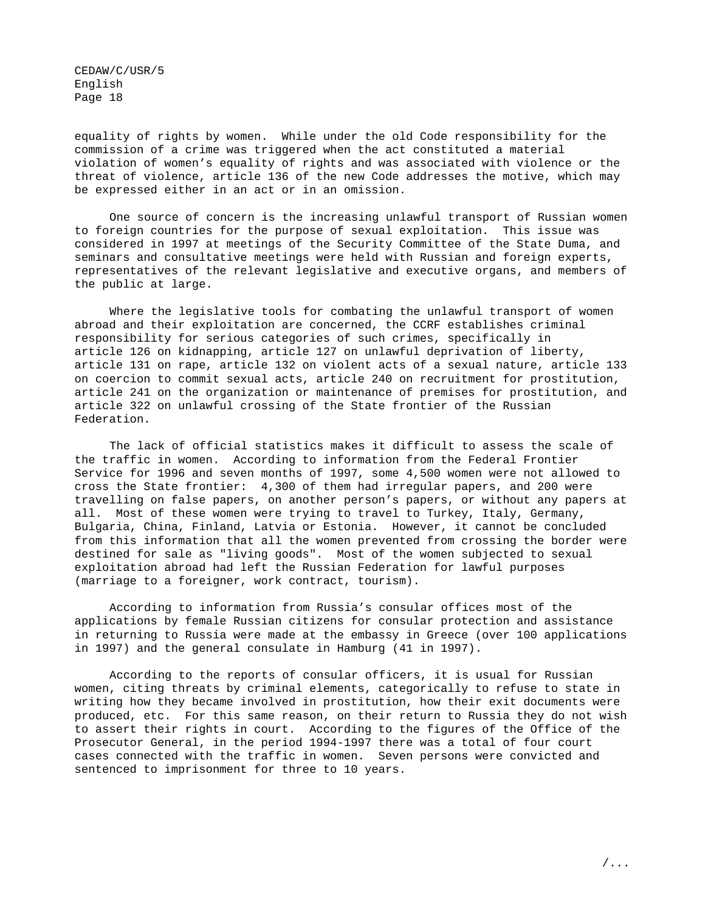equality of rights by women. While under the old Code responsibility for the commission of a crime was triggered when the act constituted a material violation of women's equality of rights and was associated with violence or the threat of violence, article 136 of the new Code addresses the motive, which may be expressed either in an act or in an omission.

One source of concern is the increasing unlawful transport of Russian women to foreign countries for the purpose of sexual exploitation. This issue was considered in 1997 at meetings of the Security Committee of the State Duma, and seminars and consultative meetings were held with Russian and foreign experts, representatives of the relevant legislative and executive organs, and members of the public at large.

Where the legislative tools for combating the unlawful transport of women abroad and their exploitation are concerned, the CCRF establishes criminal responsibility for serious categories of such crimes, specifically in article 126 on kidnapping, article 127 on unlawful deprivation of liberty, article 131 on rape, article 132 on violent acts of a sexual nature, article 133 on coercion to commit sexual acts, article 240 on recruitment for prostitution, article 241 on the organization or maintenance of premises for prostitution, and article 322 on unlawful crossing of the State frontier of the Russian Federation.

The lack of official statistics makes it difficult to assess the scale of the traffic in women. According to information from the Federal Frontier Service for 1996 and seven months of 1997, some 4,500 women were not allowed to cross the State frontier: 4,300 of them had irregular papers, and 200 were travelling on false papers, on another person's papers, or without any papers at all. Most of these women were trying to travel to Turkey, Italy, Germany, Bulgaria, China, Finland, Latvia or Estonia. However, it cannot be concluded from this information that all the women prevented from crossing the border were destined for sale as "living goods". Most of the women subjected to sexual exploitation abroad had left the Russian Federation for lawful purposes (marriage to a foreigner, work contract, tourism).

According to information from Russia's consular offices most of the applications by female Russian citizens for consular protection and assistance in returning to Russia were made at the embassy in Greece (over 100 applications in 1997) and the general consulate in Hamburg (41 in 1997).

According to the reports of consular officers, it is usual for Russian women, citing threats by criminal elements, categorically to refuse to state in writing how they became involved in prostitution, how their exit documents were produced, etc. For this same reason, on their return to Russia they do not wish to assert their rights in court. According to the figures of the Office of the Prosecutor General, in the period 1994-1997 there was a total of four court cases connected with the traffic in women. Seven persons were convicted and sentenced to imprisonment for three to 10 years.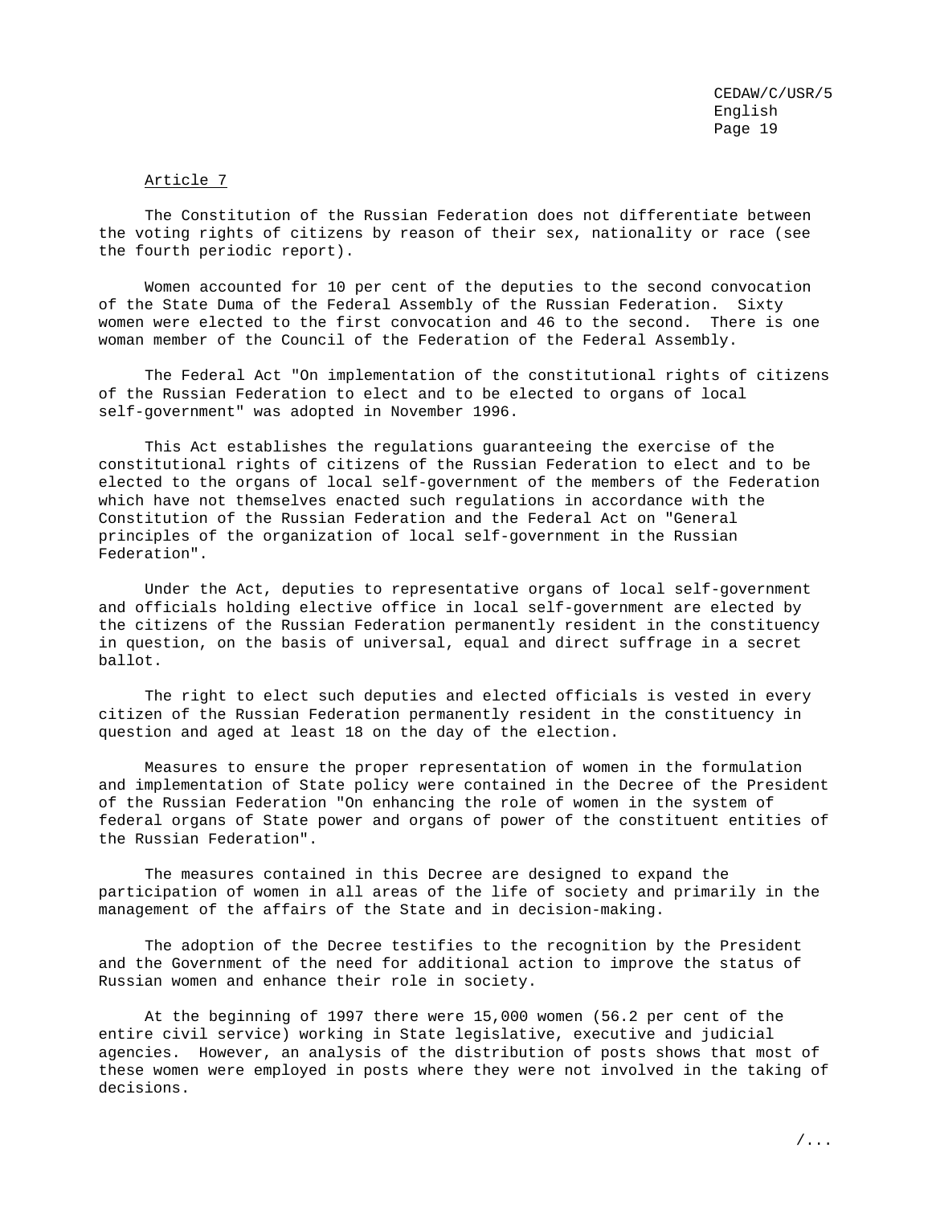Article 7

The Constitution of the Russian Federation does not differentiate between the voting rights of citizens by reason of their sex, nationality or race (see the fourth periodic report).

Women accounted for 10 per cent of the deputies to the second convocation of the State Duma of the Federal Assembly of the Russian Federation. Sixty women were elected to the first convocation and 46 to the second. There is one woman member of the Council of the Federation of the Federal Assembly.

The Federal Act "On implementation of the constitutional rights of citizens of the Russian Federation to elect and to be elected to organs of local self-government" was adopted in November 1996.

This Act establishes the regulations guaranteeing the exercise of the constitutional rights of citizens of the Russian Federation to elect and to be elected to the organs of local self-government of the members of the Federation which have not themselves enacted such regulations in accordance with the Constitution of the Russian Federation and the Federal Act on "General principles of the organization of local self-government in the Russian Federation".

Under the Act, deputies to representative organs of local self-government and officials holding elective office in local self-government are elected by the citizens of the Russian Federation permanently resident in the constituency in question, on the basis of universal, equal and direct suffrage in a secret ballot.

The right to elect such deputies and elected officials is vested in every citizen of the Russian Federation permanently resident in the constituency in question and aged at least 18 on the day of the election.

Measures to ensure the proper representation of women in the formulation and implementation of State policy were contained in the Decree of the President of the Russian Federation "On enhancing the role of women in the system of federal organs of State power and organs of power of the constituent entities of the Russian Federation".

The measures contained in this Decree are designed to expand the participation of women in all areas of the life of society and primarily in the management of the affairs of the State and in decision-making.

The adoption of the Decree testifies to the recognition by the President and the Government of the need for additional action to improve the status of Russian women and enhance their role in society.

At the beginning of 1997 there were 15,000 women (56.2 per cent of the entire civil service) working in State legislative, executive and judicial agencies. However, an analysis of the distribution of posts shows that most of these women were employed in posts where they were not involved in the taking of decisions.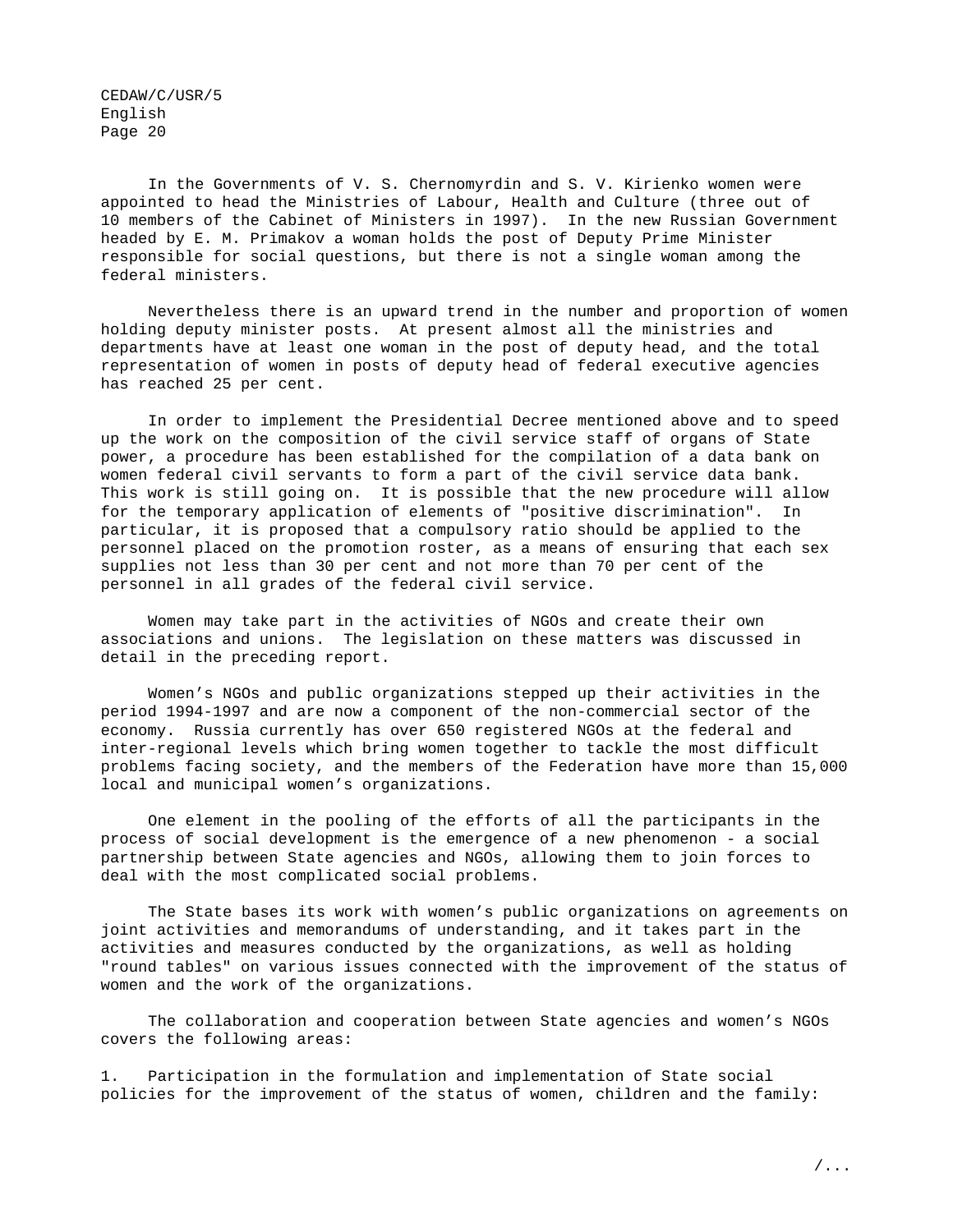In the Governments of V. S. Chernomyrdin and S. V. Kirienko women were appointed to head the Ministries of Labour, Health and Culture (three out of 10 members of the Cabinet of Ministers in 1997). In the new Russian Government headed by E. M. Primakov a woman holds the post of Deputy Prime Minister responsible for social questions, but there is not a single woman among the federal ministers.

Nevertheless there is an upward trend in the number and proportion of women holding deputy minister posts. At present almost all the ministries and departments have at least one woman in the post of deputy head, and the total representation of women in posts of deputy head of federal executive agencies has reached 25 per cent.

In order to implement the Presidential Decree mentioned above and to speed up the work on the composition of the civil service staff of organs of State power, a procedure has been established for the compilation of a data bank on women federal civil servants to form a part of the civil service data bank. This work is still going on. It is possible that the new procedure will allow for the temporary application of elements of "positive discrimination". In particular, it is proposed that a compulsory ratio should be applied to the personnel placed on the promotion roster, as a means of ensuring that each sex supplies not less than 30 per cent and not more than 70 per cent of the personnel in all grades of the federal civil service.

Women may take part in the activities of NGOs and create their own associations and unions. The legislation on these matters was discussed in detail in the preceding report.

Women's NGOs and public organizations stepped up their activities in the period 1994-1997 and are now a component of the non-commercial sector of the economy. Russia currently has over 650 registered NGOs at the federal and inter-regional levels which bring women together to tackle the most difficult problems facing society, and the members of the Federation have more than 15,000 local and municipal women's organizations.

One element in the pooling of the efforts of all the participants in the process of social development is the emergence of a new phenomenon - a social partnership between State agencies and NGOs, allowing them to join forces to deal with the most complicated social problems.

The State bases its work with women's public organizations on agreements on joint activities and memorandums of understanding, and it takes part in the activities and measures conducted by the organizations, as well as holding "round tables" on various issues connected with the improvement of the status of women and the work of the organizations.

The collaboration and cooperation between State agencies and women's NGOs covers the following areas:

1. Participation in the formulation and implementation of State social policies for the improvement of the status of women, children and the family: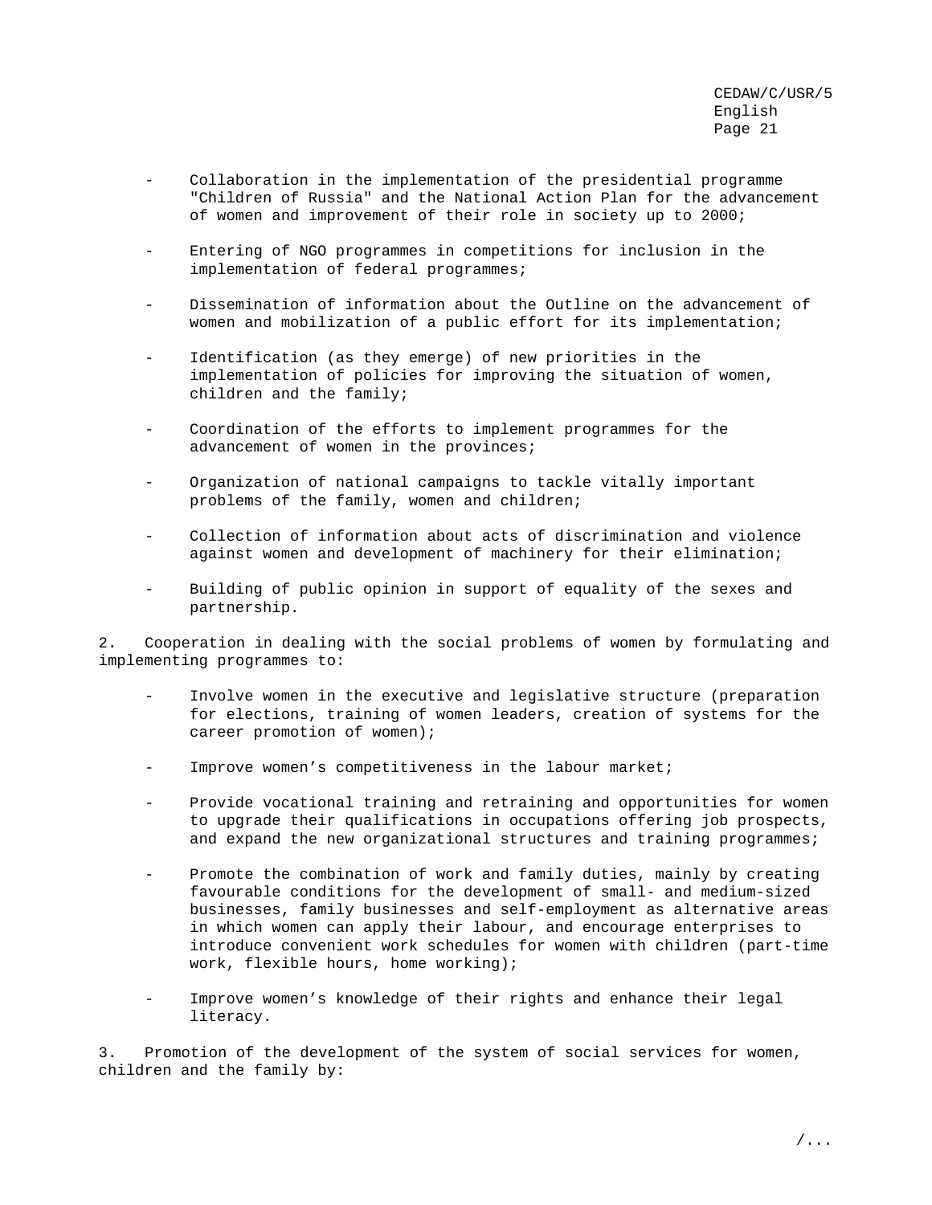- Collaboration in the implementation of the presidential programme "Children of Russia" and the National Action Plan for the advancement of women and improvement of their role in society up to 2000;

- Entering of NGO programmes in competitions for inclusion in the implementation of federal programmes;

- Dissemination of information about the Outline on the advancement of women and mobilization of a public effort for its implementation;

- Identification (as they emerge) of new priorities in the implementation of policies for improving the situation of women, children and the family;

- Coordination of the efforts to implement programmes for the advancement of women in the provinces;

- Organization of national campaigns to tackle vitally important problems of the family, women and children;

- Collection of information about acts of discrimination and violence against women and development of machinery for their elimination;

- Building of public opinion in support of equality of the sexes and partnership.

2. Cooperation in dealing with the social problems of women by formulating and implementing programmes to:

- Involve women in the executive and legislative structure (preparation for elections, training of women leaders, creation of systems for the career promotion of women);

- Improve women's competitiveness in the labour market;

- Provide vocational training and retraining and opportunities for women to upgrade their qualifications in occupations offering job prospects, and expand the new organizational structures and training programmes;

- Promote the combination of work and family duties, mainly by creating favourable conditions for the development of small- and medium-sized businesses, family businesses and self-employment as alternative areas in which women can apply their labour, and encourage enterprises to introduce convenient work schedules for women with children (part-time work, flexible hours, home working);

- Improve women's knowledge of their rights and enhance their legal literacy.

3. Promotion of the development of the system of social services for women, children and the family by: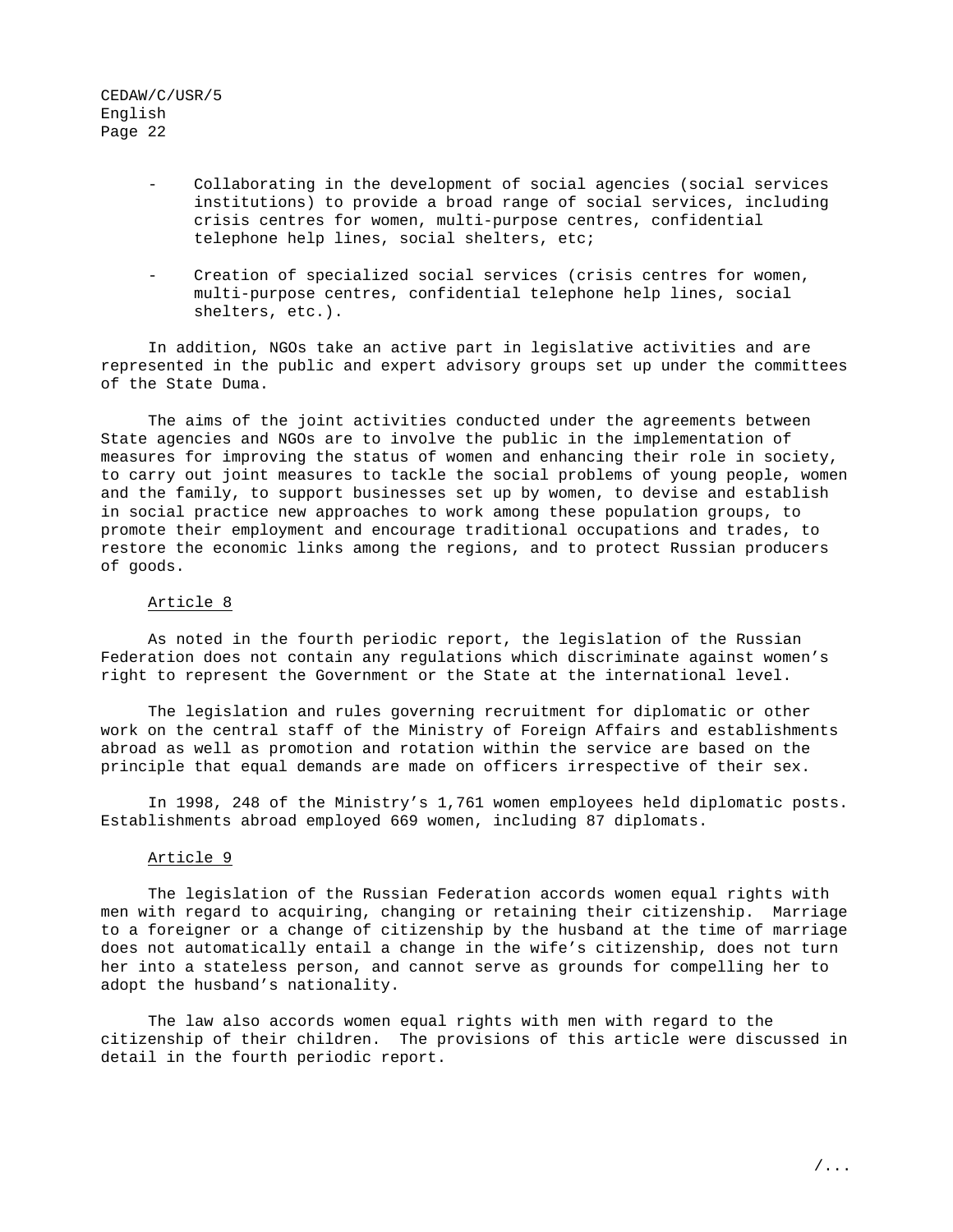- Collaborating in the development of social agencies (social services institutions) to provide a broad range of social services, including crisis centres for women, multi-purpose centres, confidential telephone help lines, social shelters, etc;

- Creation of specialized social services (crisis centres for women, multi-purpose centres, confidential telephone help lines, social shelters, etc.).

In addition, NGOs take an active part in legislative activities and are represented in the public and expert advisory groups set up under the committees of the State Duma.

The aims of the joint activities conducted under the agreements between State agencies and NGOs are to involve the public in the implementation of measures for improving the status of women and enhancing their role in society, to carry out joint measures to tackle the social problems of young people, women and the family, to support businesses set up by women, to devise and establish in social practice new approaches to work among these population groups, to promote their employment and encourage traditional occupations and trades, to restore the economic links among the regions, and to protect Russian producers of goods.

## Article 8

As noted in the fourth periodic report, the legislation of the Russian Federation does not contain any regulations which discriminate against women's right to represent the Government or the State at the international level.

The legislation and rules governing recruitment for diplomatic or other work on the central staff of the Ministry of Foreign Affairs and establishments abroad as well as promotion and rotation within the service are based on the principle that equal demands are made on officers irrespective of their sex.

In 1998, 248 of the Ministry's 1,761 women employees held diplomatic posts. Establishments abroad employed 669 women, including 87 diplomats.

## Article 9

The legislation of the Russian Federation accords women equal rights with men with regard to acquiring, changing or retaining their citizenship. Marriage to a foreigner or a change of citizenship by the husband at the time of marriage does not automatically entail a change in the wife's citizenship, does not turn her into a stateless person, and cannot serve as grounds for compelling her to adopt the husband's nationality.

The law also accords women equal rights with men with regard to the citizenship of their children. The provisions of this article were discussed in detail in the fourth periodic report.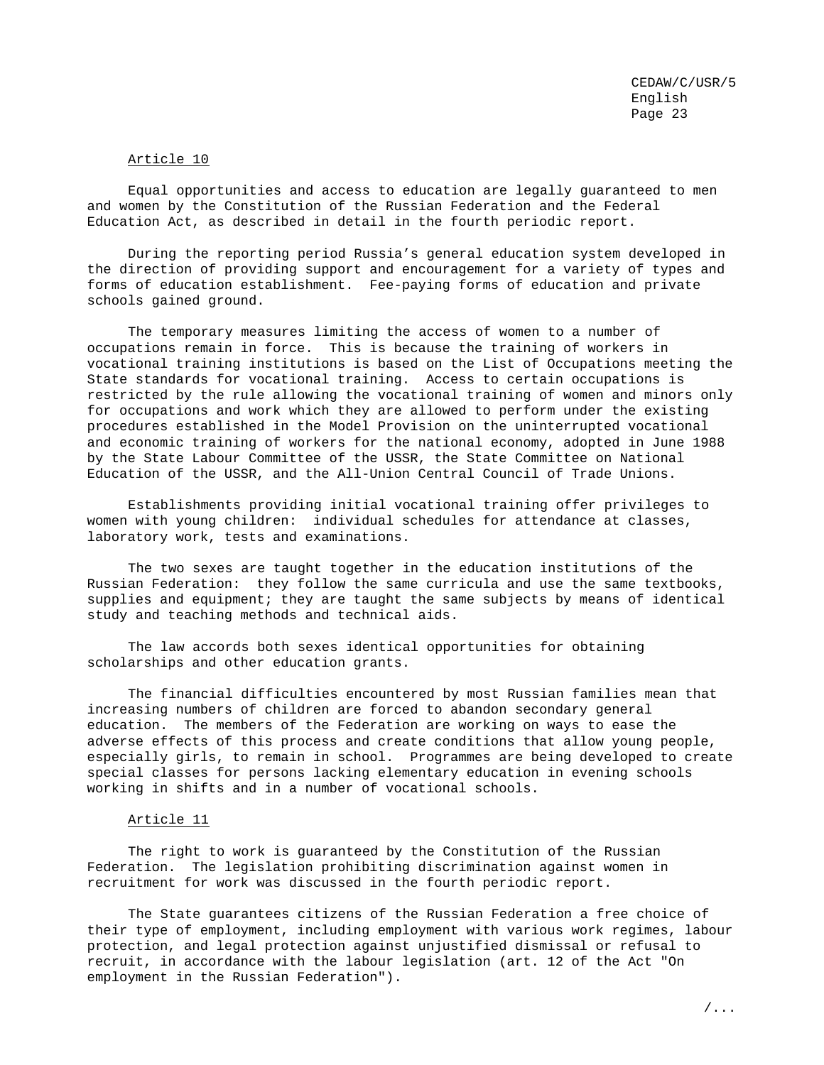Article 10

Equal opportunities and access to education are legally guaranteed to men and women by the Constitution of the Russian Federation and the Federal Education Act, as described in detail in the fourth periodic report.

During the reporting period Russia's general education system developed in the direction of providing support and encouragement for a variety of types and forms of education establishment. Fee-paying forms of education and private schools gained ground.

The temporary measures limiting the access of women to a number of occupations remain in force. This is because the training of workers in vocational training institutions is based on the List of Occupations meeting the State standards for vocational training. Access to certain occupations is restricted by the rule allowing the vocational training of women and minors only for occupations and work which they are allowed to perform under the existing procedures established in the Model Provision on the uninterrupted vocational and economic training of workers for the national economy, adopted in June 1988 by the State Labour Committee of the USSR, the State Committee on National Education of the USSR, and the All-Union Central Council of Trade Unions.

Establishments providing initial vocational training offer privileges to women with young children: individual schedules for attendance at classes, laboratory work, tests and examinations.

The two sexes are taught together in the education institutions of the Russian Federation: they follow the same curricula and use the same textbooks, supplies and equipment; they are taught the same subjects by means of identical study and teaching methods and technical aids.

The law accords both sexes identical opportunities for obtaining scholarships and other education grants.

The financial difficulties encountered by most Russian families mean that increasing numbers of children are forced to abandon secondary general education. The members of the Federation are working on ways to ease the adverse effects of this process and create conditions that allow young people, especially girls, to remain in school. Programmes are being developed to create special classes for persons lacking elementary education in evening schools working in shifts and in a number of vocational schools.

Article 11

The right to work is guaranteed by the Constitution of the Russian Federation. The legislation prohibiting discrimination against women in recruitment for work was discussed in the fourth periodic report.

The State guarantees citizens of the Russian Federation a free choice of their type of employment, including employment with various work regimes, labour protection, and legal protection against unjustified dismissal or refusal to recruit, in accordance with the labour legislation (art. 12 of the Act "On employment in the Russian Federation").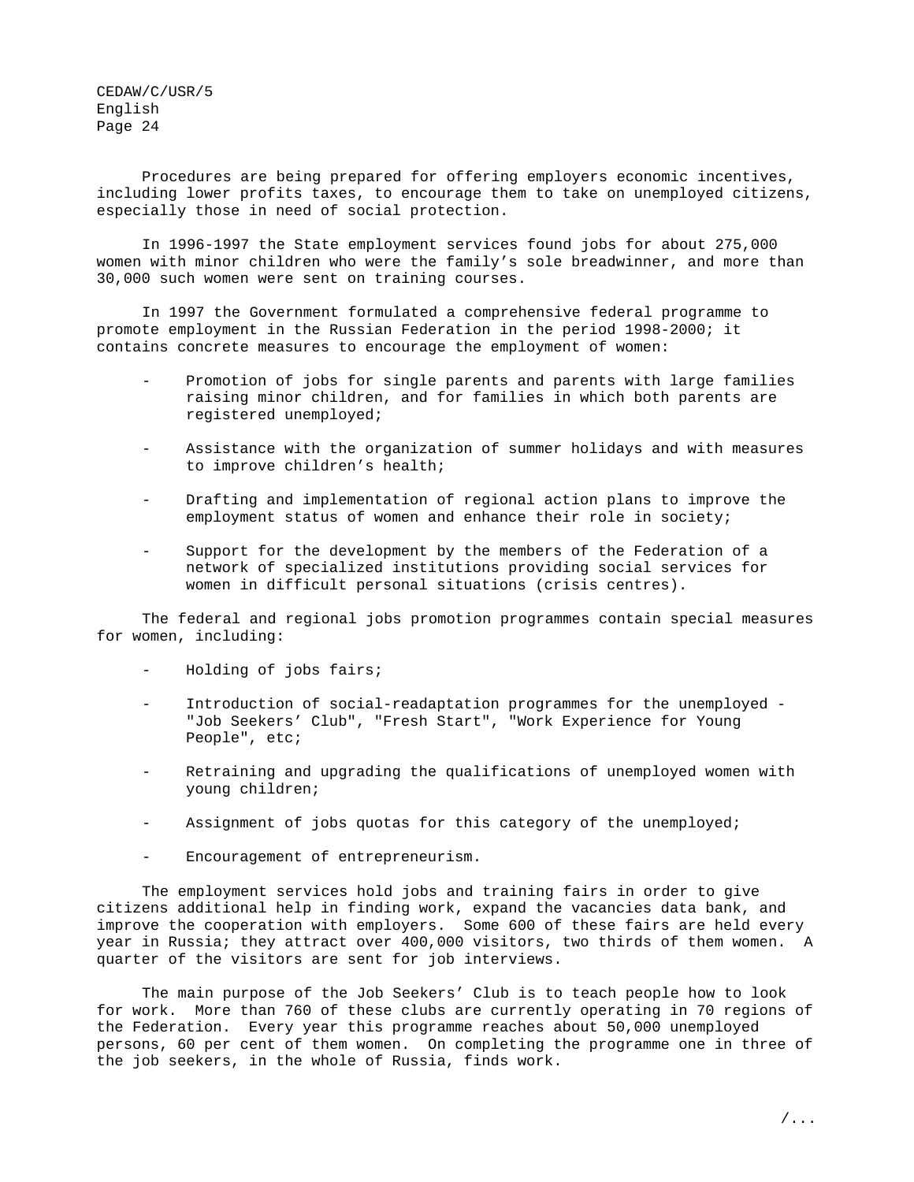Procedures are being prepared for offering employers economic incentives, including lower profits taxes, to encourage them to take on unemployed citizens, especially those in need of social protection.

In 1996-1997 the State employment services found jobs for about 275,000 women with minor children who were the family's sole breadwinner, and more than 30,000 such women were sent on training courses.

In 1997 the Government formulated a comprehensive federal programme to promote employment in the Russian Federation in the period 1998-2000; it contains concrete measures to encourage the employment of women:

- Promotion of jobs for single parents and parents with large families raising minor children, and for families in which both parents are registered unemployed;
- Assistance with the organization of summer holidays and with measures to improve children's health;
- Drafting and implementation of regional action plans to improve the employment status of women and enhance their role in society;
- Support for the development by the members of the Federation of a network of specialized institutions providing social services for women in difficult personal situations (crisis centres).

The federal and regional jobs promotion programmes contain special measures for women, including:

- Holding of jobs fairs;
- Introduction of social-readaptation programmes for the unemployed - "Job Seekers' Club", "Fresh Start", "Work Experience for Young People", etc;
- Retraining and upgrading the qualifications of unemployed women with young children;
- Assignment of jobs quotas for this category of the unemployed;
- Encouragement of entrepreneurism.

The employment services hold jobs and training fairs in order to give citizens additional help in finding work, expand the vacancies data bank, and improve the cooperation with employers. Some 600 of these fairs are held every year in Russia; they attract over 400,000 visitors, two thirds of them women. A quarter of the visitors are sent for job interviews.

The main purpose of the Job Seekers' Club is to teach people how to look for work. More than 760 of these clubs are currently operating in 70 regions of the Federation. Every year this programme reaches about 50,000 unemployed persons, 60 per cent of them women. On completing the programme one in three of the job seekers, in the whole of Russia, finds work.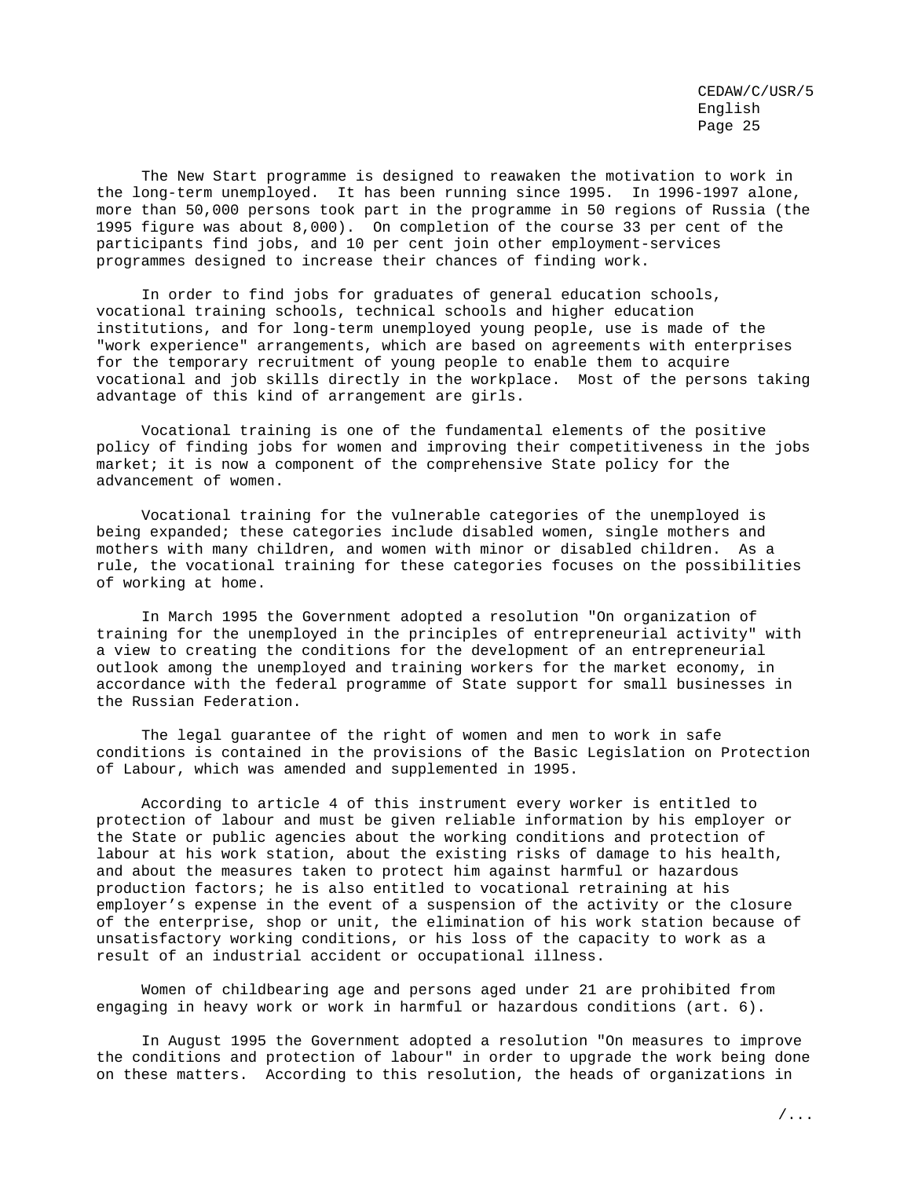The New Start programme is designed to reawaken the motivation to work in the long-term unemployed. It has been running since 1995. In 1996-1997 alone, more than 50,000 persons took part in the programme in 50 regions of Russia (the 1995 figure was about 8,000). On completion of the course 33 per cent of the participants find jobs, and 10 per cent join other employment-services programmes designed to increase their chances of finding work.

In order to find jobs for graduates of general education schools, vocational training schools, technical schools and higher education institutions, and for long-term unemployed young people, use is made of the "work experience" arrangements, which are based on agreements with enterprises for the temporary recruitment of young people to enable them to acquire vocational and job skills directly in the workplace. Most of the persons taking advantage of this kind of arrangement are girls.

Vocational training is one of the fundamental elements of the positive policy of finding jobs for women and improving their competitiveness in the jobs market; it is now a component of the comprehensive State policy for the advancement of women.

Vocational training for the vulnerable categories of the unemployed is being expanded; these categories include disabled women, single mothers and mothers with many children, and women with minor or disabled children. As a rule, the vocational training for these categories focuses on the possibilities of working at home.

In March 1995 the Government adopted a resolution "On organization of training for the unemployed in the principles of entrepreneurial activity" with a view to creating the conditions for the development of an entrepreneurial outlook among the unemployed and training workers for the market economy, in accordance with the federal programme of State support for small businesses in the Russian Federation.

The legal guarantee of the right of women and men to work in safe conditions is contained in the provisions of the Basic Legislation on Protection of Labour, which was amended and supplemented in 1995.

According to article 4 of this instrument every worker is entitled to protection of labour and must be given reliable information by his employer or the State or public agencies about the working conditions and protection of labour at his work station, about the existing risks of damage to his health, and about the measures taken to protect him against harmful or hazardous production factors; he is also entitled to vocational retraining at his employer's expense in the event of a suspension of the activity or the closure of the enterprise, shop or unit, the elimination of his work station because of unsatisfactory working conditions, or his loss of the capacity to work as a result of an industrial accident or occupational illness.

Women of childbearing age and persons aged under 21 are prohibited from engaging in heavy work or work in harmful or hazardous conditions (art. 6).

In August 1995 the Government adopted a resolution "On measures to improve the conditions and protection of labour" in order to upgrade the work being done on these matters. According to this resolution, the heads of organizations in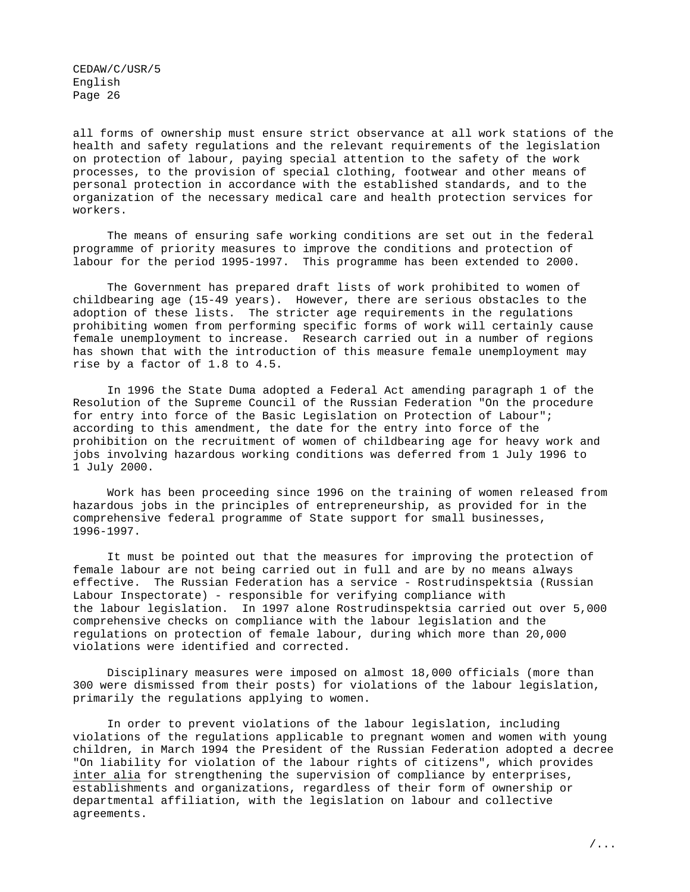all forms of ownership must ensure strict observance at all work stations of the health and safety regulations and the relevant requirements of the legislation on protection of labour, paying special attention to the safety of the work processes, to the provision of special clothing, footwear and other means of personal protection in accordance with the established standards, and to the organization of the necessary medical care and health protection services for workers.

The means of ensuring safe working conditions are set out in the federal programme of priority measures to improve the conditions and protection of labour for the period 1995-1997. This programme has been extended to 2000.

The Government has prepared draft lists of work prohibited to women of childbearing age (15-49 years). However, there are serious obstacles to the adoption of these lists. The stricter age requirements in the regulations prohibiting women from performing specific forms of work will certainly cause female unemployment to increase. Research carried out in a number of regions has shown that with the introduction of this measure female unemployment may rise by a factor of 1.8 to 4.5.

In 1996 the State Duma adopted a Federal Act amending paragraph 1 of the Resolution of the Supreme Council of the Russian Federation "On the procedure for entry into force of the Basic Legislation on Protection of Labour"; according to this amendment, the date for the entry into force of the prohibition on the recruitment of women of childbearing age for heavy work and jobs involving hazardous working conditions was deferred from 1 July 1996 to 1 July 2000.

Work has been proceeding since 1996 on the training of women released from hazardous jobs in the principles of entrepreneurship, as provided for in the comprehensive federal programme of State support for small businesses, 1996-1997.

It must be pointed out that the measures for improving the protection of female labour are not being carried out in full and are by no means always effective. The Russian Federation has a service - Rostrudinspektsia (Russian Labour Inspectorate) - responsible for verifying compliance with the labour legislation. In 1997 alone Rostrudinspektsia carried out over 5,000 comprehensive checks on compliance with the labour legislation and the regulations on protection of female labour, during which more than 20,000 violations were identified and corrected.

Disciplinary measures were imposed on almost 18,000 officials (more than 300 were dismissed from their posts) for violations of the labour legislation, primarily the regulations applying to women.

In order to prevent violations of the labour legislation, including violations of the regulations applicable to pregnant women and women with young children, in March 1994 the President of the Russian Federation adopted a decree "On liability for violation of the labour rights of citizens", which provides *inter alia* for strengthening the supervision of compliance by enterprises, establishments and organizations, regardless of their form of ownership or departmental affiliation, with the legislation on labour and collective agreements.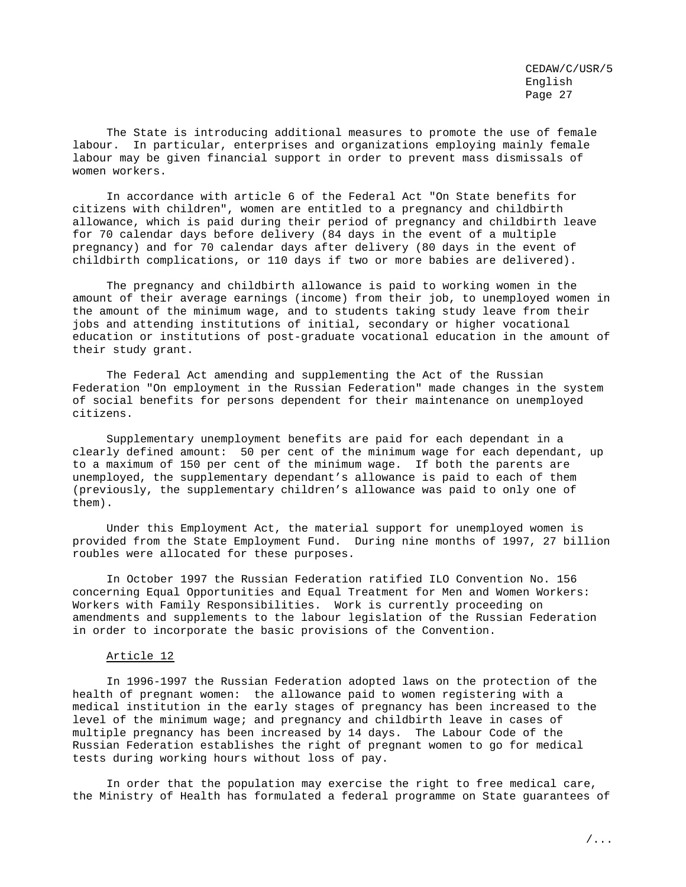The State is introducing additional measures to promote the use of female labour. In particular, enterprises and organizations employing mainly female labour may be given financial support in order to prevent mass dismissals of women workers.

In accordance with article 6 of the Federal Act "On State benefits for citizens with children", women are entitled to a pregnancy and childbirth allowance, which is paid during their period of pregnancy and childbirth leave for 70 calendar days before delivery (84 days in the event of a multiple pregnancy) and for 70 calendar days after delivery (80 days in the event of childbirth complications, or 110 days if two or more babies are delivered).

The pregnancy and childbirth allowance is paid to working women in the amount of their average earnings (income) from their job, to unemployed women in the amount of the minimum wage, and to students taking study leave from their jobs and attending institutions of initial, secondary or higher vocational education or institutions of post-graduate vocational education in the amount of their study grant.

The Federal Act amending and supplementing the Act of the Russian Federation "On employment in the Russian Federation" made changes in the system of social benefits for persons dependent for their maintenance on unemployed citizens.

Supplementary unemployment benefits are paid for each dependant in a clearly defined amount: 50 per cent of the minimum wage for each dependant, up to a maximum of 150 per cent of the minimum wage. If both the parents are unemployed, the supplementary dependant's allowance is paid to each of them (previously, the supplementary children's allowance was paid to only one of them).

Under this Employment Act, the material support for unemployed women is provided from the State Employment Fund. During nine months of 1997, 27 billion roubles were allocated for these purposes.

In October 1997 the Russian Federation ratified ILO Convention No. 156 concerning Equal Opportunities and Equal Treatment for Men and Women Workers: Workers with Family Responsibilities. Work is currently proceeding on amendments and supplements to the labour legislation of the Russian Federation in order to incorporate the basic provisions of the Convention.

## Article 12

In 1996-1997 the Russian Federation adopted laws on the protection of the health of pregnant women: the allowance paid to women registering with a medical institution in the early stages of pregnancy has been increased to the level of the minimum wage; and pregnancy and childbirth leave in cases of multiple pregnancy has been increased by 14 days. The Labour Code of the Russian Federation establishes the right of pregnant women to go for medical tests during working hours without loss of pay.

In order that the population may exercise the right to free medical care, the Ministry of Health has formulated a federal programme on State guarantees of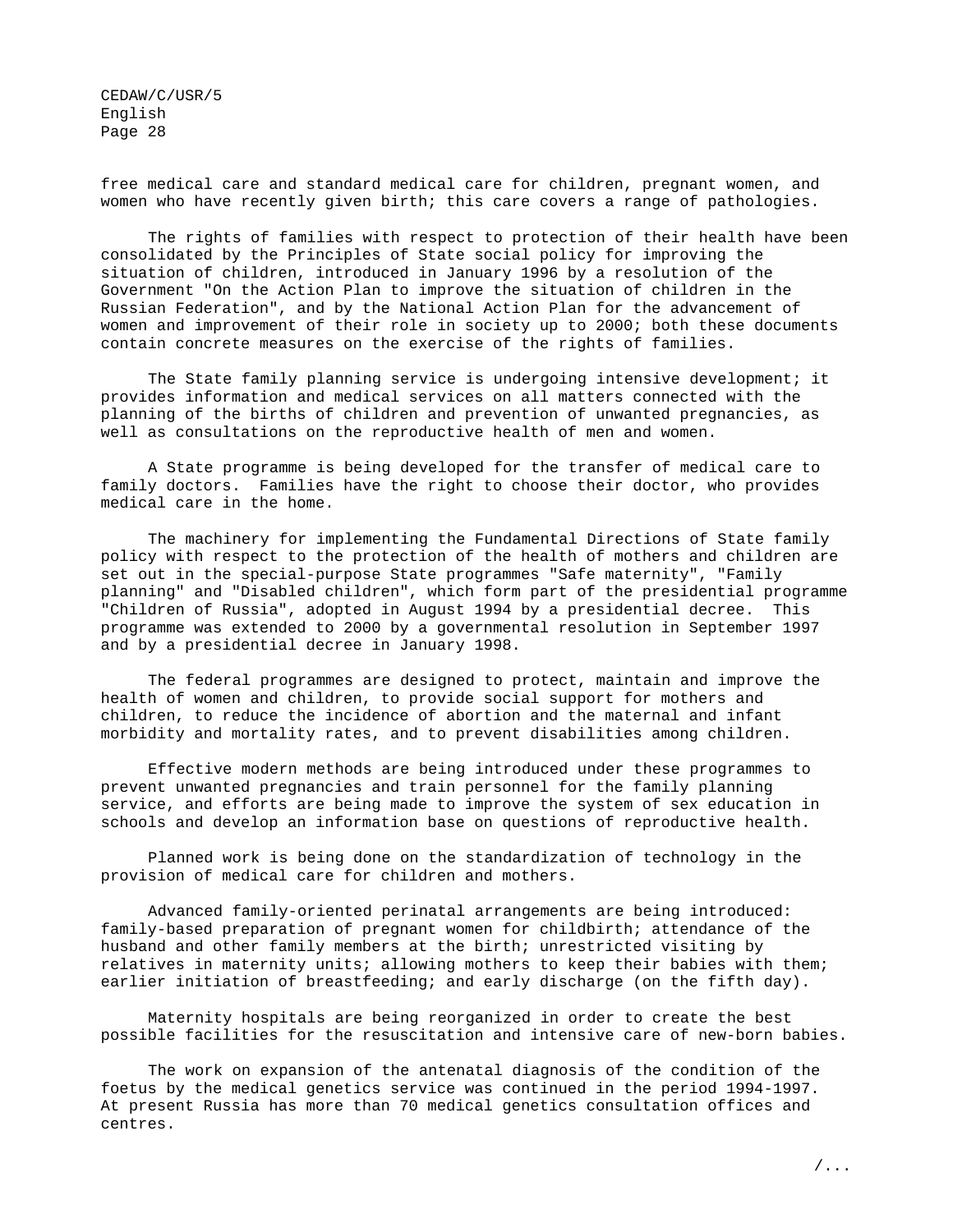free medical care and standard medical care for children, pregnant women, and women who have recently given birth; this care covers a range of pathologies.

The rights of families with respect to protection of their health have been consolidated by the Principles of State social policy for improving the situation of children, introduced in January 1996 by a resolution of the Government "On the Action Plan to improve the situation of children in the Russian Federation", and by the National Action Plan for the advancement of women and improvement of their role in society up to 2000; both these documents contain concrete measures on the exercise of the rights of families.

The State family planning service is undergoing intensive development; it provides information and medical services on all matters connected with the planning of the births of children and prevention of unwanted pregnancies, as well as consultations on the reproductive health of men and women.

A State programme is being developed for the transfer of medical care to family doctors. Families have the right to choose their doctor, who provides medical care in the home.

The machinery for implementing the Fundamental Directions of State family policy with respect to the protection of the health of mothers and children are set out in the special-purpose State programmes "Safe maternity", "Family planning" and "Disabled children", which form part of the presidential programme "Children of Russia", adopted in August 1994 by a presidential decree. This programme was extended to 2000 by a governmental resolution in September 1997 and by a presidential decree in January 1998.

The federal programmes are designed to protect, maintain and improve the health of women and children, to provide social support for mothers and children, to reduce the incidence of abortion and the maternal and infant morbidity and mortality rates, and to prevent disabilities among children.

Effective modern methods are being introduced under these programmes to prevent unwanted pregnancies and train personnel for the family planning service, and efforts are being made to improve the system of sex education in schools and develop an information base on questions of reproductive health.

Planned work is being done on the standardization of technology in the provision of medical care for children and mothers.

Advanced family-oriented perinatal arrangements are being introduced: family-based preparation of pregnant women for childbirth; attendance of the husband and other family members at the birth; unrestricted visiting by relatives in maternity units; allowing mothers to keep their babies with them; earlier initiation of breastfeeding; and early discharge (on the fifth day).

Maternity hospitals are being reorganized in order to create the best possible facilities for the resuscitation and intensive care of new-born babies.

The work on expansion of the antenatal diagnosis of the condition of the foetus by the medical genetics service was continued in the period 1994-1997. At present Russia has more than 70 medical genetics consultation offices and centres.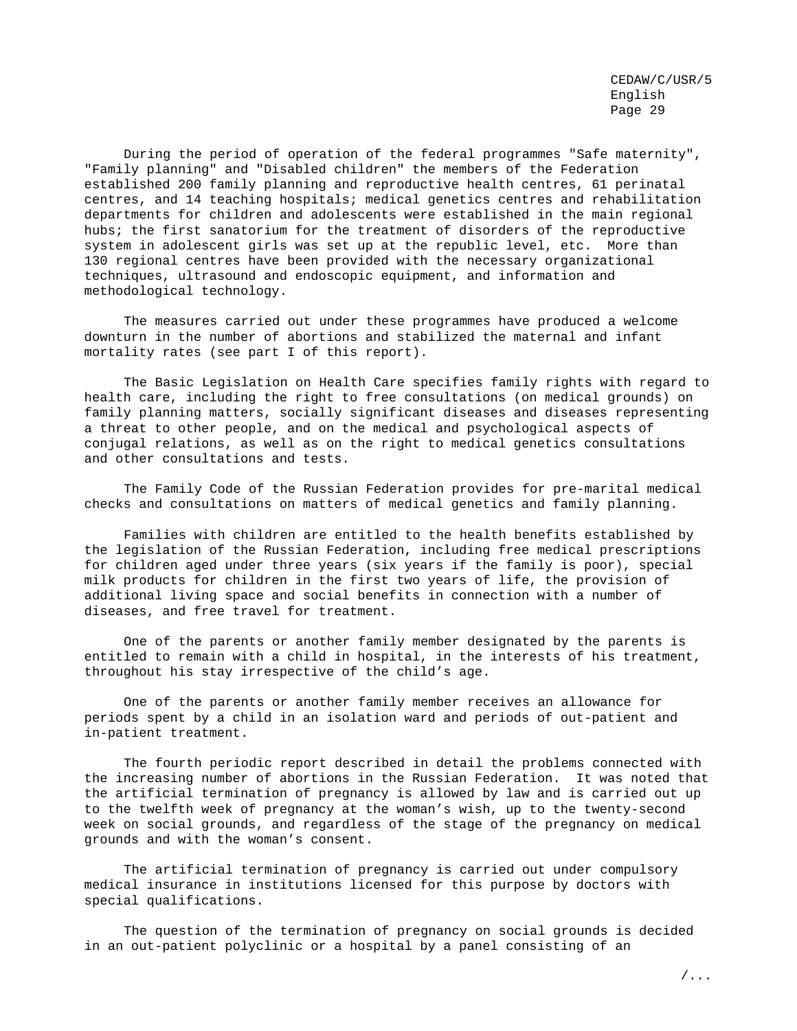During the period of operation of the federal programmes "Safe maternity", "Family planning" and "Disabled children" the members of the Federation established 200 family planning and reproductive health centres, 61 perinatal centres, and 14 teaching hospitals; medical genetics centres and rehabilitation departments for children and adolescents were established in the main regional hubs; the first sanatorium for the treatment of disorders of the reproductive system in adolescent girls was set up at the republic level, etc. More than 130 regional centres have been provided with the necessary organizational techniques, ultrasound and endoscopic equipment, and information and methodological technology.

The measures carried out under these programmes have produced a welcome downturn in the number of abortions and stabilized the maternal and infant mortality rates (see part I of this report).

The Basic Legislation on Health Care specifies family rights with regard to health care, including the right to free consultations (on medical grounds) on family planning matters, socially significant diseases and diseases representing a threat to other people, and on the medical and psychological aspects of conjugal relations, as well as on the right to medical genetics consultations and other consultations and tests.

The Family Code of the Russian Federation provides for pre-marital medical checks and consultations on matters of medical genetics and family planning.

Families with children are entitled to the health benefits established by the legislation of the Russian Federation, including free medical prescriptions for children aged under three years (six years if the family is poor), special milk products for children in the first two years of life, the provision of additional living space and social benefits in connection with a number of diseases, and free travel for treatment.

One of the parents or another family member designated by the parents is entitled to remain with a child in hospital, in the interests of his treatment, throughout his stay irrespective of the child's age.

One of the parents or another family member receives an allowance for periods spent by a child in an isolation ward and periods of out-patient and in-patient treatment.

The fourth periodic report described in detail the problems connected with the increasing number of abortions in the Russian Federation. It was noted that the artificial termination of pregnancy is allowed by law and is carried out up to the twelfth week of pregnancy at the woman's wish, up to the twenty-second week on social grounds, and regardless of the stage of the pregnancy on medical grounds and with the woman's consent.

The artificial termination of pregnancy is carried out under compulsory medical insurance in institutions licensed for this purpose by doctors with special qualifications.

The question of the termination of pregnancy on social grounds is decided in an out-patient polyclinic or a hospital by a panel consisting of an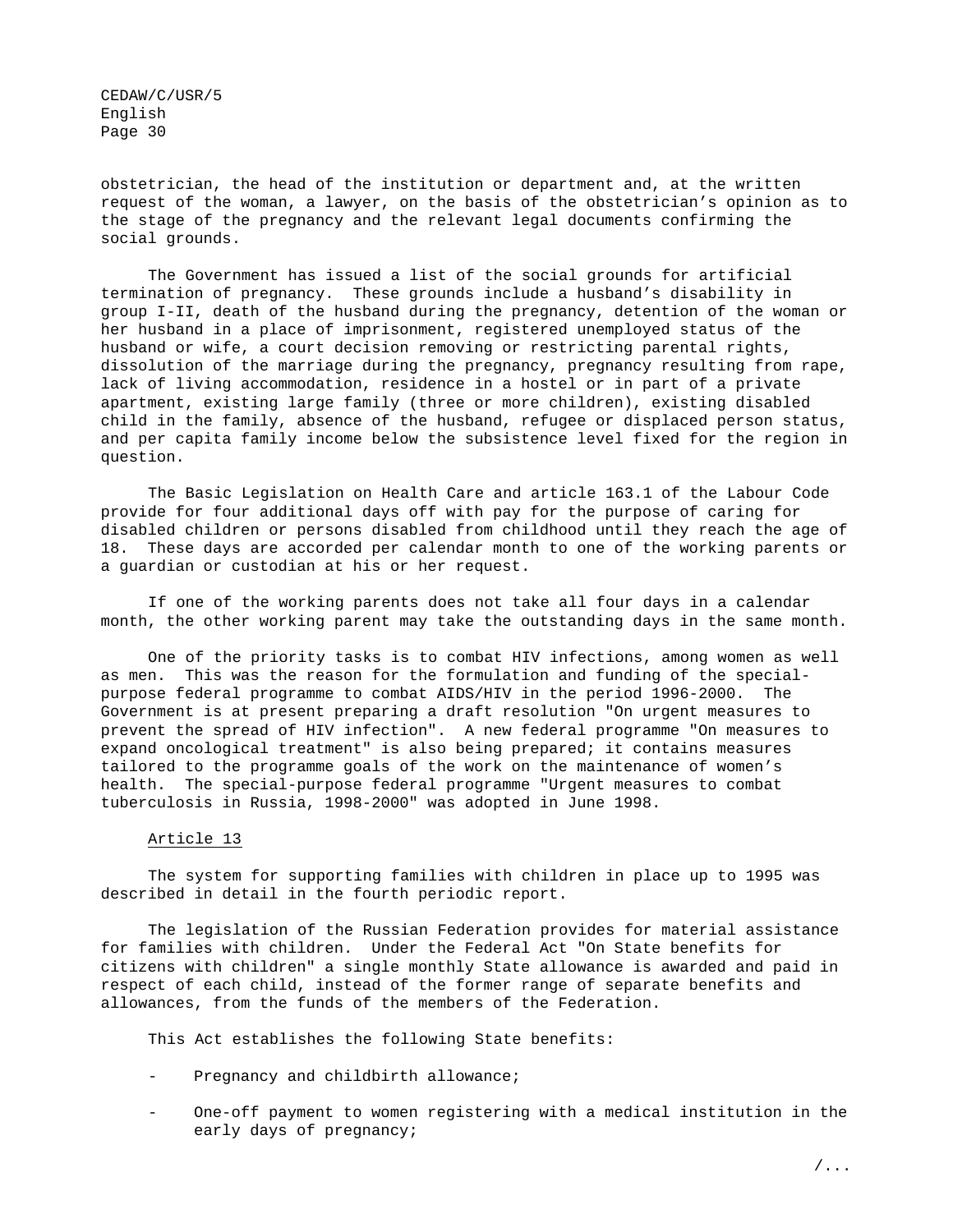obstetrician, the head of the institution or department and, at the written request of the woman, a lawyer, on the basis of the obstetrician's opinion as to the stage of the pregnancy and the relevant legal documents confirming the social grounds.

The Government has issued a list of the social grounds for artificial termination of pregnancy. These grounds include a husband's disability in group I-II, death of the husband during the pregnancy, detention of the woman or her husband in a place of imprisonment, registered unemployed status of the husband or wife, a court decision removing or restricting parental rights, dissolution of the marriage during the pregnancy, pregnancy resulting from rape, lack of living accommodation, residence in a hostel or in part of a private apartment, existing large family (three or more children), existing disabled child in the family, absence of the husband, refugee or displaced person status, and per capita family income below the subsistence level fixed for the region in question.

The Basic Legislation on Health Care and article 163.1 of the Labour Code provide for four additional days off with pay for the purpose of caring for disabled children or persons disabled from childhood until they reach the age of 18. These days are accorded per calendar month to one of the working parents or a guardian or custodian at his or her request.

If one of the working parents does not take all four days in a calendar month, the other working parent may take the outstanding days in the same month.

One of the priority tasks is to combat HIV infections, among women as well as men. This was the reason for the formulation and funding of the special-purpose federal programme to combat AIDS/HIV in the period 1996-2000. The Government is at present preparing a draft resolution "On urgent measures to prevent the spread of HIV infection". A new federal programme "On measures to expand oncological treatment" is also being prepared; it contains measures tailored to the programme goals of the work on the maintenance of women's health. The special-purpose federal programme "Urgent measures to combat tuberculosis in Russia, 1998-2000" was adopted in June 1998.

## Article 13

The system for supporting families with children in place up to 1995 was described in detail in the fourth periodic report.

The legislation of the Russian Federation provides for material assistance for families with children. Under the Federal Act "On State benefits for citizens with children" a single monthly State allowance is awarded and paid in respect of each child, instead of the former range of separate benefits and allowances, from the funds of the members of the Federation.

This Act establishes the following State benefits:

- Pregnancy and childbirth allowance;
- One-off payment to women registering with a medical institution in the early days of pregnancy;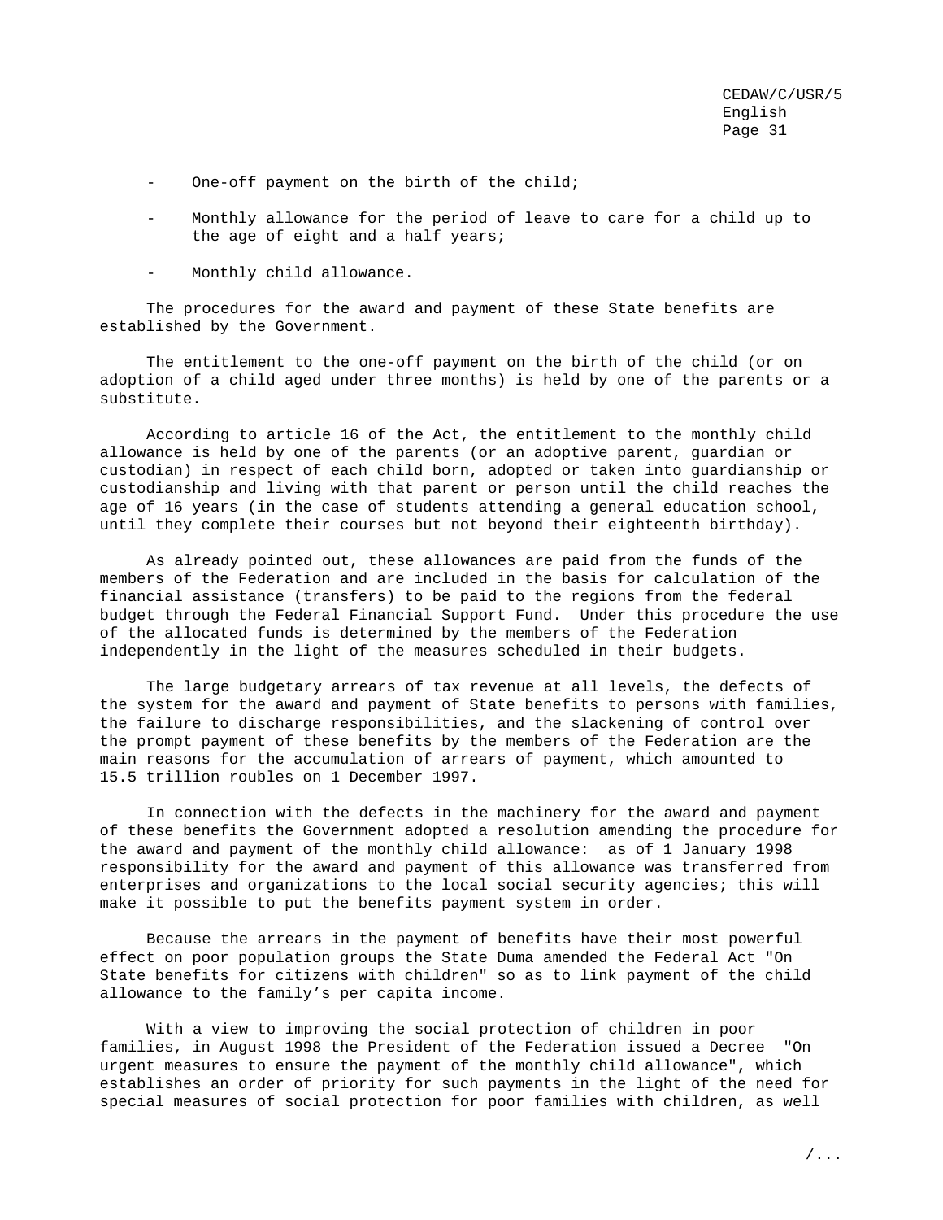- One-off payment on the birth of the child;
- Monthly allowance for the period of leave to care for a child up to the age of eight and a half years;
- Monthly child allowance.

The procedures for the award and payment of these State benefits are established by the Government.

The entitlement to the one-off payment on the birth of the child (or on adoption of a child aged under three months) is held by one of the parents or a substitute.

According to article 16 of the Act, the entitlement to the monthly child allowance is held by one of the parents (or an adoptive parent, guardian or custodian) in respect of each child born, adopted or taken into guardianship or custodianship and living with that parent or person until the child reaches the age of 16 years (in the case of students attending a general education school, until they complete their courses but not beyond their eighteenth birthday).

As already pointed out, these allowances are paid from the funds of the members of the Federation and are included in the basis for calculation of the financial assistance (transfers) to be paid to the regions from the federal budget through the Federal Financial Support Fund. Under this procedure the use of the allocated funds is determined by the members of the Federation independently in the light of the measures scheduled in their budgets.

The large budgetary arrears of tax revenue at all levels, the defects of the system for the award and payment of State benefits to persons with families, the failure to discharge responsibilities, and the slackening of control over the prompt payment of these benefits by the members of the Federation are the main reasons for the accumulation of arrears of payment, which amounted to 15.5 trillion roubles on 1 December 1997.

In connection with the defects in the machinery for the award and payment of these benefits the Government adopted a resolution amending the procedure for the award and payment of the monthly child allowance: as of 1 January 1998 responsibility for the award and payment of this allowance was transferred from enterprises and organizations to the local social security agencies; this will make it possible to put the benefits payment system in order.

Because the arrears in the payment of benefits have their most powerful effect on poor population groups the State Duma amended the Federal Act "On State benefits for citizens with children" so as to link payment of the child allowance to the family’s per capita income.

With a view to improving the social protection of children in poor families, in August 1998 the President of the Federation issued a Decree "On urgent measures to ensure the payment of the monthly child allowance", which establishes an order of priority for such payments in the light of the need for special measures of social protection for poor families with children, as well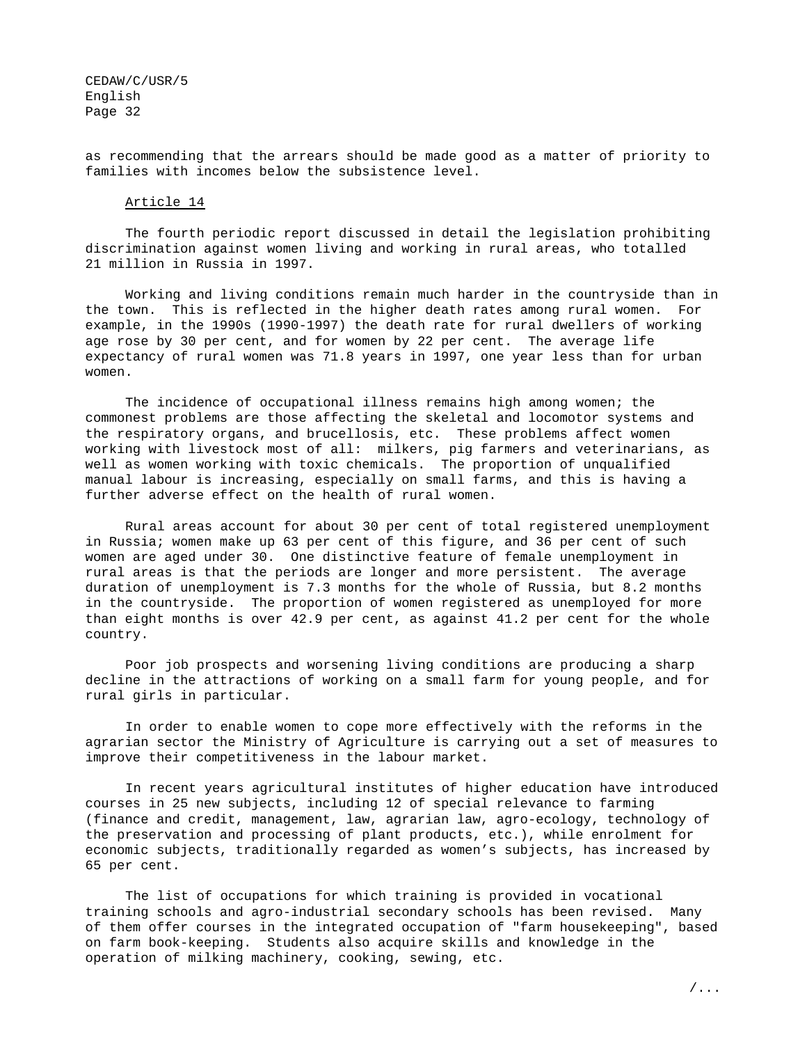as recommending that the arrears should be made good as a matter of priority to families with incomes below the subsistence level.

## Article 14

The fourth periodic report discussed in detail the legislation prohibiting discrimination against women living and working in rural areas, who totalled 21 million in Russia in 1997.

Working and living conditions remain much harder in the countryside than in the town. This is reflected in the higher death rates among rural women. For example, in the 1990s (1990-1997) the death rate for rural dwellers of working age rose by 30 per cent, and for women by 22 per cent. The average life expectancy of rural women was 71.8 years in 1997, one year less than for urban women.

The incidence of occupational illness remains high among women; the commonest problems are those affecting the skeletal and locomotor systems and the respiratory organs, and brucellosis, etc. These problems affect women working with livestock most of all: milkers, pig farmers and veterinarians, as well as women working with toxic chemicals. The proportion of unqualified manual labour is increasing, especially on small farms, and this is having a further adverse effect on the health of rural women.

Rural areas account for about 30 per cent of total registered unemployment in Russia; women make up 63 per cent of this figure, and 36 per cent of such women are aged under 30. One distinctive feature of female unemployment in rural areas is that the periods are longer and more persistent. The average duration of unemployment is 7.3 months for the whole of Russia, but 8.2 months in the countryside. The proportion of women registered as unemployed for more than eight months is over 42.9 per cent, as against 41.2 per cent for the whole country.

Poor job prospects and worsening living conditions are producing a sharp decline in the attractions of working on a small farm for young people, and for rural girls in particular.

In order to enable women to cope more effectively with the reforms in the agrarian sector the Ministry of Agriculture is carrying out a set of measures to improve their competitiveness in the labour market.

In recent years agricultural institutes of higher education have introduced courses in 25 new subjects, including 12 of special relevance to farming (finance and credit, management, law, agrarian law, agro-ecology, technology of the preservation and processing of plant products, etc.), while enrolment for economic subjects, traditionally regarded as women's subjects, has increased by 65 per cent.

The list of occupations for which training is provided in vocational training schools and agro-industrial secondary schools has been revised. Many of them offer courses in the integrated occupation of "farm housekeeping", based on farm book-keeping. Students also acquire skills and knowledge in the operation of milking machinery, cooking, sewing, etc.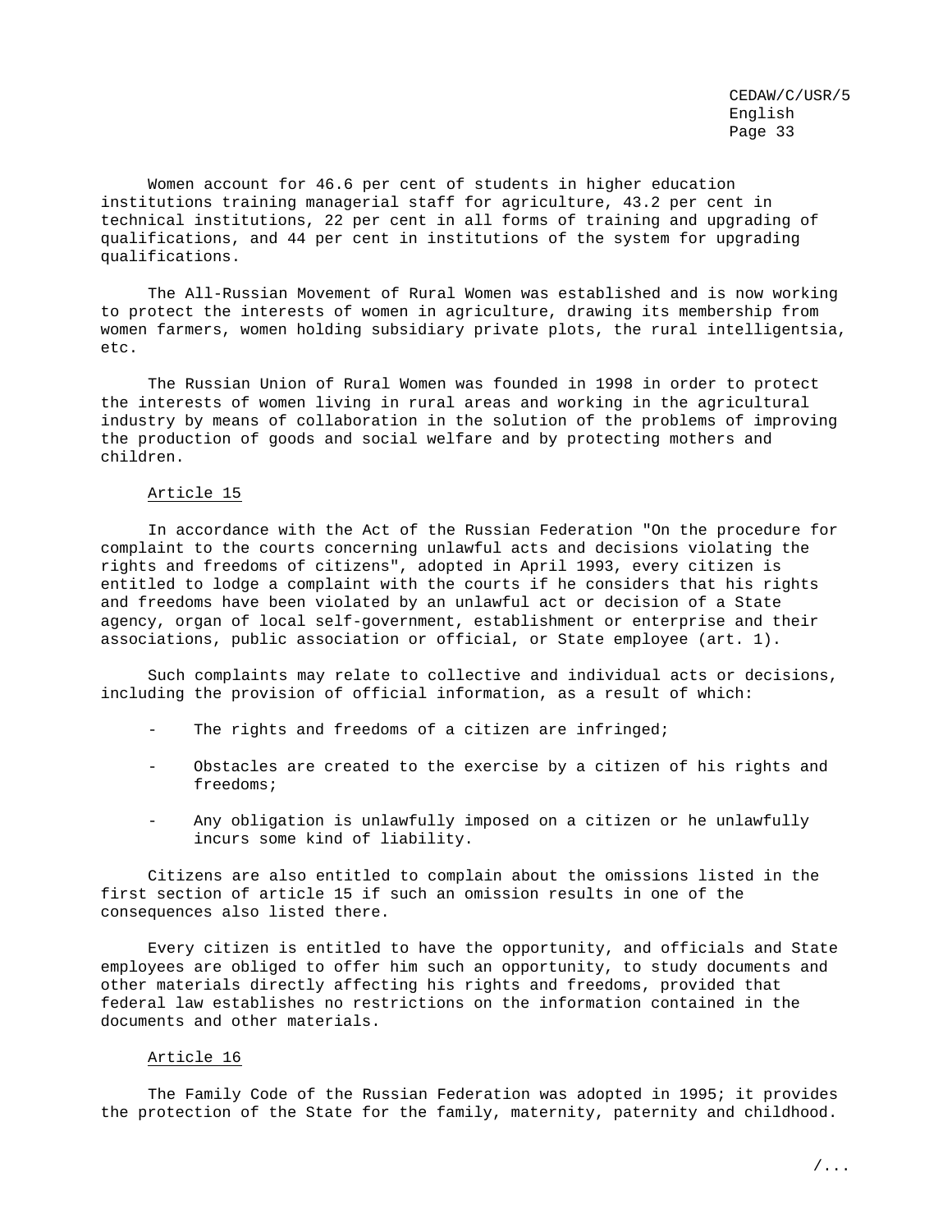Women account for 46.6 per cent of students in higher education institutions training managerial staff for agriculture, 43.2 per cent in technical institutions, 22 per cent in all forms of training and upgrading of qualifications, and 44 per cent in institutions of the system for upgrading qualifications.

The All-Russian Movement of Rural Women was established and is now working to protect the interests of women in agriculture, drawing its membership from women farmers, women holding subsidiary private plots, the rural intelligentsia, etc.

The Russian Union of Rural Women was founded in 1998 in order to protect the interests of women living in rural areas and working in the agricultural industry by means of collaboration in the solution of the problems of improving the production of goods and social welfare and by protecting mothers and children.

## Article 15

In accordance with the Act of the Russian Federation "On the procedure for complaint to the courts concerning unlawful acts and decisions violating the rights and freedoms of citizens", adopted in April 1993, every citizen is entitled to lodge a complaint with the courts if he considers that his rights and freedoms have been violated by an unlawful act or decision of a State agency, organ of local self-government, establishment or enterprise and their associations, public association or official, or State employee (art. 1).

Such complaints may relate to collective and individual acts or decisions, including the provision of official information, as a result of which:

- The rights and freedoms of a citizen are infringed;
- Obstacles are created to the exercise by a citizen of his rights and freedoms;
- Any obligation is unlawfully imposed on a citizen or he unlawfully incurs some kind of liability.

Citizens are also entitled to complain about the omissions listed in the first section of article 15 if such an omission results in one of the consequences also listed there.

Every citizen is entitled to have the opportunity, and officials and State employees are obliged to offer him such an opportunity, to study documents and other materials directly affecting his rights and freedoms, provided that federal law establishes no restrictions on the information contained in the documents and other materials.

## Article 16

The Family Code of the Russian Federation was adopted in 1995; it provides the protection of the State for the family, maternity, paternity and childhood.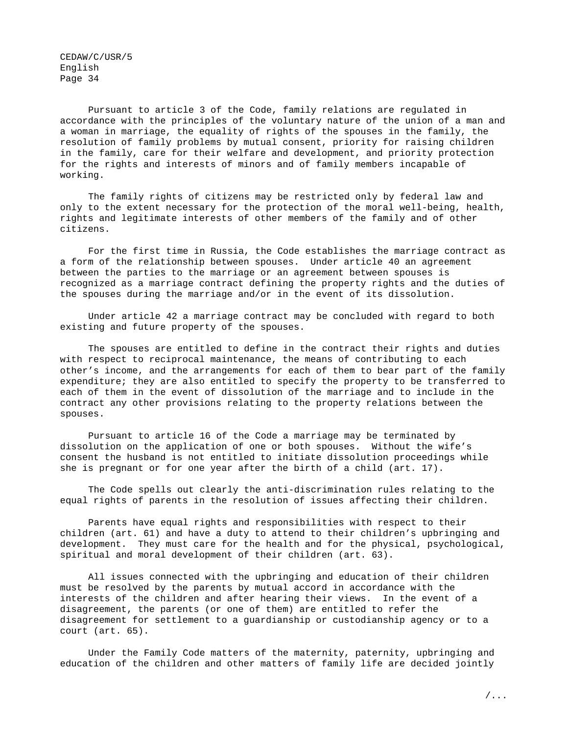Pursuant to article 3 of the Code, family relations are regulated in accordance with the principles of the voluntary nature of the union of a man and a woman in marriage, the equality of rights of the spouses in the family, the resolution of family problems by mutual consent, priority for raising children in the family, care for their welfare and development, and priority protection for the rights and interests of minors and of family members incapable of working.

The family rights of citizens may be restricted only by federal law and only to the extent necessary for the protection of the moral well-being, health, rights and legitimate interests of other members of the family and of other citizens.

For the first time in Russia, the Code establishes the marriage contract as a form of the relationship between spouses. Under article 40 an agreement between the parties to the marriage or an agreement between spouses is recognized as a marriage contract defining the property rights and the duties of the spouses during the marriage and/or in the event of its dissolution.

Under article 42 a marriage contract may be concluded with regard to both existing and future property of the spouses.

The spouses are entitled to define in the contract their rights and duties with respect to reciprocal maintenance, the means of contributing to each other's income, and the arrangements for each of them to bear part of the family expenditure; they are also entitled to specify the property to be transferred to each of them in the event of dissolution of the marriage and to include in the contract any other provisions relating to the property relations between the spouses.

Pursuant to article 16 of the Code a marriage may be terminated by dissolution on the application of one or both spouses. Without the wife's consent the husband is not entitled to initiate dissolution proceedings while she is pregnant or for one year after the birth of a child (art. 17).

The Code spells out clearly the anti-discrimination rules relating to the equal rights of parents in the resolution of issues affecting their children.

Parents have equal rights and responsibilities with respect to their children (art. 61) and have a duty to attend to their children's upbringing and development. They must care for the health and for the physical, psychological, spiritual and moral development of their children (art. 63).

All issues connected with the upbringing and education of their children must be resolved by the parents by mutual accord in accordance with the interests of the children and after hearing their views. In the event of a disagreement, the parents (or one of them) are entitled to refer the disagreement for settlement to a guardianship or custodianship agency or to a court (art. 65).

Under the Family Code matters of the maternity, paternity, upbringing and education of the children and other matters of family life are decided jointly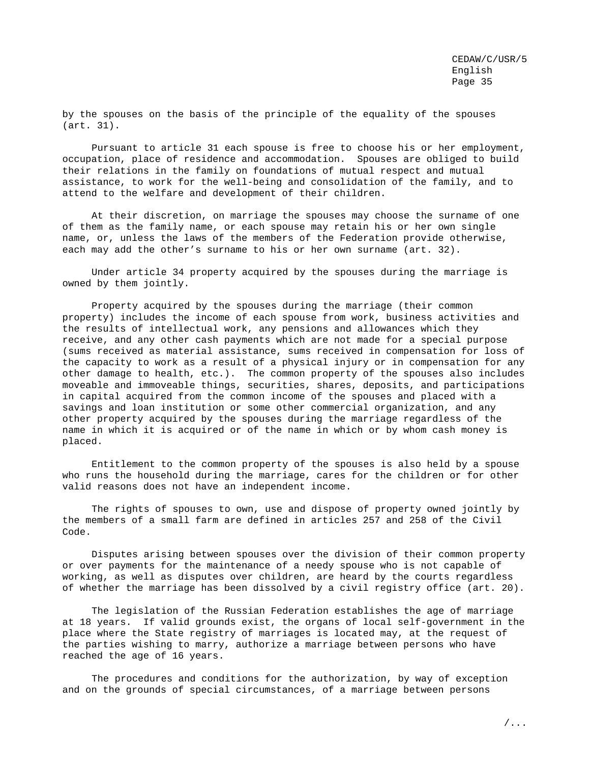by the spouses on the basis of the principle of the equality of the spouses (art. 31).

Pursuant to article 31 each spouse is free to choose his or her employment, occupation, place of residence and accommodation. Spouses are obliged to build their relations in the family on foundations of mutual respect and mutual assistance, to work for the well-being and consolidation of the family, and to attend to the welfare and development of their children.

At their discretion, on marriage the spouses may choose the surname of one of them as the family name, or each spouse may retain his or her own single name, or, unless the laws of the members of the Federation provide otherwise, each may add the other’s surname to his or her own surname (art. 32).

Under article 34 property acquired by the spouses during the marriage is owned by them jointly.

Property acquired by the spouses during the marriage (their common property) includes the income of each spouse from work, business activities and the results of intellectual work, any pensions and allowances which they receive, and any other cash payments which are not made for a special purpose (sums received as material assistance, sums received in compensation for loss of the capacity to work as a result of a physical injury or in compensation for any other damage to health, etc.). The common property of the spouses also includes moveable and immoveable things, securities, shares, deposits, and participations in capital acquired from the common income of the spouses and placed with a savings and loan institution or some other commercial organization, and any other property acquired by the spouses during the marriage regardless of the name in which it is acquired or of the name in which or by whom cash money is placed.

Entitlement to the common property of the spouses is also held by a spouse who runs the household during the marriage, cares for the children or for other valid reasons does not have an independent income.

The rights of spouses to own, use and dispose of property owned jointly by the members of a small farm are defined in articles 257 and 258 of the Civil Code.

Disputes arising between spouses over the division of their common property or over payments for the maintenance of a needy spouse who is not capable of working, as well as disputes over children, are heard by the courts regardless of whether the marriage has been dissolved by a civil registry office (art. 20).

The legislation of the Russian Federation establishes the age of marriage at 18 years. If valid grounds exist, the organs of local self-government in the place where the State registry of marriages is located may, at the request of the parties wishing to marry, authorize a marriage between persons who have reached the age of 16 years.

The procedures and conditions for the authorization, by way of exception and on the grounds of special circumstances, of a marriage between persons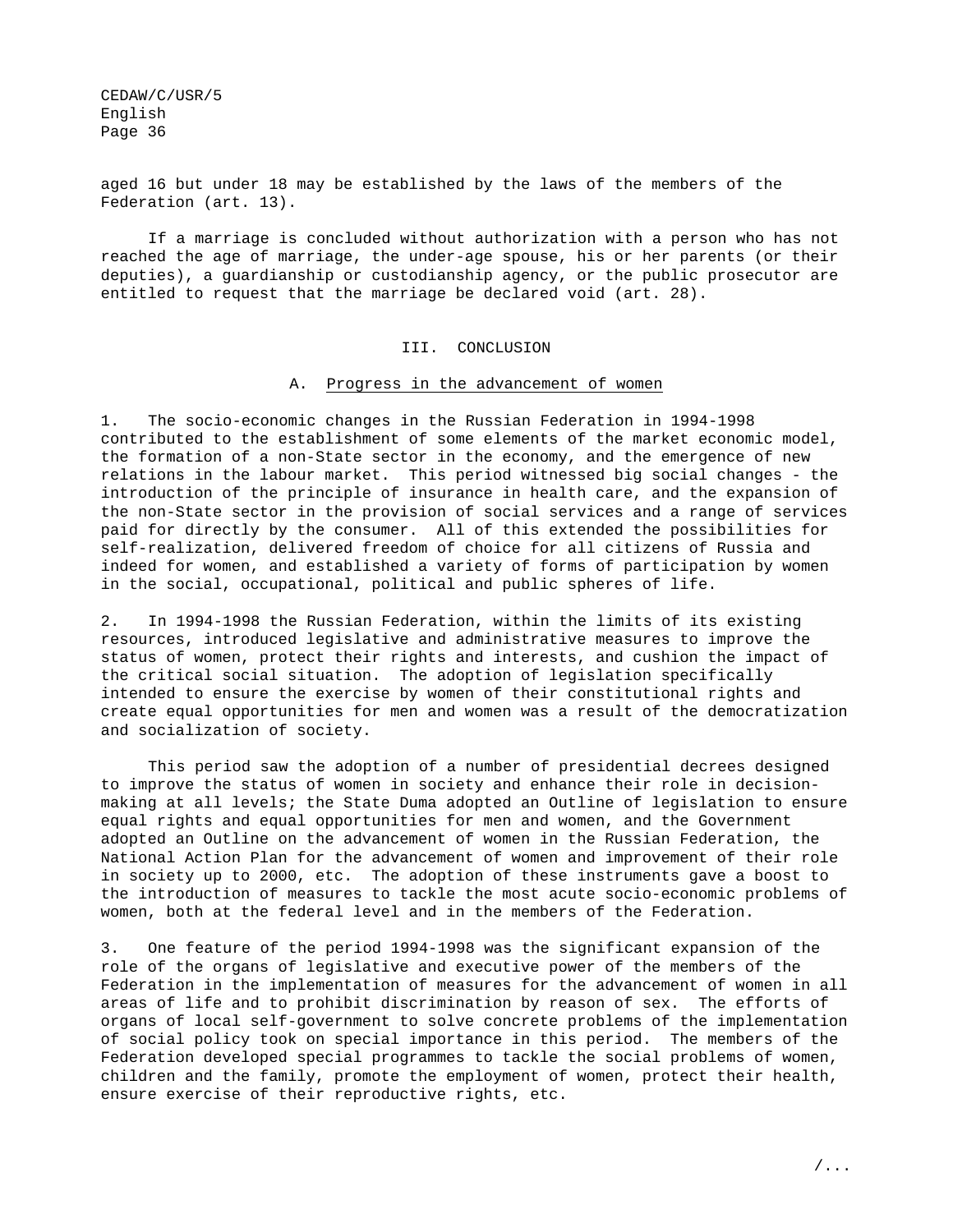aged 16 but under 18 may be established by the laws of the members of the Federation (art. 13).

If a marriage is concluded without authorization with a person who has not reached the age of marriage, the under-age spouse, his or her parents (or their deputies), a guardianship or custodianship agency, or the public prosecutor are entitled to request that the marriage be declared void (art. 28).

## III. CONCLUSION

### A. Progress in the advancement of women

1. The socio-economic changes in the Russian Federation in 1994-1998 contributed to the establishment of some elements of the market economic model, the formation of a non-State sector in the economy, and the emergence of new relations in the labour market. This period witnessed big social changes - the introduction of the principle of insurance in health care, and the expansion of the non-State sector in the provision of social services and a range of services paid for directly by the consumer. All of this extended the possibilities for self-realization, delivered freedom of choice for all citizens of Russia and indeed for women, and established a variety of forms of participation by women in the social, occupational, political and public spheres of life.

2. In 1994-1998 the Russian Federation, within the limits of its existing resources, introduced legislative and administrative measures to improve the status of women, protect their rights and interests, and cushion the impact of the critical social situation. The adoption of legislation specifically intended to ensure the exercise by women of their constitutional rights and create equal opportunities for men and women was a result of the democratization and socialization of society.

This period saw the adoption of a number of presidential decrees designed to improve the status of women in society and enhance their role in decision-making at all levels; the State Duma adopted an Outline of legislation to ensure equal rights and equal opportunities for men and women, and the Government adopted an Outline on the advancement of women in the Russian Federation, the National Action Plan for the advancement of women and improvement of their role in society up to 2000, etc. The adoption of these instruments gave a boost to the introduction of measures to tackle the most acute socio-economic problems of women, both at the federal level and in the members of the Federation.

3. One feature of the period 1994-1998 was the significant expansion of the role of the organs of legislative and executive power of the members of the Federation in the implementation of measures for the advancement of women in all areas of life and to prohibit discrimination by reason of sex. The efforts of organs of local self-government to solve concrete problems of the implementation of social policy took on special importance in this period. The members of the Federation developed special programmes to tackle the social problems of women, children and the family, promote the employment of women, protect their health, ensure exercise of their reproductive rights, etc.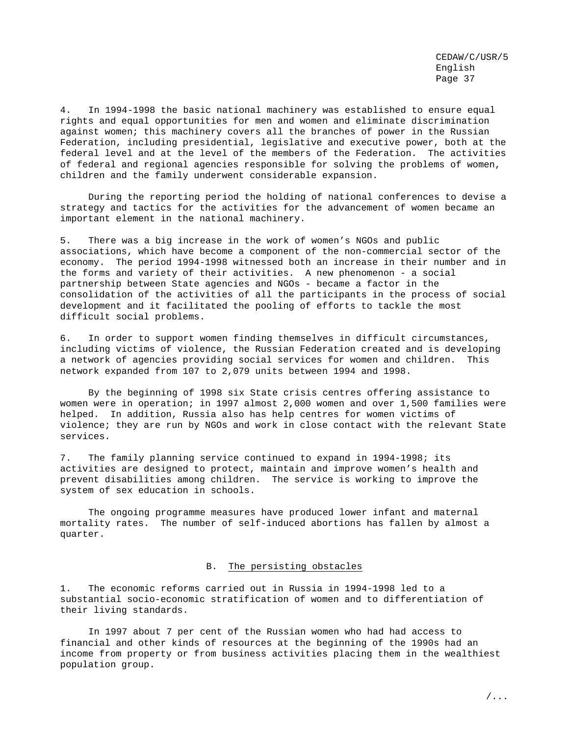4. In 1994-1998 the basic national machinery was established to ensure equal rights and equal opportunities for men and women and eliminate discrimination against women; this machinery covers all the branches of power in the Russian Federation, including presidential, legislative and executive power, both at the federal level and at the level of the members of the Federation. The activities of federal and regional agencies responsible for solving the problems of women, children and the family underwent considerable expansion.

During the reporting period the holding of national conferences to devise a strategy and tactics for the activities for the advancement of women became an important element in the national machinery.

5. There was a big increase in the work of women's NGOs and public associations, which have become a component of the non-commercial sector of the economy. The period 1994-1998 witnessed both an increase in their number and in the forms and variety of their activities. A new phenomenon - a social partnership between State agencies and NGOs - became a factor in the consolidation of the activities of all the participants in the process of social development and it facilitated the pooling of efforts to tackle the most difficult social problems.

6. In order to support women finding themselves in difficult circumstances, including victims of violence, the Russian Federation created and is developing a network of agencies providing social services for women and children. This network expanded from 107 to 2,079 units between 1994 and 1998.

By the beginning of 1998 six State crisis centres offering assistance to women were in operation; in 1997 almost 2,000 women and over 1,500 families were helped. In addition, Russia also has help centres for women victims of violence; they are run by NGOs and work in close contact with the relevant State services.

7. The family planning service continued to expand in 1994-1998; its activities are designed to protect, maintain and improve women's health and prevent disabilities among children. The service is working to improve the system of sex education in schools.

The ongoing programme measures have produced lower infant and maternal mortality rates. The number of self-induced abortions has fallen by almost a quarter.

## B. The persisting obstacles

1. The economic reforms carried out in Russia in 1994-1998 led to a substantial socio-economic stratification of women and to differentiation of their living standards.

In 1997 about 7 per cent of the Russian women who had had access to financial and other kinds of resources at the beginning of the 1990s had an income from property or from business activities placing them in the wealthiest population group.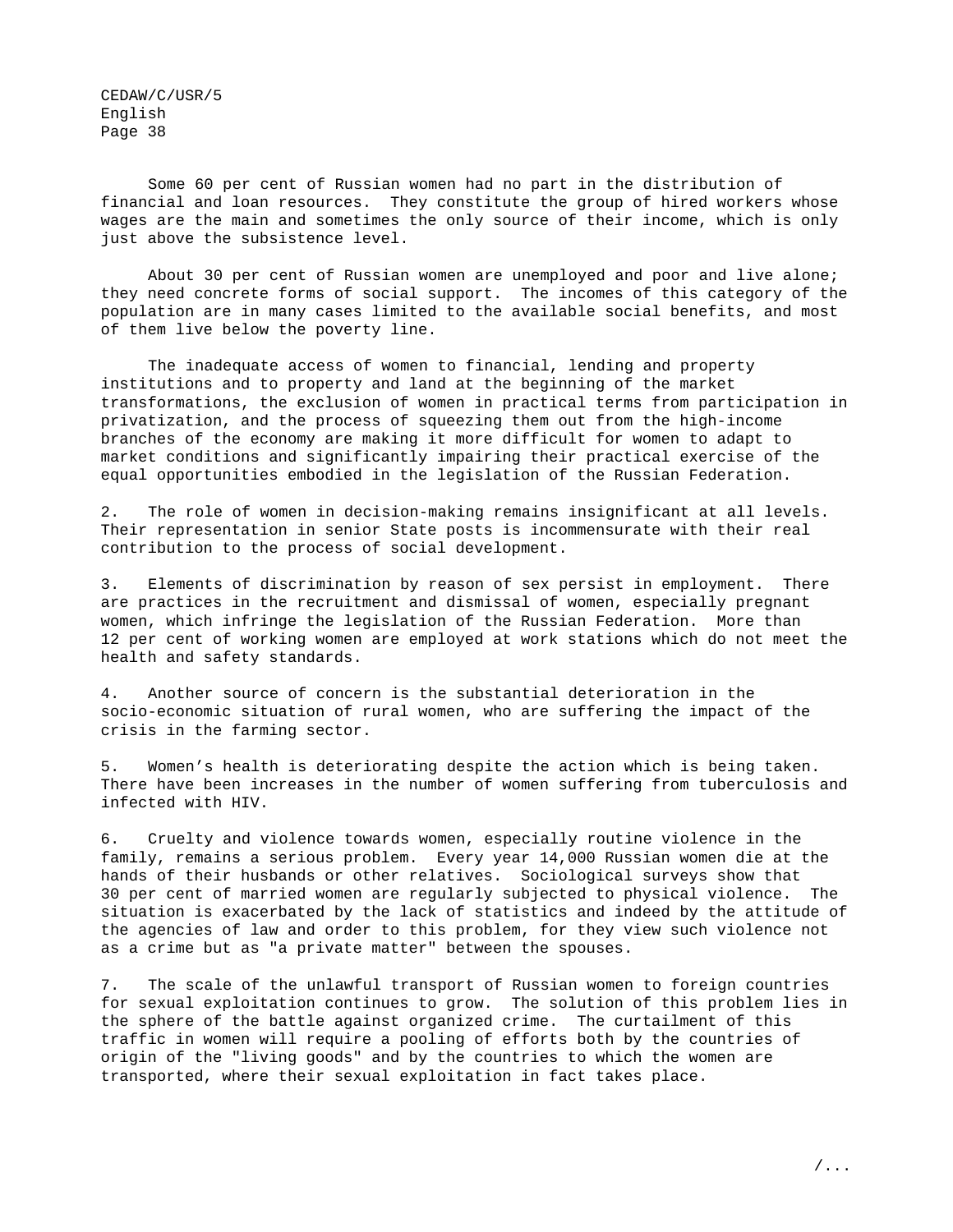Some 60 per cent of Russian women had no part in the distribution of financial and loan resources. They constitute the group of hired workers whose wages are the main and sometimes the only source of their income, which is only just above the subsistence level.

About 30 per cent of Russian women are unemployed and poor and live alone; they need concrete forms of social support. The incomes of this category of the population are in many cases limited to the available social benefits, and most of them live below the poverty line.

The inadequate access of women to financial, lending and property institutions and to property and land at the beginning of the market transformations, the exclusion of women in practical terms from participation in privatization, and the process of squeezing them out from the high-income branches of the economy are making it more difficult for women to adapt to market conditions and significantly impairing their practical exercise of the equal opportunities embodied in the legislation of the Russian Federation.

2. The role of women in decision-making remains insignificant at all levels. Their representation in senior State posts is incommensurate with their real contribution to the process of social development.

3. Elements of discrimination by reason of sex persist in employment. There are practices in the recruitment and dismissal of women, especially pregnant women, which infringe the legislation of the Russian Federation. More than 12 per cent of working women are employed at work stations which do not meet the health and safety standards.

4. Another source of concern is the substantial deterioration in the socio-economic situation of rural women, who are suffering the impact of the crisis in the farming sector.

5. Women's health is deteriorating despite the action which is being taken. There have been increases in the number of women suffering from tuberculosis and infected with HIV.

6. Cruelty and violence towards women, especially routine violence in the family, remains a serious problem. Every year 14,000 Russian women die at the hands of their husbands or other relatives. Sociological surveys show that 30 per cent of married women are regularly subjected to physical violence. The situation is exacerbated by the lack of statistics and indeed by the attitude of the agencies of law and order to this problem, for they view such violence not as a crime but as "a private matter" between the spouses.

7. The scale of the unlawful transport of Russian women to foreign countries for sexual exploitation continues to grow. The solution of this problem lies in the sphere of the battle against organized crime. The curtailment of this traffic in women will require a pooling of efforts both by the countries of origin of the "living goods" and by the countries to which the women are transported, where their sexual exploitation in fact takes place.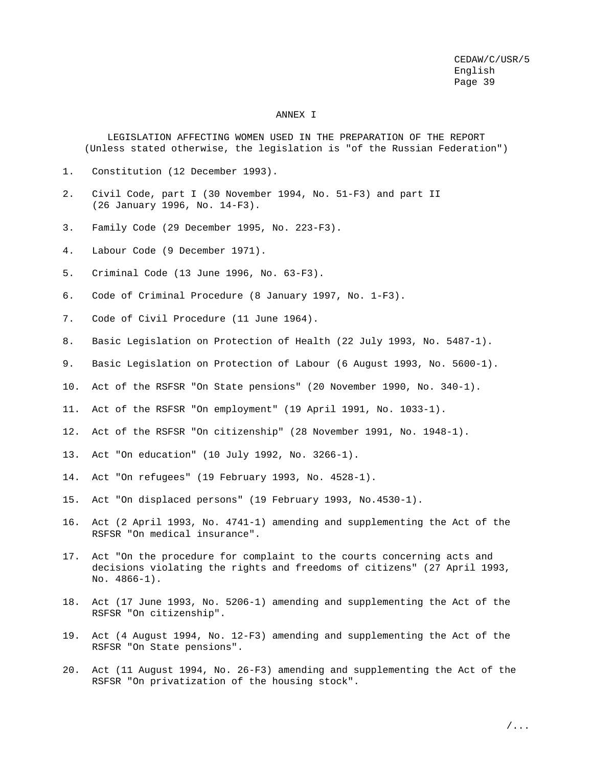# ANNEX I

## LEGISLATION AFFECTING WOMEN USED IN THE PREPARATION OF THE REPORT
(Unless stated otherwise, the legislation is "of the Russian Federation")

1. Constitution (12 December 1993).

2. Civil Code, part I (30 November 1994, No. 51-F3) and part II (26 January 1996, No. 14-F3).

3. Family Code (29 December 1995, No. 223-F3).

4. Labour Code (9 December 1971).

5. Criminal Code (13 June 1996, No. 63-F3).

6. Code of Criminal Procedure (8 January 1997, No. 1-F3).

7. Code of Civil Procedure (11 June 1964).

8. Basic Legislation on Protection of Health (22 July 1993, No. 5487-1).

9. Basic Legislation on Protection of Labour (6 August 1993, No. 5600-1).

10. Act of the RSFSR "On State pensions" (20 November 1990, No. 340-1).

11. Act of the RSFSR "On employment" (19 April 1991, No. 1033-1).

12. Act of the RSFSR "On citizenship" (28 November 1991, No. 1948-1).

13. Act "On education" (10 July 1992, No. 3266-1).

14. Act "On refugees" (19 February 1993, No. 4528-1).

15. Act "On displaced persons" (19 February 1993, No.4530-1).

16. Act (2 April 1993, No. 4741-1) amending and supplementing the Act of the RSFSR "On medical insurance".

17. Act "On the procedure for complaint to the courts concerning acts and decisions violating the rights and freedoms of citizens" (27 April 1993, No. 4866-1).

18. Act (17 June 1993, No. 5206-1) amending and supplementing the Act of the RSFSR "On citizenship".

19. Act (4 August 1994, No. 12-F3) amending and supplementing the Act of the RSFSR "On State pensions".

20. Act (11 August 1994, No. 26-F3) amending and supplementing the Act of the RSFSR "On privatization of the housing stock".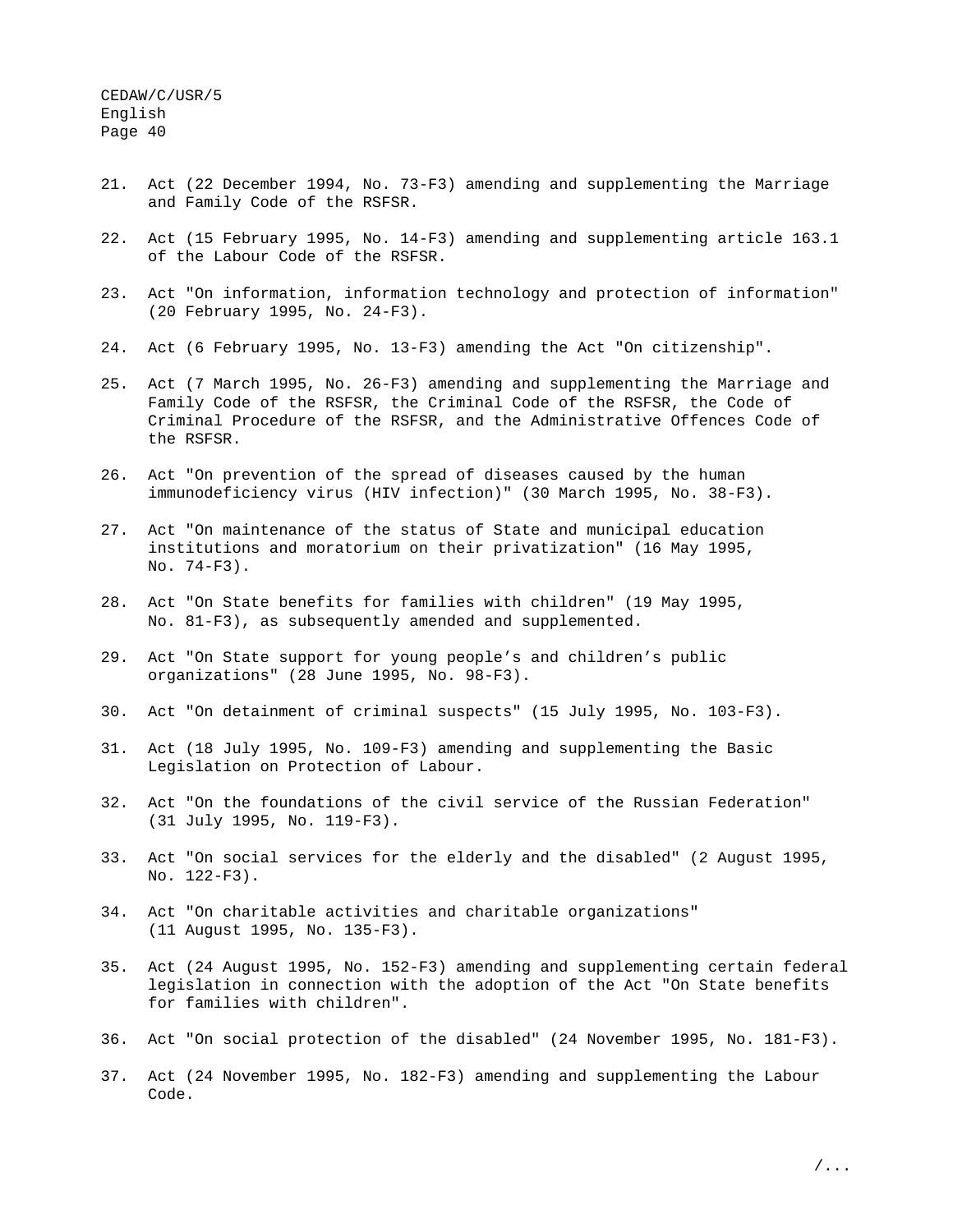21. Act (22 December 1994, No. 73-F3) amending and supplementing the Marriage and Family Code of the RSFSR.

22. Act (15 February 1995, No. 14-F3) amending and supplementing article 163.1 of the Labour Code of the RSFSR.

23. Act "On information, information technology and protection of information" (20 February 1995, No. 24-F3).

24. Act (6 February 1995, No. 13-F3) amending the Act "On citizenship".

25. Act (7 March 1995, No. 26-F3) amending and supplementing the Marriage and Family Code of the RSFSR, the Criminal Code of the RSFSR, the Code of Criminal Procedure of the RSFSR, and the Administrative Offences Code of the RSFSR.

26. Act "On prevention of the spread of diseases caused by the human immunodeficiency virus (HIV infection)" (30 March 1995, No. 38-F3).

27. Act "On maintenance of the status of State and municipal education institutions and moratorium on their privatization" (16 May 1995, No. 74-F3).

28. Act "On State benefits for families with children" (19 May 1995, No. 81-F3), as subsequently amended and supplemented.

29. Act "On State support for young people's and children's public organizations" (28 June 1995, No. 98-F3).

30. Act "On detainment of criminal suspects" (15 July 1995, No. 103-F3).

31. Act (18 July 1995, No. 109-F3) amending and supplementing the Basic Legislation on Protection of Labour.

32. Act "On the foundations of the civil service of the Russian Federation" (31 July 1995, No. 119-F3).

33. Act "On social services for the elderly and the disabled" (2 August 1995, No. 122-F3).

34. Act "On charitable activities and charitable organizations" (11 August 1995, No. 135-F3).

35. Act (24 August 1995, No. 152-F3) amending and supplementing certain federal legislation in connection with the adoption of the Act "On State benefits for families with children".

36. Act "On social protection of the disabled" (24 November 1995, No. 181-F3).

37. Act (24 November 1995, No. 182-F3) amending and supplementing the Labour Code.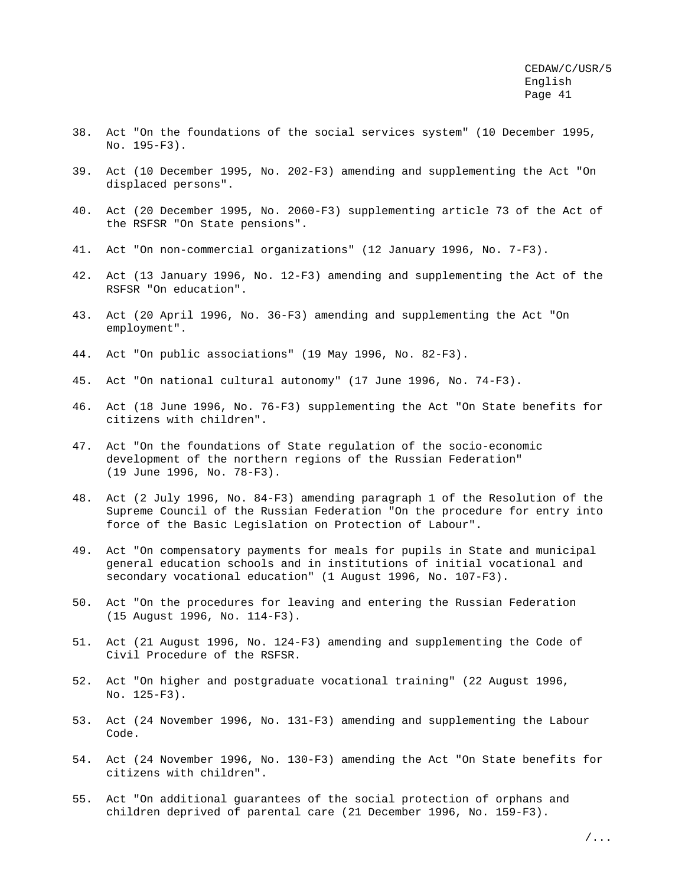38. Act "On the foundations of the social services system" (10 December 1995, No. 195-F3).

39. Act (10 December 1995, No. 202-F3) amending and supplementing the Act "On displaced persons".

40. Act (20 December 1995, No. 2060-F3) supplementing article 73 of the Act of the RSFSR "On State pensions".

41. Act "On non-commercial organizations" (12 January 1996, No. 7-F3).

42. Act (13 January 1996, No. 12-F3) amending and supplementing the Act of the RSFSR "On education".

43. Act (20 April 1996, No. 36-F3) amending and supplementing the Act "On employment".

44. Act "On public associations" (19 May 1996, No. 82-F3).

45. Act "On national cultural autonomy" (17 June 1996, No. 74-F3).

46. Act (18 June 1996, No. 76-F3) supplementing the Act "On State benefits for citizens with children".

47. Act "On the foundations of State regulation of the socio-economic development of the northern regions of the Russian Federation" (19 June 1996, No. 78-F3).

48. Act (2 July 1996, No. 84-F3) amending paragraph 1 of the Resolution of the Supreme Council of the Russian Federation "On the procedure for entry into force of the Basic Legislation on Protection of Labour".

49. Act "On compensatory payments for meals for pupils in State and municipal general education schools and in institutions of initial vocational and secondary vocational education" (1 August 1996, No. 107-F3).

50. Act "On the procedures for leaving and entering the Russian Federation (15 August 1996, No. 114-F3).

51. Act (21 August 1996, No. 124-F3) amending and supplementing the Code of Civil Procedure of the RSFSR.

52. Act "On higher and postgraduate vocational training" (22 August 1996, No. 125-F3).

53. Act (24 November 1996, No. 131-F3) amending and supplementing the Labour Code.

54. Act (24 November 1996, No. 130-F3) amending the Act "On State benefits for citizens with children".

55. Act "On additional guarantees of the social protection of orphans and children deprived of parental care (21 December 1996, No. 159-F3).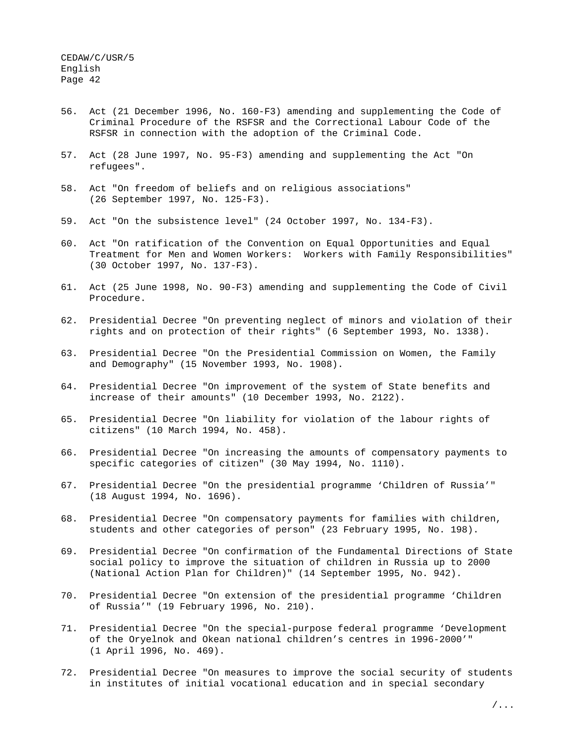56. Act (21 December 1996, No. 160-F3) amending and supplementing the Code of Criminal Procedure of the RSFSR and the Correctional Labour Code of the RSFSR in connection with the adoption of the Criminal Code.

57. Act (28 June 1997, No. 95-F3) amending and supplementing the Act "On refugees".

58. Act "On freedom of beliefs and on religious associations" (26 September 1997, No. 125-F3).

59. Act "On the subsistence level" (24 October 1997, No. 134-F3).

60. Act "On ratification of the Convention on Equal Opportunities and Equal Treatment for Men and Women Workers: Workers with Family Responsibilities" (30 October 1997, No. 137-F3).

61. Act (25 June 1998, No. 90-F3) amending and supplementing the Code of Civil Procedure.

62. Presidential Decree "On preventing neglect of minors and violation of their rights and on protection of their rights" (6 September 1993, No. 1338).

63. Presidential Decree "On the Presidential Commission on Women, the Family and Demography" (15 November 1993, No. 1908).

64. Presidential Decree "On improvement of the system of State benefits and increase of their amounts" (10 December 1993, No. 2122).

65. Presidential Decree "On liability for violation of the labour rights of citizens" (10 March 1994, No. 458).

66. Presidential Decree "On increasing the amounts of compensatory payments to specific categories of citizen" (30 May 1994, No. 1110).

67. Presidential Decree "On the presidential programme 'Children of Russia'" (18 August 1994, No. 1696).

68. Presidential Decree "On compensatory payments for families with children, students and other categories of person" (23 February 1995, No. 198).

69. Presidential Decree "On confirmation of the Fundamental Directions of State social policy to improve the situation of children in Russia up to 2000 (National Action Plan for Children)" (14 September 1995, No. 942).

70. Presidential Decree "On extension of the presidential programme 'Children of Russia'" (19 February 1996, No. 210).

71. Presidential Decree "On the special-purpose federal programme 'Development of the Oryelnok and Okean national children's centres in 1996-2000'" (1 April 1996, No. 469).

72. Presidential Decree "On measures to improve the social security of students in institutes of initial vocational education and in special secondary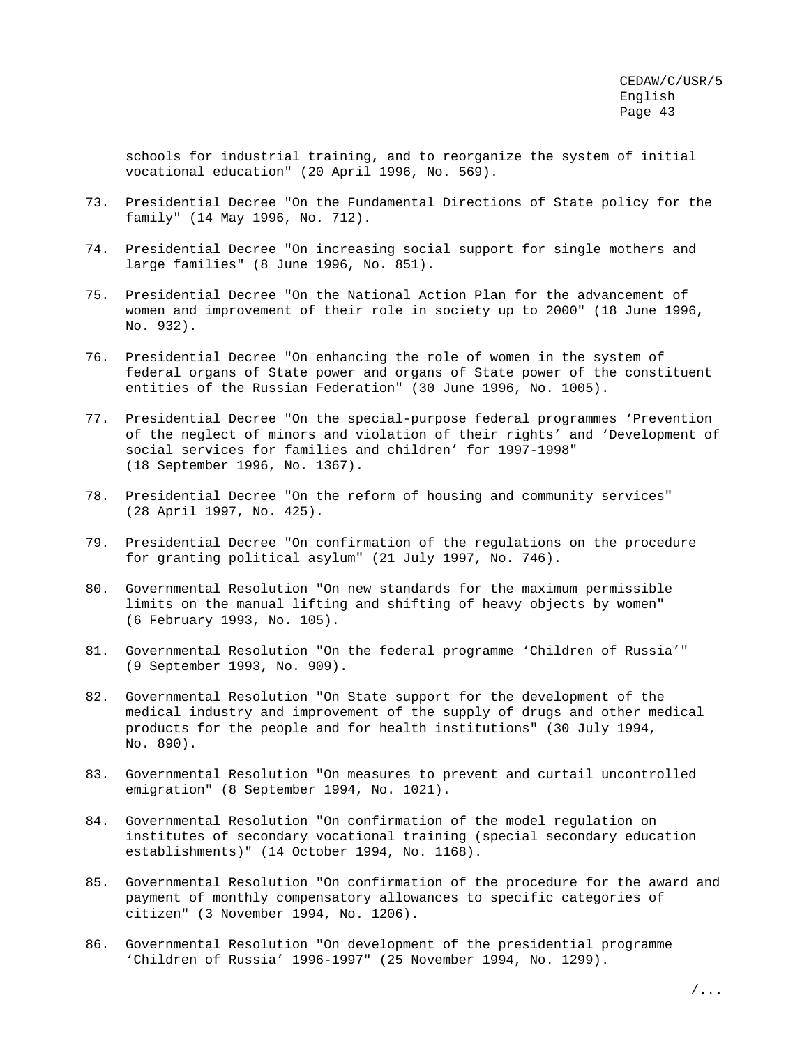schools for industrial training, and to reorganize the system of initial vocational education" (20 April 1996, No. 569).

73. Presidential Decree "On the Fundamental Directions of State policy for the family" (14 May 1996, No. 712).

74. Presidential Decree "On increasing social support for single mothers and large families" (8 June 1996, No. 851).

75. Presidential Decree "On the National Action Plan for the advancement of women and improvement of their role in society up to 2000" (18 June 1996, No. 932).

76. Presidential Decree "On enhancing the role of women in the system of federal organs of State power and organs of State power of the constituent entities of the Russian Federation" (30 June 1996, No. 1005).

77. Presidential Decree "On the special-purpose federal programmes 'Prevention of the neglect of minors and violation of their rights' and 'Development of social services for families and children' for 1997-1998" (18 September 1996, No. 1367).

78. Presidential Decree "On the reform of housing and community services" (28 April 1997, No. 425).

79. Presidential Decree "On confirmation of the regulations on the procedure for granting political asylum" (21 July 1997, No. 746).

80. Governmental Resolution "On new standards for the maximum permissible limits on the manual lifting and shifting of heavy objects by women" (6 February 1993, No. 105).

81. Governmental Resolution "On the federal programme 'Children of Russia'" (9 September 1993, No. 909).

82. Governmental Resolution "On State support for the development of the medical industry and improvement of the supply of drugs and other medical products for the people and for health institutions" (30 July 1994, No. 890).

83. Governmental Resolution "On measures to prevent and curtail uncontrolled emigration" (8 September 1994, No. 1021).

84. Governmental Resolution "On confirmation of the model regulation on institutes of secondary vocational training (special secondary education establishments)" (14 October 1994, No. 1168).

85. Governmental Resolution "On confirmation of the procedure for the award and payment of monthly compensatory allowances to specific categories of citizen" (3 November 1994, No. 1206).

86. Governmental Resolution "On development of the presidential programme 'Children of Russia' 1996-1997" (25 November 1994, No. 1299).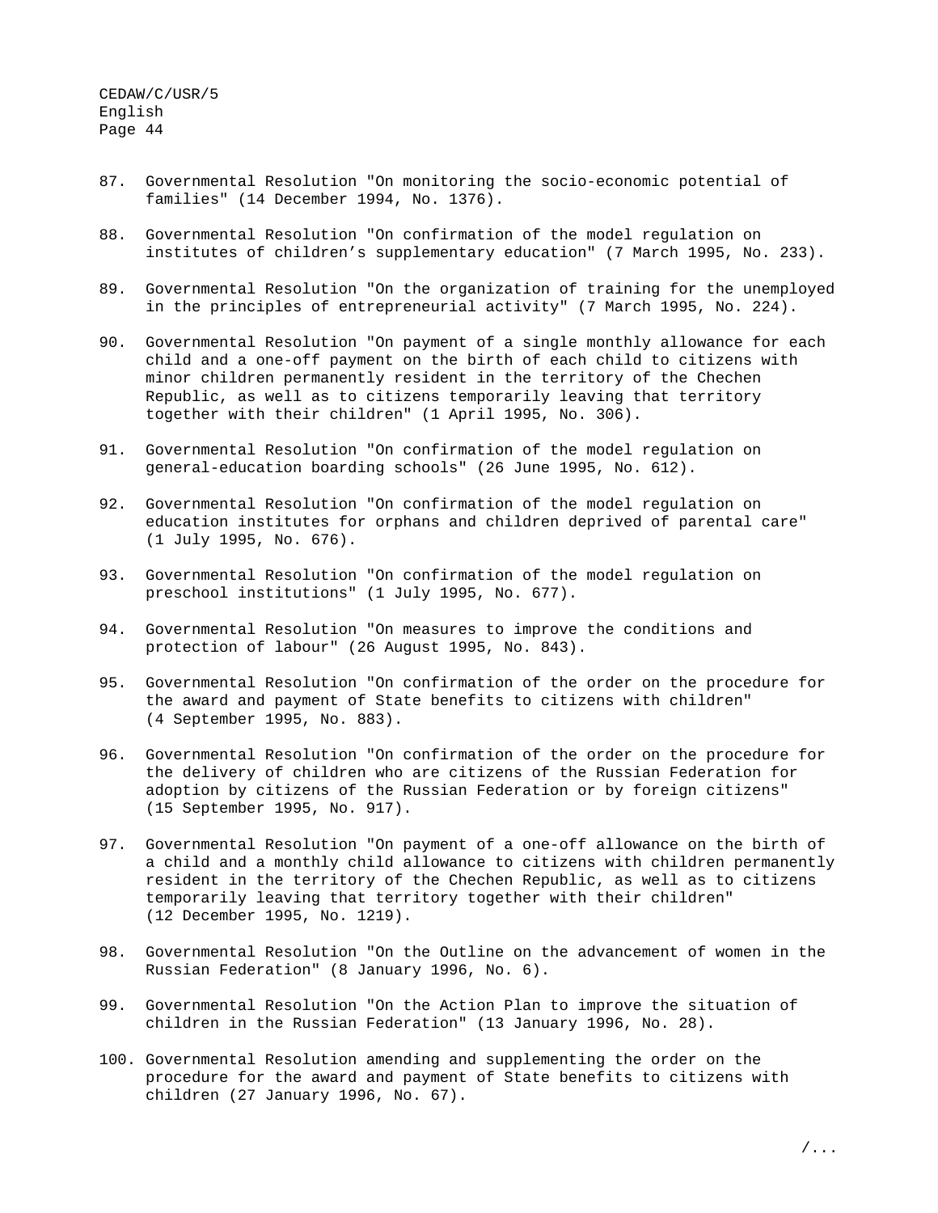87. Governmental Resolution "On monitoring the socio-economic potential of families" (14 December 1994, No. 1376).

88. Governmental Resolution "On confirmation of the model regulation on institutes of children's supplementary education" (7 March 1995, No. 233).

89. Governmental Resolution "On the organization of training for the unemployed in the principles of entrepreneurial activity" (7 March 1995, No. 224).

90. Governmental Resolution "On payment of a single monthly allowance for each child and a one-off payment on the birth of each child to citizens with minor children permanently resident in the territory of the Chechen Republic, as well as to citizens temporarily leaving that territory together with their children" (1 April 1995, No. 306).

91. Governmental Resolution "On confirmation of the model regulation on general-education boarding schools" (26 June 1995, No. 612).

92. Governmental Resolution "On confirmation of the model regulation on education institutes for orphans and children deprived of parental care" (1 July 1995, No. 676).

93. Governmental Resolution "On confirmation of the model regulation on preschool institutions" (1 July 1995, No. 677).

94. Governmental Resolution "On measures to improve the conditions and protection of labour" (26 August 1995, No. 843).

95. Governmental Resolution "On confirmation of the order on the procedure for the award and payment of State benefits to citizens with children" (4 September 1995, No. 883).

96. Governmental Resolution "On confirmation of the order on the procedure for the delivery of children who are citizens of the Russian Federation for adoption by citizens of the Russian Federation or by foreign citizens" (15 September 1995, No. 917).

97. Governmental Resolution "On payment of a one-off allowance on the birth of a child and a monthly child allowance to citizens with children permanently resident in the territory of the Chechen Republic, as well as to citizens temporarily leaving that territory together with their children" (12 December 1995, No. 1219).

98. Governmental Resolution "On the Outline on the advancement of women in the Russian Federation" (8 January 1996, No. 6).

99. Governmental Resolution "On the Action Plan to improve the situation of children in the Russian Federation" (13 January 1996, No. 28).

100. Governmental Resolution amending and supplementing the order on the procedure for the award and payment of State benefits to citizens with children (27 January 1996, No. 67).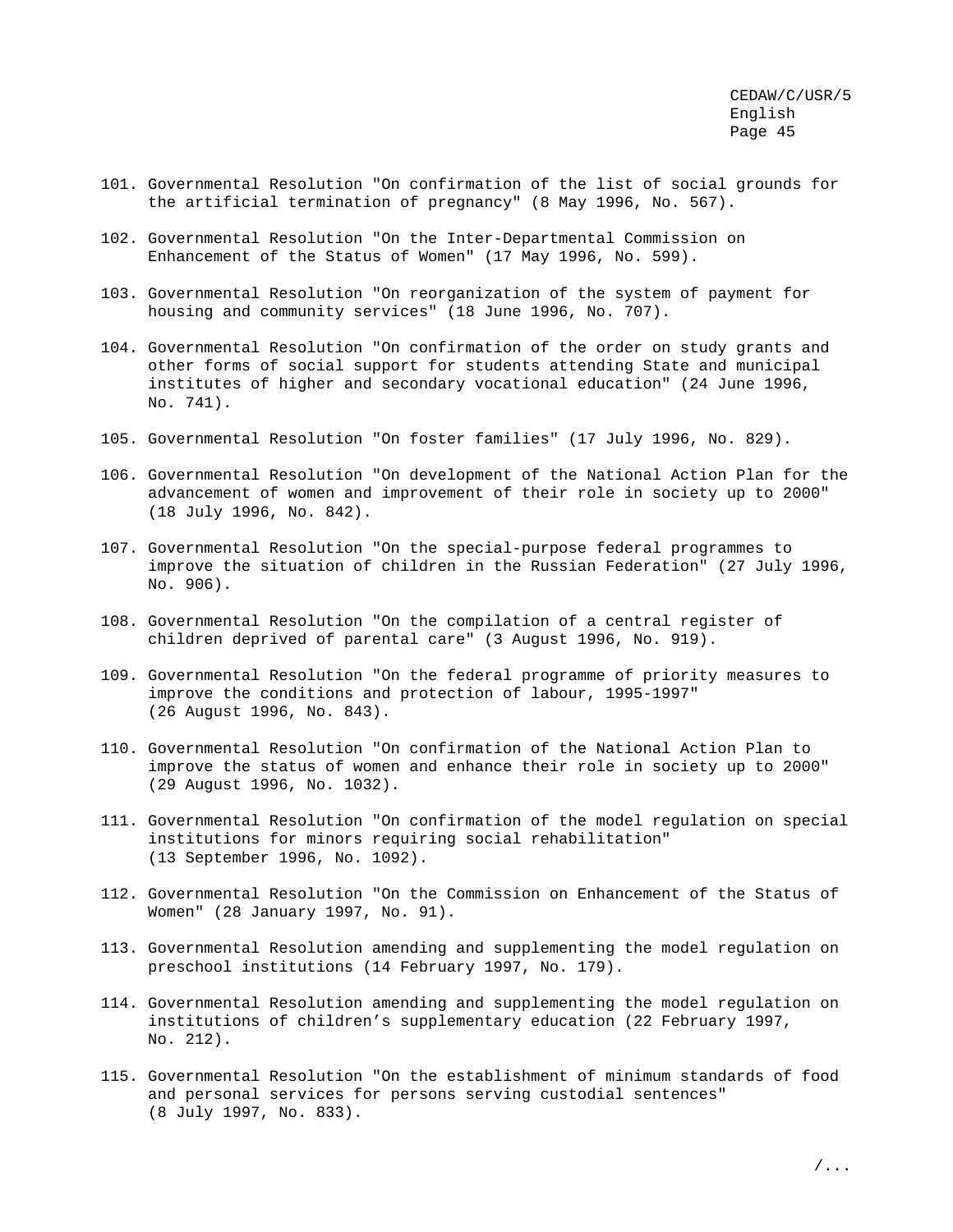101. Governmental Resolution "On confirmation of the list of social grounds for the artificial termination of pregnancy" (8 May 1996, No. 567).

102. Governmental Resolution "On the Inter-Departmental Commission on Enhancement of the Status of Women" (17 May 1996, No. 599).

103. Governmental Resolution "On reorganization of the system of payment for housing and community services" (18 June 1996, No. 707).

104. Governmental Resolution "On confirmation of the order on study grants and other forms of social support for students attending State and municipal institutes of higher and secondary vocational education" (24 June 1996, No. 741).

105. Governmental Resolution "On foster families" (17 July 1996, No. 829).

106. Governmental Resolution "On development of the National Action Plan for the advancement of women and improvement of their role in society up to 2000" (18 July 1996, No. 842).

107. Governmental Resolution "On the special-purpose federal programmes to improve the situation of children in the Russian Federation" (27 July 1996, No. 906).

108. Governmental Resolution "On the compilation of a central register of children deprived of parental care" (3 August 1996, No. 919).

109. Governmental Resolution "On the federal programme of priority measures to improve the conditions and protection of labour, 1995-1997" (26 August 1996, No. 843).

110. Governmental Resolution "On confirmation of the National Action Plan to improve the status of women and enhance their role in society up to 2000" (29 August 1996, No. 1032).

111. Governmental Resolution "On confirmation of the model regulation on special institutions for minors requiring social rehabilitation" (13 September 1996, No. 1092).

112. Governmental Resolution "On the Commission on Enhancement of the Status of Women" (28 January 1997, No. 91).

113. Governmental Resolution amending and supplementing the model regulation on preschool institutions (14 February 1997, No. 179).

114. Governmental Resolution amending and supplementing the model regulation on institutions of children's supplementary education (22 February 1997, No. 212).

115. Governmental Resolution "On the establishment of minimum standards of food and personal services for persons serving custodial sentences" (8 July 1997, No. 833).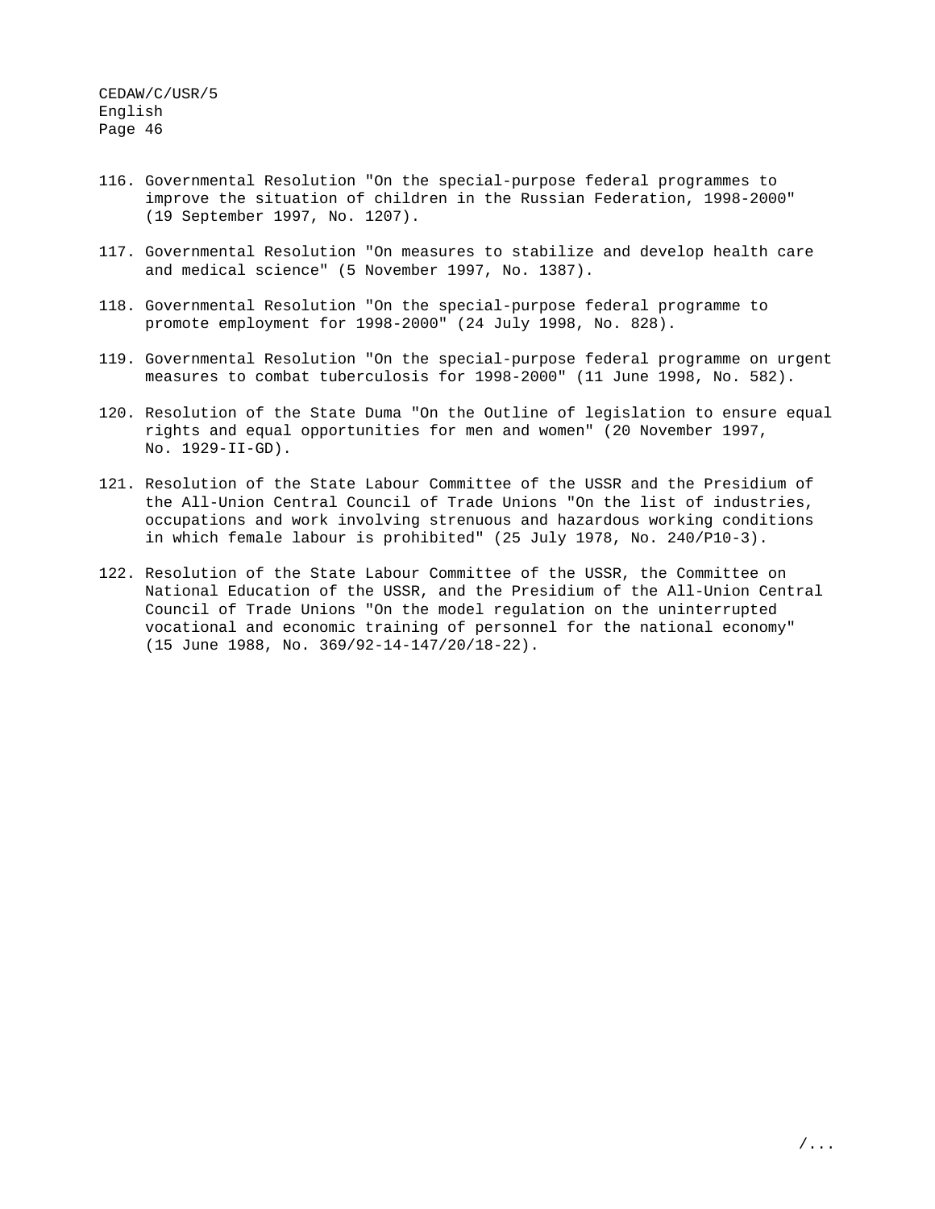116. Governmental Resolution "On the special-purpose federal programmes to improve the situation of children in the Russian Federation, 1998-2000" (19 September 1997, No. 1207).

117. Governmental Resolution "On measures to stabilize and develop health care and medical science" (5 November 1997, No. 1387).

118. Governmental Resolution "On the special-purpose federal programme to promote employment for 1998-2000" (24 July 1998, No. 828).

119. Governmental Resolution "On the special-purpose federal programme on urgent measures to combat tuberculosis for 1998-2000" (11 June 1998, No. 582).

120. Resolution of the State Duma "On the Outline of legislation to ensure equal rights and equal opportunities for men and women" (20 November 1997, No. 1929-II-GD).

121. Resolution of the State Labour Committee of the USSR and the Presidium of the All-Union Central Council of Trade Unions "On the list of industries, occupations and work involving strenuous and hazardous working conditions in which female labour is prohibited" (25 July 1978, No. 240/P10-3).

122. Resolution of the State Labour Committee of the USSR, the Committee on National Education of the USSR, and the Presidium of the All-Union Central Council of Trade Unions "On the model regulation on the uninterrupted vocational and economic training of personnel for the national economy" (15 June 1988, No. 369/92-14-147/20/18-22).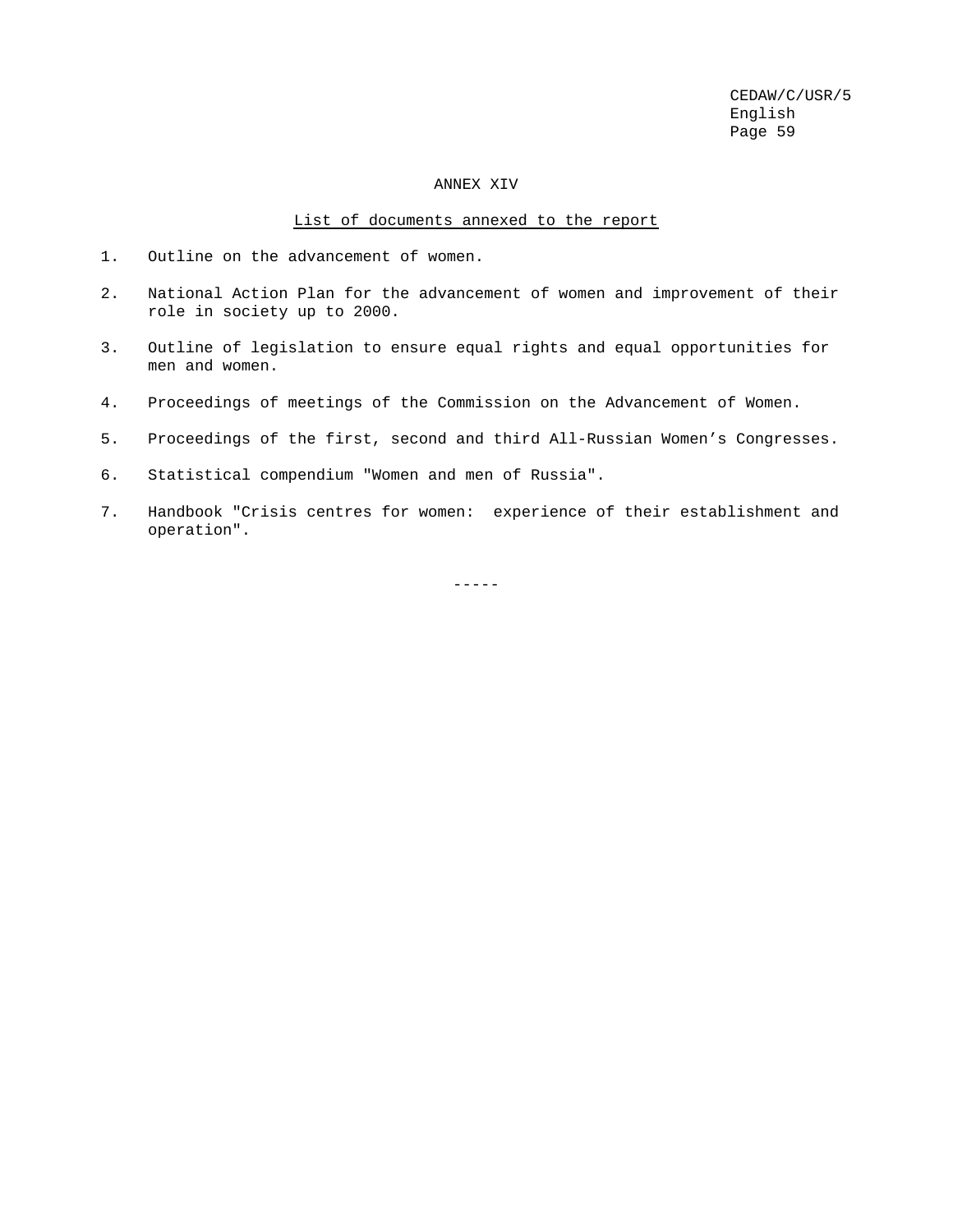## ANNEX XIV

List of documents annexed to the report

1. Outline on the advancement of women.

2. National Action Plan for the advancement of women and improvement of their role in society up to 2000.

3. Outline of legislation to ensure equal rights and equal opportunities for men and women.

4. Proceedings of meetings of the Commission on the Advancement of Women.

5. Proceedings of the first, second and third All-Russian Women's Congresses.

6. Statistical compendium "Women and men of Russia".

7. Handbook "Crisis centres for women: experience of their establishment and operation".

-----